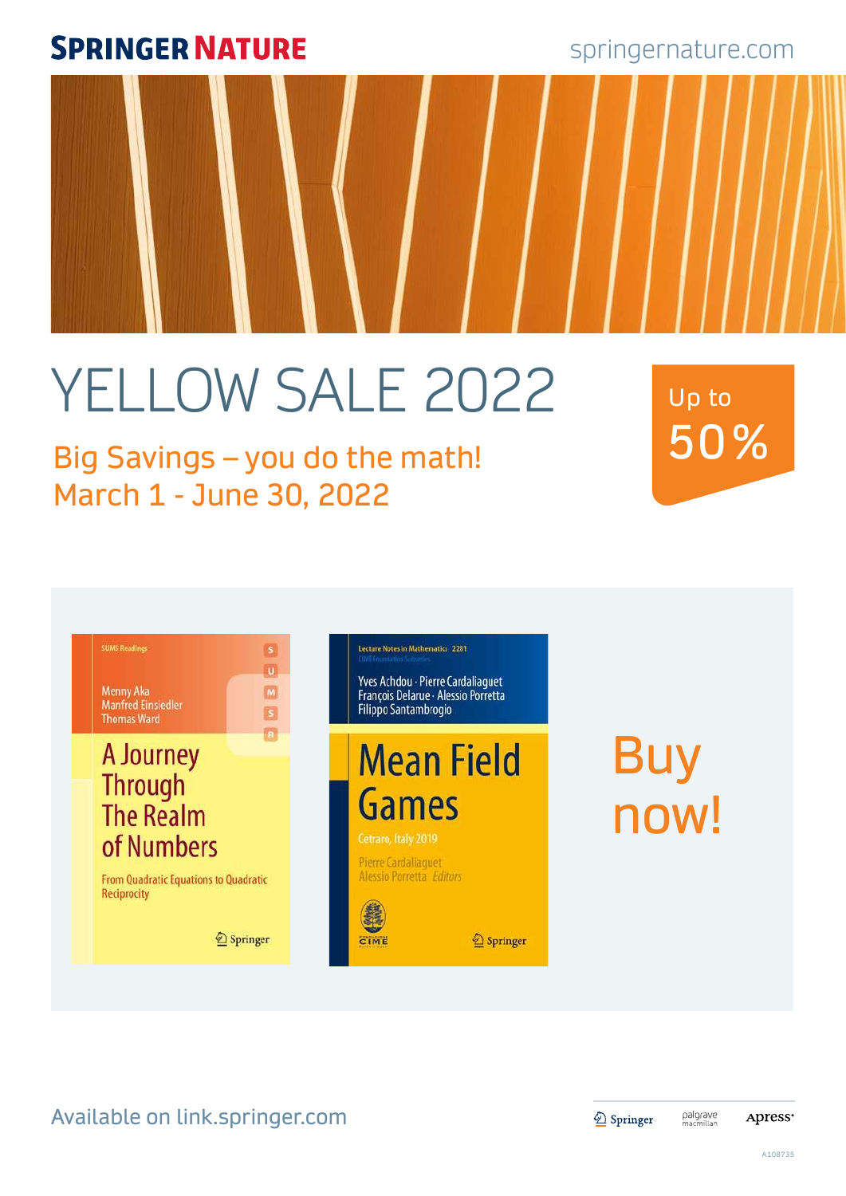**SPRINGER NATURE**

springernature.com

# YELLOW SALE 2022

Up to 50%

## Big Savings – you do the math!
## March 1 - June 30, 2022

SUMS Readings

Menny Aka, Manfred Einsiedler, Thomas Ward

**A Journey Through The Realm of Numbers**

From Quadratic Equations to Quadratic Reciprocity

Springer

Lecture Notes in Mathematics 2281

CIME Foundation Subseries

Yves Achdou · Pierre Cardaliaguet · François Delarue · Alessio Porretta · Filippo Santambrogio

**Mean Field Games**

Cetraro, Italy 2019

Pierre Cardaliaguet, Alessio Porretta *Editors*

Springer

**Buy now!**

Available on link.springer.com

Springer · palgrave macmillan · Apress

A108735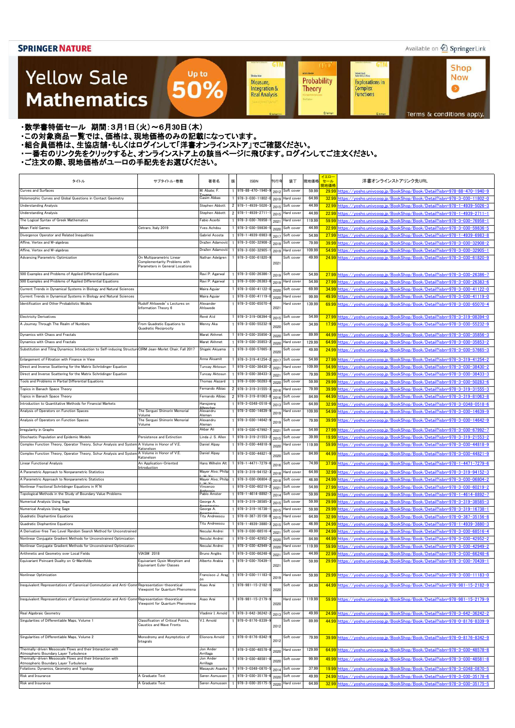SPRINGER NATURE

Available on SpringerLink

# Yellow Sale Mathematics

Up to 50%

Shop Now

Terms & conditions apply.

・数学書特価セール　期間：3月1日（火）～6月30日（木）
・この対象商品一覧では、価格は、現地価格のみの記載になっています。
・組合員価格は、生協店舗・もしくはログインして「洋書オンラインストア」でご確認ください。
・一番右のリンク先をクリックすると、オンラインストア上の該当ページに飛びます。ログインしてご注文ください。
・ご注文の際、現地価格がユーロの手配先をお選びください。

| タイトル | サブタイトル・巻数 | 著者名 | 版 | ISBN | 刊行年 | 装丁 | 現地価格 | イエローセール現地価格 | 洋書オンラインストアリンク先URL |
|---|---|---|---|---|---|---|---|---|---|
| Curves and Surfaces | | M. Abate; F. Tovena | 1 | 978-88-470-1940-9 | 2012 | Soft cover | 59.99 | 29.99 | https://yosho.univcoop.jp/BookShop/Book/Detail?isbn=978-88-470-1940-9 |
| Holomorphic Curves and Global Questions in Contact Geometry | | Casim Abbas | 1 | 978-3-030-11802-0 | 2019 | Hard cover | 64.99 | 32.99 | https://yosho.univcoop.jp/BookShop/Book/Detail?isbn=978-3-030-11802-0 |
| Understanding Analysis | | Stephen Abbott | 2 | 978-1-4939-5026-3 | 2015 | Soft cover | 44.99 | 22.99 | https://yosho.univcoop.jp/BookShop/Book/Detail?isbn=978-1-4939-5026-3 |
| Understanding Analysis | | Stephen Abbott | 2 | 978-1-4939-2711-1 | 2015 | Hard cover | 44.99 | 22.99 | https://yosho.univcoop.jp/BookShop/Book/Detail?isbn=978-1-4939-2711-1 |
| The Logical Syntax of Greek Mathematics | | Fabio Acerbi | 1 | 978-3-030-76958-1 | 2021 | Hard cover | 119.99 | 59.99 | https://yosho.univcoop.jp/BookShop/Book/Detail?isbn=978-3-030-76958-1 |
| Mean Field Games | Cetraro, Italy 2019 | Yves Achdou | 1 | 978-3-030-59836-5 | 2020 | Soft cover | 44.99 | 22.99 | https://yosho.univcoop.jp/BookShop/Book/Detail?isbn=978-3-030-59836-5 |
| Divergence Operator and Related Inequalities | | Gabriel Acosta | 1 | 978-1-4939-6983-8 | 2017 | Soft cover | 54.99 | 27.99 | https://yosho.univcoop.jp/BookShop/Book/Detail?isbn=978-1-4939-6983-8 |
| Affine, Vertex and W-algebras | | Dražen Adamović | 1 | 978-3-030-32908-2 | 2019 | Soft cover | 79.99 | 39.99 | https://yosho.univcoop.jp/BookShop/Book/Detail?isbn=978-3-030-32908-2 |
| Affine, Vertex and W-algebras | | Dražen Adamović | 1 | 978-3-030-32905-1 | 2019 | Hard cover | 109.99 | 54.99 | https://yosho.univcoop.jp/BookShop/Book/Detail?isbn=978-3-030-32905-1 |
| Advancing Parametric Optimization | On Multiparametric Linear Complementarity Problems with Parameters in General Locations | Nathan Adelgren | 1 | 978-3-030-61820-9 | 2021 | Soft cover | 49.99 | 24.99 | https://yosho.univcoop.jp/BookShop/Book/Detail?isbn=978-3-030-61820-9 |
| 500 Examples and Problems of Applied Differential Equations | | Ravi P. Agarwal | 1 | 978-3-030-26386-7 | 2019 | Soft cover | 54.99 | 27.99 | https://yosho.univcoop.jp/BookShop/Book/Detail?isbn=978-3-030-26386-7 |
| 500 Examples and Problems of Applied Differential Equations | | Ravi P. Agarwal | 1 | 978-3-030-26383-6 | 2019 | Hard cover | 54.99 | 27.99 | https://yosho.univcoop.jp/BookShop/Book/Detail?isbn=978-3-030-26383-6 |
| Current Trends in Dynamical Systems in Biology and Natural Sciences | | Maira Aguiar | 1 | 978-3-030-41122-0 | 2020 | Soft cover | 69.99 | 34.99 | https://yosho.univcoop.jp/BookShop/Book/Detail?isbn=978-3-030-41122-0 |
| Current Trends in Dynamical Systems in Biology and Natural Sciences | | Maira Aguiar | 1 | 978-3-030-41119-0 | 2020 | Hard cover | 99.99 | 49.99 | https://yosho.univcoop.jp/BookShop/Book/Detail?isbn=978-3-030-41119-0 |
| Identification and Other Probabilistic Models | Rudolf Ahlswede's Lectures on Information Theory 6 | Alexander Ahlswede | 1 | 978-3-030-65070-4 | 2021 | Hard cover | 139.99 | 69.99 | https://yosho.univcoop.jp/BookShop/Book/Detail?isbn=978-3-030-65070-4 |
| Electricity Derivatives | | René Aïd | 1 | 978-3-319-08394-0 | 2015 | Soft cover | 54.99 | 27.99 | https://yosho.univcoop.jp/BookShop/Book/Detail?isbn=978-3-319-08394-0 |
| A Journey Through The Realm of Numbers | From Quadratic Equations to Quadratic Reciprocity | Menny Aka | 1 | 978-3-030-55232-9 | 2020 | Soft cover | 34.99 | 17.99 | https://yosho.univcoop.jp/BookShop/Book/Detail?isbn=978-3-030-55232-9 |
| Dynamics with Chaos and Fractals | | Marat Akhmet | 1 | 978-3-030-35856-3 | 2020 | Soft cover | 89.99 | 44.99 | https://yosho.univcoop.jp/BookShop/Book/Detail?isbn=978-3-030-35856-3 |
| Dynamics with Chaos and Fractals | | Marat Akhmet | 1 | 978-3-030-35853-2 | 2020 | Hard cover | 129.99 | 64.99 | https://yosho.univcoop.jp/BookShop/Book/Detail?isbn=978-3-030-35853-2 |
| Substitution and Tiling Dynamics: Introduction to Self-inducing Structures | CIRM Jean-Morlet Chair, Fall 2017 | Shigeki Akiyama | 1 | 978-3-030-57665-3 | 2020 | Soft cover | 49.99 | 24.99 | https://yosho.univcoop.jp/BookShop/Book/Detail?isbn=978-3-030-57665-3 |
| Enlargement of Filtration with Finance in View | | Anna Aksamit | 1 | 978-3-319-41254-2 | 2017 | Soft cover | 54.99 | 27.99 | https://yosho.univcoop.jp/BookShop/Book/Detail?isbn=978-3-319-41254-2 |
| Direct and Inverse Scattering for the Matrix Schrödinger Equation | | Tuncay Aktosun | 1 | 978-3-030-38430-2 | 2021 | Hard cover | 109.99 | 54.99 | https://yosho.univcoop.jp/BookShop/Book/Detail?isbn=978-3-030-38430-2 |
| Direct and Inverse Scattering for the Matrix Schrödinger Equation | | Tuncay Aktosun | 1 | 978-3-030-38433-3 | 2021 | Soft cover | 79.99 | 39.99 | https://yosho.univcoop.jp/BookShop/Book/Detail?isbn=978-3-030-38433-3 |
| Tools and Problems in Partial Differential Equations | | Thomas Alazard | 1 | 978-3-030-50283-6 | 2020 | Soft cover | 59.99 | 29.99 | https://yosho.univcoop.jp/BookShop/Book/Detail?isbn=978-3-030-50283-6 |
| Topics in Banach Space Theory | | Fernando Albiac | 2 | 978-3-319-31555-3 | 2016 | Hard cover | 79.99 | 39.99 | https://yosho.univcoop.jp/BookShop/Book/Detail?isbn=978-3-319-31555-3 |
| Topics in Banach Space Theory | | Fernando Albiac | 2 | 978-3-319-81063-8 | 2016 | Soft cover | 84.99 | 44.99 | https://yosho.univcoop.jp/BookShop/Book/Detail?isbn=978-3-319-81063-8 |
| Introduction to Quantitative Methods for Financial Markets | | Hansjoerg Albrecher | 1 | 978-3-0348-0518-6 | 2013 | Soft cover | 64.99 | 32.99 | https://yosho.univcoop.jp/BookShop/Book/Detail?isbn=978-3-0348-0518-6 |
| Analysis of Operators on Function Spaces | The Serguei Shimorin Memorial Volume | Alexandru Aleman | 1 | 978-3-030-14639-9 | 2019 | Hard cover | 109.99 | 54.99 | https://yosho.univcoop.jp/BookShop/Book/Detail?isbn=978-3-030-14639-9 |
| Analysis of Operators on Function Spaces | The Serguei Shimorin Memorial Volume | Alexandru Aleman | 1 | 978-3-030-14642-9 | 2019 | Soft cover | 79.99 | 39.99 | https://yosho.univcoop.jp/BookShop/Book/Detail?isbn=978-3-030-14642-9 |
| Irregularity in Graphs | | Akbar Ali | 1 | 978-3-030-67992-7 | 2021 | Soft cover | 54.99 | 27.99 | https://yosho.univcoop.jp/BookShop/Book/Detail?isbn=978-3-030-67992-7 |
| Stochastic Population and Epidemic Models | Persistence and Extinction | Linda J. S. Allen | 1 | 978-3-319-21553-2 | 2015 | Soft cover | 39.99 | 19.99 | https://yosho.univcoop.jp/BookShop/Book/Detail?isbn=978-3-319-21553-2 |
| Complex Function Theory, Operator Theory, Schur Analysis and Systems | A Volume in Honor of V.E. Katsnelson | Daniel Alpay | 1 | 978-3-030-44818-9 | 2020 | Hard cover | 119.99 | 59.99 | https://yosho.univcoop.jp/BookShop/Book/Detail?isbn=978-3-030-44818-9 |
| Complex Function Theory, Operator Theory, Schur Analysis and Systems | A Volume in Honor of V.E. Katsnelson | Daniel Alpay | 1 | 978-3-030-44821-9 | 2020 | Soft cover | 84.99 | 44.99 | https://yosho.univcoop.jp/BookShop/Book/Detail?isbn=978-3-030-44821-9 |
| Linear Functional Analysis | An Application-Oriented Introduction | Hans Wilhelm Alt | 1 | 978-1-4471-7279-6 | 2016 | Soft cover | 74.99 | 37.99 | https://yosho.univcoop.jp/BookShop/Book/Detail?isbn=978-1-4471-7279-6 |
| A Parametric Approach to Nonparametric Statistics | | Mayer Alvo; Philip L. H. Yu | 1 | 978-3-319-94152-3 | 2018 | Hard cover | 64.99 | 32.99 | https://yosho.univcoop.jp/BookShop/Book/Detail?isbn=978-3-319-94152-3 |
| A Parametric Approach to Nonparametric Statistics | | Mayer Alvo; Philip L. H. Yu | 1 | 978-3-030-06804-2 | 2018 | Soft cover | 46.99 | 24.99 | https://yosho.univcoop.jp/BookShop/Book/Detail?isbn=978-3-030-06804-2 |
| Nonlinear Fractional Schrödinger Equations in R^N | | Vincenzo Ambrosio | 1 | 978-3-030-60219-2 | 2021 | Soft cover | 54.99 | 27.99 | https://yosho.univcoop.jp/BookShop/Book/Detail?isbn=978-3-030-60219-2 |
| Topological Methods in the Study of Boundary Value Problems | | Pablo Amster | 1 | 978-1-4614-8892-7 | 2014 | Soft cover | 59.99 | 29.99 | https://yosho.univcoop.jp/BookShop/Book/Detail?isbn=978-1-4614-8892-7 |
| Numerical Analysis Using Sage | | George A. Anastassiou | 1 | 978-3-319-38585-3 | 2015 | Soft cover | 59.99 | 29.99 | https://yosho.univcoop.jp/BookShop/Book/Detail?isbn=978-3-319-38585-3 |
| Numerical Analysis Using Sage | | George A. Anastassiou | 1 | 978-3-319-16738-1 | 2015 | Hard cover | 59.99 | 29.99 | https://yosho.univcoop.jp/BookShop/Book/Detail?isbn=978-3-319-16738-1 |
| Quadratic Diophantine Equations | | Titu Andreescu | 1 | 978-0-387-35156-8 | 2015 | Hard cover | 64.99 | 32.99 | https://yosho.univcoop.jp/BookShop/Book/Detail?isbn=978-0-387-35156-8 |
| Quadratic Diophantine Equations | | Titu Andreescu | 1 | 978-1-4939-3880-3 | 2015 | Soft cover | 46.99 | 24.99 | https://yosho.univcoop.jp/BookShop/Book/Detail?isbn=978-1-4939-3880-3 |
| A Derivative-free Two Level Random Search Method for Unconstrained Optimization | | Neculai Andrei | 1 | 978-3-030-68516-4 | 2021 | Soft cover | 49.99 | 24.99 | https://yosho.univcoop.jp/BookShop/Book/Detail?isbn=978-3-030-68516-4 |
| Nonlinear Conjugate Gradient Methods for Unconstrained Optimization | | Neculai Andrei | 1 | 978-3-030-42952-2 | 2020 | Soft cover | 84.99 | 44.99 | https://yosho.univcoop.jp/BookShop/Book/Detail?isbn=978-3-030-42952-2 |
| Nonlinear Conjugate Gradient Methods for Unconstrained Optimization | | Neculai Andrei | 1 | 978-3-030-42949-2 | 2020 | Hard cover | 119.99 | 59.99 | https://yosho.univcoop.jp/BookShop/Book/Detail?isbn=978-3-030-42949-2 |
| Arithmetic and Geometry over Local Fields | VIASM 2018 | Bruno Anglès | 1 | 978-3-030-66248-6 | 2021 | Soft cover | 44.99 | 22.99 | https://yosho.univcoop.jp/BookShop/Book/Detail?isbn=978-3-030-66248-6 |
| Equivariant Poincaré Duality on G-Manifolds | Equivariant Gysin Morphism and Equivariant Euler Classes | Alberto Arabia | 1 | 978-3-030-70439-1 | 2021 | Soft cover | 59.99 | 29.99 | https://yosho.univcoop.jp/BookShop/Book/Detail?isbn=978-3-030-70439-1 |
| Nonlinear Optimization | | Francisco J. Aragón | 1 | 978-3-030-11183-0 | 2019 | Hard cover | 59.99 | 29.99 | https://yosho.univcoop.jp/BookShop/Book/Detail?isbn=978-3-030-11183-0 |
| Inequivalent Representations of Canonical Commutation and Anti-Commutation Relations | Representation-theoretical Viewpoint for Quantum Phenomena | Asao Arai | 1 | 978-981-15-2182-9 | 2020 | Soft cover | 84.99 | 44.99 | https://yosho.univcoop.jp/BookShop/Book/Detail?isbn=978-981-15-2182-9 |
| Inequivalent Representations of Canonical Commutation and Anti-Commutation Relations | Representation-theoretical Viewpoint for Quantum Phenomena | Asao Arai | 1 | 978-981-15-2179-9 | 2020 | Hard cover | 119.99 | 59.99 | https://yosho.univcoop.jp/BookShop/Book/Detail?isbn=978-981-15-2179-9 |
| Real Algebraic Geometry | | Vladimir I. Arnold | 1 | 978-3-642-36242-2 | 2013 | Soft cover | 49.99 | 24.99 | https://yosho.univcoop.jp/BookShop/Book/Detail?isbn=978-3-642-36242-2 |
| Singularities of Differentiable Maps, Volume 1 | Classification of Critical Points, Caustics and Wave Fronts | V.I. Arnold | 1 | 978-0-8176-8339-9 | 2012 | Soft cover | 89.99 | 44.99 | https://yosho.univcoop.jp/BookShop/Book/Detail?isbn=978-0-8176-8339-9 |
| Singularities of Differentiable Maps, Volume 2 | Monodromy and Asymptotics of Integrals | Elionora Arnold | 1 | 978-0-8176-8342-9 | 2012 | Soft cover | 79.99 | 39.99 | https://yosho.univcoop.jp/BookShop/Book/Detail?isbn=978-0-8176-8342-9 |
| Thermally-driven Mesoscale Flows and their Interaction with Atmospheric Boundary Layer Turbulence | | Jon Ander Arrillaga | 1 | 978-3-030-48578-8 | 2020 | Hard cover | 129.99 | 64.99 | https://yosho.univcoop.jp/BookShop/Book/Detail?isbn=978-3-030-48578-8 |
| Thermally-driven Mesoscale Flows and their Interaction with Atmospheric Boundary Layer Turbulence | | Jon Ander Arrillaga | 1 | 978-3-030-48581-8 | 2020 | Soft cover | 99.99 | 49.99 | https://yosho.univcoop.jp/BookShop/Book/Detail?isbn=978-3-030-48581-8 |
| Foliations: Dynamics, Geometry and Topology | | Masayuki Asaoka | 1 | 978-3-0348-0870-5 | 2014 | Soft cover | 37.99 | 19.99 | https://yosho.univcoop.jp/BookShop/Book/Detail?isbn=978-3-0348-0870-5 |
| Risk and Insurance | A Graduate Text | Søren Asmussen | 1 | 978-3-030-35178-6 | 2020 | Soft cover | 49.99 | 24.99 | https://yosho.univcoop.jp/BookShop/Book/Detail?isbn=978-3-030-35178-6 |
| Risk and Insurance | A Graduate Text | Søren Asmussen | 1 | 978-3-030-35175-5 | 2020 | Hard cover | 64.99 | 32.99 | https://yosho.univcoop.jp/BookShop/Book/Detail?isbn=978-3-030-35175-5 |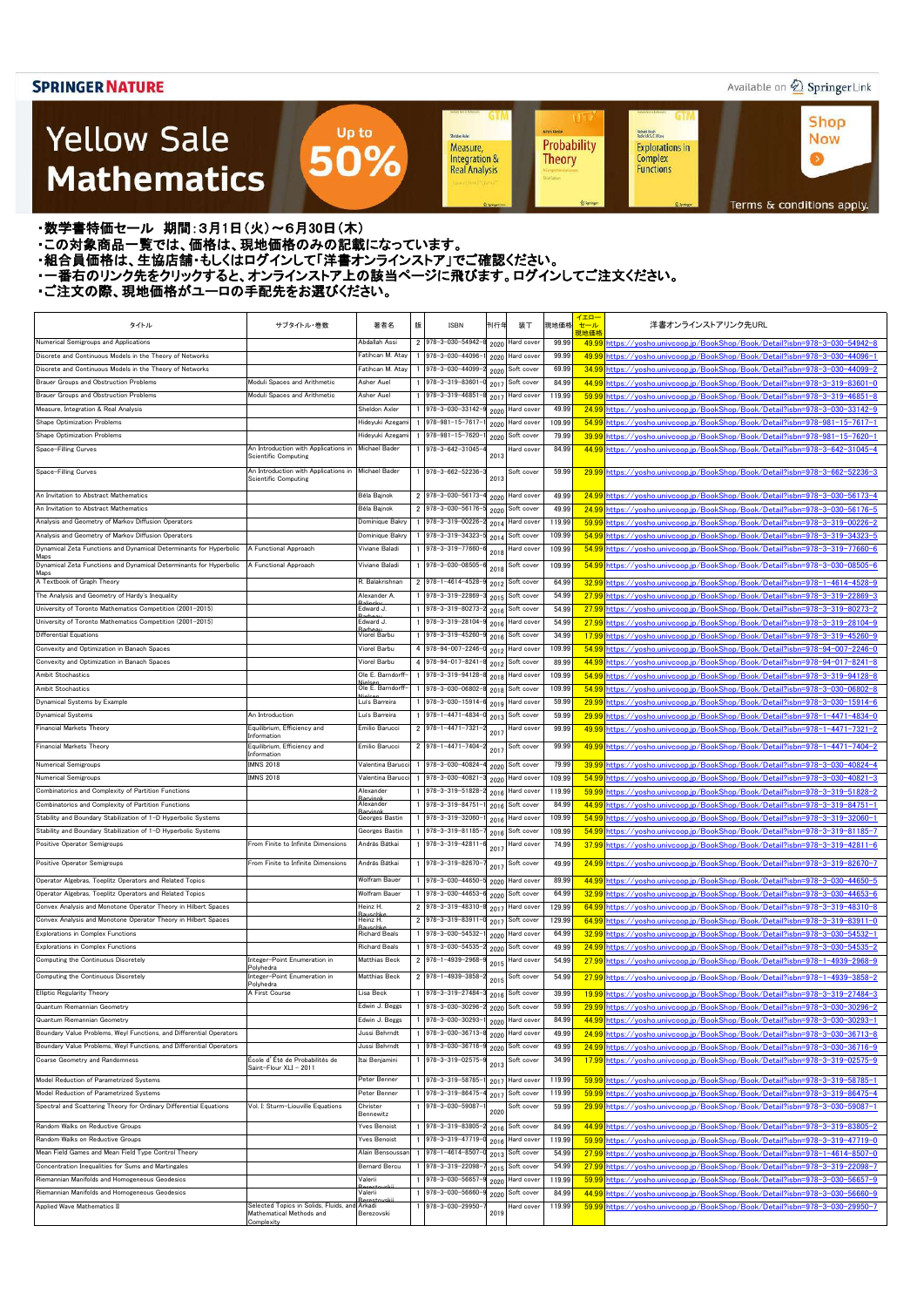SPRINGER NATURE

Available on SpringerLink

# Yellow Sale Mathematics

Up to 50%

Shop Now

Terms & conditions apply.

・数学書特価セール　期間：3月1日（火）～6月30日（木）
・この対象商品一覧では、価格は、現地価格のみの記載になっています。
・組合員価格は、生協店舗・もしくはログインして「洋書オンラインストア」でご確認ください。
・一番右のリンク先をクリックすると、オンラインストア上の該当ページに飛びます。ログインしてご注文ください。
・ご注文の際、現地価格がユーロの手配先をお選びください。

| タイトル | サブタイトル・巻数 | 著者名 | 版 | ISBN | 刊行年 | 装丁 | 現地価格 | イエローセール現地価格 | 洋書オンラインストアリンク先URL |
|---|---|---|---|---|---|---|---|---|---|
| Numerical Semigroups and Applications | | Abdallah Assi | 2 | 978-3-030-54942-8 | 2020 | Hard cover | 99.99 | 49.99 | https://yosho.univcoop.jp/BookShop/Book/Detail?isbn=978-3-030-54942-8 |
| Discrete and Continuous Models in the Theory of Networks | | Fatihcan M. Atay | 1 | 978-3-030-44096-1 | 2020 | Hard cover | 99.99 | 49.99 | https://yosho.univcoop.jp/BookShop/Book/Detail?isbn=978-3-030-44096-1 |
| Discrete and Continuous Models in the Theory of Networks | | Fatihcan M. Atay | 1 | 978-3-030-44099-2 | 2020 | Soft cover | 69.99 | 34.99 | https://yosho.univcoop.jp/BookShop/Book/Detail?isbn=978-3-030-44099-2 |
| Brauer Groups and Obstruction Problems | Moduli Spaces and Arithmetic | Asher Auel | 1 | 978-3-319-83601-0 | 2017 | Soft cover | 84.99 | 44.99 | https://yosho.univcoop.jp/BookShop/Book/Detail?isbn=978-3-319-83601-0 |
| Brauer Groups and Obstruction Problems | Moduli Spaces and Arithmetic | Asher Auel | 1 | 978-3-319-46851-8 | 2017 | Hard cover | 119.99 | 59.99 | https://yosho.univcoop.jp/BookShop/Book/Detail?isbn=978-3-319-46851-8 |
| Measure, Integration & Real Analysis | | Sheldon Axler | 1 | 978-3-030-33142-9 | 2020 | Hard cover | 49.99 | 24.99 | https://yosho.univcoop.jp/BookShop/Book/Detail?isbn=978-3-030-33142-9 |
| Shape Optimization Problems | | Hideyuki Azegami | 1 | 978-981-15-7617-1 | 2020 | Hard cover | 109.99 | 54.99 | https://yosho.univcoop.jp/BookShop/Book/Detail?isbn=978-981-15-7617-1 |
| Shape Optimization Problems | | Hideyuki Azegami | 1 | 978-981-15-7620-1 | 2020 | Soft cover | 79.99 | 39.99 | https://yosho.univcoop.jp/BookShop/Book/Detail?isbn=978-981-15-7620-1 |
| Space-Filling Curves | An Introduction with Applications in Scientific Computing | Michael Bader | 1 | 978-3-642-31045-4 | 2013 | Hard cover | 84.99 | 44.99 | https://yosho.univcoop.jp/BookShop/Book/Detail?isbn=978-3-642-31045-4 |
| Space-Filling Curves | An Introduction with Applications in Scientific Computing | Michael Bader | 1 | 978-3-662-52236-3 | 2013 | Soft cover | 59.99 | 29.99 | https://yosho.univcoop.jp/BookShop/Book/Detail?isbn=978-3-662-52236-3 |
| An Invitation to Abstract Mathematics | | Béla Bajnok | 2 | 978-3-030-56173-4 | 2020 | Hard cover | 49.99 | 24.99 | https://yosho.univcoop.jp/BookShop/Book/Detail?isbn=978-3-030-56173-4 |
| An Invitation to Abstract Mathematics | | Béla Bajnok | 2 | 978-3-030-56176-5 | 2020 | Soft cover | 49.99 | 24.99 | https://yosho.univcoop.jp/BookShop/Book/Detail?isbn=978-3-030-56176-5 |
| Analysis and Geometry of Markov Diffusion Operators | | Dominique Bakry | 1 | 978-3-319-00226-2 | 2014 | Hard cover | 119.99 | 59.99 | https://yosho.univcoop.jp/BookShop/Book/Detail?isbn=978-3-319-00226-2 |
| Analysis and Geometry of Markov Diffusion Operators | | Dominique Bakry | 1 | 978-3-319-34323-5 | 2014 | Soft cover | 109.99 | 54.99 | https://yosho.univcoop.jp/BookShop/Book/Detail?isbn=978-3-319-34323-5 |
| Dynamical Zeta Functions and Dynamical Determinants for Hyperbolic Maps | A Functional Approach | Viviane Baladi | 1 | 978-3-319-77660-6 | 2018 | Hard cover | 109.99 | 54.99 | https://yosho.univcoop.jp/BookShop/Book/Detail?isbn=978-3-319-77660-6 |
| Dynamical Zeta Functions and Dynamical Determinants for Hyperbolic Maps | A Functional Approach | Viviane Baladi | 1 | 978-3-030-08505-6 | 2018 | Soft cover | 109.99 | 54.99 | https://yosho.univcoop.jp/BookShop/Book/Detail?isbn=978-3-030-08505-6 |
| A Textbook of Graph Theory | | R. Balakrishnan | 2 | 978-1-4614-4528-9 | 2012 | Soft cover | 64.99 | 32.99 | https://yosho.univcoop.jp/BookShop/Book/Detail?isbn=978-1-4614-4528-9 |
| The Analysis and Geometry of Hardy's Inequality | | Alexander A. Balinsky | 1 | 978-3-319-22869-3 | 2015 | Hard cover | 54.99 | 27.99 | https://yosho.univcoop.jp/BookShop/Book/Detail?isbn=978-3-319-22869-3 |
| University of Toronto Mathematics Competition (2001–2015) | | Edward J. Barbeau | 1 | 978-3-319-80273-2 | 2016 | Soft cover | 54.99 | 27.99 | https://yosho.univcoop.jp/BookShop/Book/Detail?isbn=978-3-319-80273-2 |
| University of Toronto Mathematics Competition (2001–2015) | | Edward J. Barbeau | 1 | 978-3-319-28104-9 | 2016 | Hard cover | 54.99 | 27.99 | https://yosho.univcoop.jp/BookShop/Book/Detail?isbn=978-3-319-28104-9 |
| Differential Equations | | Viorel Barbu | 1 | 978-3-319-45260-9 | 2016 | Soft cover | 34.99 | 17.99 | https://yosho.univcoop.jp/BookShop/Book/Detail?isbn=978-3-319-45260-9 |
| Convexity and Optimization in Banach Spaces | | Viorel Barbu | 4 | 978-94-007-2246-0 | 2012 | Hard cover | 109.99 | 54.99 | https://yosho.univcoop.jp/BookShop/Book/Detail?isbn=978-94-007-2246-0 |
| Convexity and Optimization in Banach Spaces | | Viorel Barbu | 4 | 978-94-017-8241-8 | 2012 | Soft cover | 89.99 | 44.99 | https://yosho.univcoop.jp/BookShop/Book/Detail?isbn=978-94-017-8241-8 |
| Ambit Stochastics | | Ole E. Barndorff-Nielsen | 1 | 978-3-319-94128-8 | 2018 | Hard cover | 109.99 | 54.99 | https://yosho.univcoop.jp/BookShop/Book/Detail?isbn=978-3-319-94128-8 |
| Ambit Stochastics | | Ole E. Barndorff-Nielsen | 1 | 978-3-030-06802-8 | 2018 | Soft cover | 109.99 | 54.99 | https://yosho.univcoop.jp/BookShop/Book/Detail?isbn=978-3-030-06802-8 |
| Dynamical Systems by Example | | Luís Barreira | 1 | 978-3-030-15914-6 | 2019 | Hard cover | 59.99 | 29.99 | https://yosho.univcoop.jp/BookShop/Book/Detail?isbn=978-3-030-15914-6 |
| Dynamical Systems | An Introduction | Luís Barreira | 1 | 978-1-4471-4834-0 | 2013 | Soft cover | 59.99 | 29.99 | https://yosho.univcoop.jp/BookShop/Book/Detail?isbn=978-1-4471-4834-0 |
| Financial Markets Theory | Equilibrium, Efficiency and Information | Emilio Barucci | 2 | 978-1-4471-7321-2 | 2017 | Hard cover | 99.99 | 49.99 | https://yosho.univcoop.jp/BookShop/Book/Detail?isbn=978-1-4471-7321-2 |
| Financial Markets Theory | Equilibrium, Efficiency and Information | Emilio Barucci | 2 | 978-1-4471-7404-2 | 2017 | Soft cover | 99.99 | 49.99 | https://yosho.univcoop.jp/BookShop/Book/Detail?isbn=978-1-4471-7404-2 |
| Numerical Semigroups | IMNS 2018 | Valentina Barucci | 1 | 978-3-030-40824-4 | 2020 | Soft cover | 79.99 | 39.99 | https://yosho.univcoop.jp/BookShop/Book/Detail?isbn=978-3-030-40824-4 |
| Numerical Semigroups | IMNS 2018 | Valentina Barucci | 1 | 978-3-030-40821-3 | 2020 | Hard cover | 109.99 | 54.99 | https://yosho.univcoop.jp/BookShop/Book/Detail?isbn=978-3-030-40821-3 |
| Combinatorics and Complexity of Partition Functions | | Alexander Barvinok | 1 | 978-3-319-51828-2 | 2016 | Hard cover | 119.99 | 59.99 | https://yosho.univcoop.jp/BookShop/Book/Detail?isbn=978-3-319-51828-2 |
| Combinatorics and Complexity of Partition Functions | | Alexander Barvinok | 1 | 978-3-319-84751-1 | 2016 | Soft cover | 84.99 | 44.99 | https://yosho.univcoop.jp/BookShop/Book/Detail?isbn=978-3-319-84751-1 |
| Stability and Boundary Stabilization of 1-D Hyperbolic Systems | | Georges Bastin | 1 | 978-3-319-32060-1 | 2016 | Hard cover | 109.99 | 54.99 | https://yosho.univcoop.jp/BookShop/Book/Detail?isbn=978-3-319-32060-1 |
| Stability and Boundary Stabilization of 1-D Hyperbolic Systems | | Georges Bastin | 1 | 978-3-319-81185-7 | 2016 | Soft cover | 109.99 | 54.99 | https://yosho.univcoop.jp/BookShop/Book/Detail?isbn=978-3-319-81185-7 |
| Positive Operator Semigroups | From Finite to Infinite Dimensions | András Bátkai | 1 | 978-3-319-42811-6 | 2017 | Hard cover | 74.99 | 37.99 | https://yosho.univcoop.jp/BookShop/Book/Detail?isbn=978-3-319-42811-6 |
| Positive Operator Semigroups | From Finite to Infinite Dimensions | András Bátkai | 1 | 978-3-319-82670-7 | 2017 | Soft cover | 49.99 | 24.99 | https://yosho.univcoop.jp/BookShop/Book/Detail?isbn=978-3-319-82670-7 |
| Operator Algebras, Toeplitz Operators and Related Topics | | Wolfram Bauer | 1 | 978-3-030-44650-5 | 2020 | Hard cover | 89.99 | 44.99 | https://yosho.univcoop.jp/BookShop/Book/Detail?isbn=978-3-030-44650-5 |
| Operator Algebras, Toeplitz Operators and Related Topics | | Wolfram Bauer | 1 | 978-3-030-44653-6 | 2020 | Soft cover | 64.99 | 32.99 | https://yosho.univcoop.jp/BookShop/Book/Detail?isbn=978-3-030-44653-6 |
| Convex Analysis and Monotone Operator Theory in Hilbert Spaces | | Heinz H. Bauschke | 2 | 978-3-319-48310-8 | 2017 | Hard cover | 129.99 | 64.99 | https://yosho.univcoop.jp/BookShop/Book/Detail?isbn=978-3-319-48310-8 |
| Convex Analysis and Monotone Operator Theory in Hilbert Spaces | | Heinz H. Bauschke | 2 | 978-3-319-83911-0 | 2017 | Soft cover | 129.99 | 64.99 | https://yosho.univcoop.jp/BookShop/Book/Detail?isbn=978-3-319-83911-0 |
| Explorations in Complex Functions | | Richard Beals | 1 | 978-3-030-54532-1 | 2020 | Hard cover | 64.99 | 32.99 | https://yosho.univcoop.jp/BookShop/Book/Detail?isbn=978-3-030-54532-1 |
| Explorations in Complex Functions | | Richard Beals | 1 | 978-3-030-54535-2 | 2020 | Soft cover | 49.99 | 24.99 | https://yosho.univcoop.jp/BookShop/Book/Detail?isbn=978-3-030-54535-2 |
| Computing the Continuous Discretely | Integer-Point Enumeration in Polyhedra | Matthias Beck | 2 | 978-1-4939-2968-9 | 2015 | Hard cover | 54.99 | 27.99 | https://yosho.univcoop.jp/BookShop/Book/Detail?isbn=978-1-4939-2968-9 |
| Computing the Continuous Discretely | Integer-Point Enumeration in Polyhedra | Matthias Beck | 2 | 978-1-4939-3858-2 | 2015 | Soft cover | 54.99 | 27.99 | https://yosho.univcoop.jp/BookShop/Book/Detail?isbn=978-1-4939-3858-2 |
| Elliptic Regularity Theory | A First Course | Lisa Beck | 1 | 978-3-319-27484-3 | 2016 | Soft cover | 39.99 | 19.99 | https://yosho.univcoop.jp/BookShop/Book/Detail?isbn=978-3-319-27484-3 |
| Quantum Riemannian Geometry | | Edwin J. Beggs | 1 | 978-3-030-30296-2 | 2020 | Soft cover | 59.99 | 29.99 | https://yosho.univcoop.jp/BookShop/Book/Detail?isbn=978-3-030-30296-2 |
| Quantum Riemannian Geometry | | Edwin J. Beggs | 1 | 978-3-030-30293-1 | 2020 | Hard cover | 84.99 | 44.99 | https://yosho.univcoop.jp/BookShop/Book/Detail?isbn=978-3-030-30293-1 |
| Boundary Value Problems, Weyl Functions, and Differential Operators | | Jussi Behrndt | 1 | 978-3-030-36713-8 | 2020 | Hard cover | 49.99 | 24.99 | https://yosho.univcoop.jp/BookShop/Book/Detail?isbn=978-3-030-36713-8 |
| Boundary Value Problems, Weyl Functions, and Differential Operators | | Jussi Behrndt | 1 | 978-3-030-36716-9 | 2020 | Soft cover | 49.99 | 24.99 | https://yosho.univcoop.jp/BookShop/Book/Detail?isbn=978-3-030-36716-9 |
| Coarse Geometry and Randomness | École d'Été de Probabilités de Saint-Flour XLI – 2011 | Itai Benjamini | 1 | 978-3-319-02575-9 | 2013 | Soft cover | 34.99 | 17.99 | https://yosho.univcoop.jp/BookShop/Book/Detail?isbn=978-3-319-02575-9 |
| Model Reduction of Parametrized Systems | | Peter Benner | 1 | 978-3-319-58785-1 | 2017 | Hard cover | 119.99 | 59.99 | https://yosho.univcoop.jp/BookShop/Book/Detail?isbn=978-3-319-58785-1 |
| Model Reduction of Parametrized Systems | | Peter Benner | 1 | 978-3-319-86475-4 | 2017 | Soft cover | 119.99 | 59.99 | https://yosho.univcoop.jp/BookShop/Book/Detail?isbn=978-3-319-86475-4 |
| Spectral and Scattering Theory for Ordinary Differential Equations | Vol. I: Sturm–Liouville Equations | Christer Bennewitz | 1 | 978-3-030-59087-1 | 2020 | Soft cover | 59.99 | 29.99 | https://yosho.univcoop.jp/BookShop/Book/Detail?isbn=978-3-030-59087-1 |
| Random Walks on Reductive Groups | | Yves Benoist | 1 | 978-3-319-83805-2 | 2016 | Soft cover | 84.99 | 44.99 | https://yosho.univcoop.jp/BookShop/Book/Detail?isbn=978-3-319-83805-2 |
| Random Walks on Reductive Groups | | Yves Benoist | 1 | 978-3-319-47719-0 | 2016 | Hard cover | 119.99 | 59.99 | https://yosho.univcoop.jp/BookShop/Book/Detail?isbn=978-3-319-47719-0 |
| Mean Field Games and Mean Field Type Control Theory | | Alain Bensoussan | 1 | 978-1-4614-8507-0 | 2013 | Soft cover | 54.99 | 27.99 | https://yosho.univcoop.jp/BookShop/Book/Detail?isbn=978-1-4614-8507-0 |
| Concentration Inequalities for Sums and Martingales | | Bernard Bercu | 1 | 978-3-319-22098-7 | 2015 | Soft cover | 54.99 | 27.99 | https://yosho.univcoop.jp/BookShop/Book/Detail?isbn=978-3-319-22098-7 |
| Riemannian Manifolds and Homogeneous Geodesics | | Valerii Berestovskii | 1 | 978-3-030-56657-9 | 2020 | Hard cover | 119.99 | 59.99 | https://yosho.univcoop.jp/BookShop/Book/Detail?isbn=978-3-030-56657-9 |
| Riemannian Manifolds and Homogeneous Geodesics | | Valerii Berestovskii | 1 | 978-3-030-56660-9 | 2020 | Soft cover | 84.99 | 44.99 | https://yosho.univcoop.jp/BookShop/Book/Detail?isbn=978-3-030-56660-9 |
| Applied Wave Mathematics II | Selected Topics in Solids, Fluids, and Mathematical Methods and Complexity | Arkadi Berezovski | 1 | 978-3-030-29950-7 | 2019 | Hard cover | 119.99 | 59.99 | https://yosho.univcoop.jp/BookShop/Book/Detail?isbn=978-3-030-29950-7 |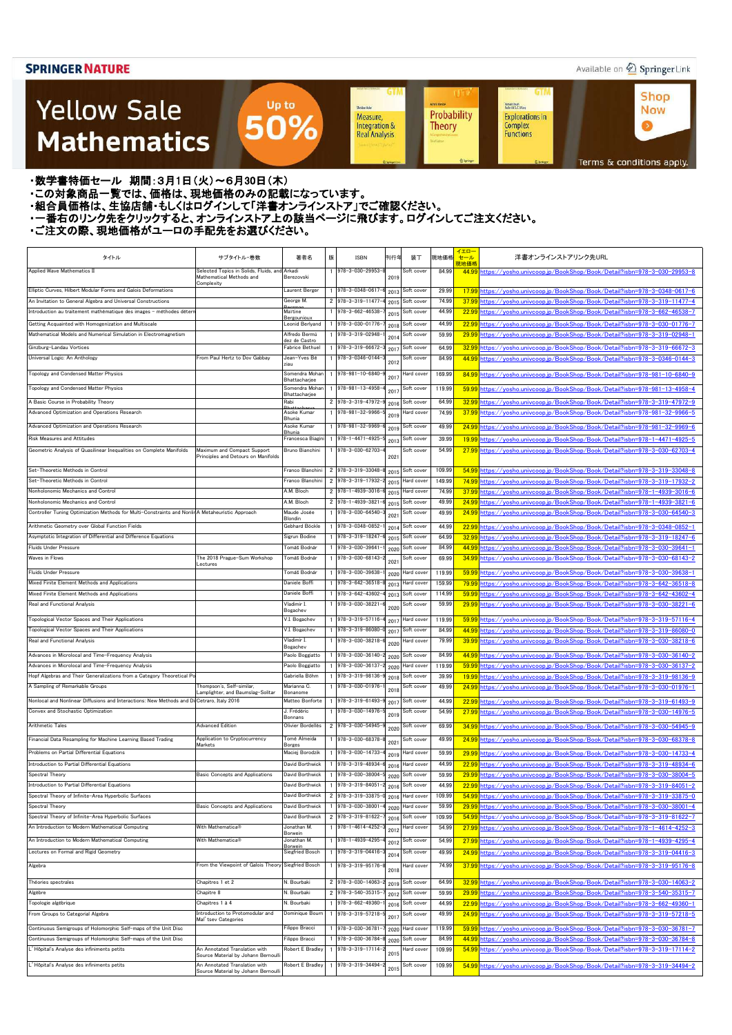**SPRINGER NATURE** Available on SpringerLink

# Yellow Sale Mathematics

Up to 50%

Shop Now

Terms & conditions apply.

・数学書特価セール　期間：3月1日（火）～6月30日（木）
・この対象商品一覧では、価格は、現地価格のみの記載になっています。
・組合員価格は、生協店舗・もしくはログインして「洋書オンラインストア」でご確認ください。
・一番右のリンク先をクリックすると、オンラインストア上の該当ページに飛びます。ログインしてご注文ください。
・ご注文の際、現地価格がユーロの手配先をお選びください。

| タイトル | サブタイトル・巻数 | 著者名 | 版 | ISBN | 刊行年 | 装丁 | 現地価格 | イエローセール現地価格 | 洋書オンラインストアリンク先URL |
|---|---|---|---|---|---|---|---|---|---|
| Applied Wave Mathematics II | Selected Topics in Solids, Fluids, and Mathematical Methods and Complexity | Arkadi Berezovski | 1 | 978-3-030-29953-8 | 2019 | Soft cover | 84.99 | 44.99 | https://yosho.univcoop.jp/BookShop/Book/Detail?isbn=978-3-030-29953-8 |
| Elliptic Curves, Hilbert Modular Forms and Galois Deformations | | Laurent Berger | 1 | 978-3-0348-0617-6 | 2013 | Soft cover | 29.99 | 17.99 | https://yosho.univcoop.jp/BookShop/Book/Detail?isbn=978-3-0348-0617-6 |
| An Invitation to General Algebra and Universal Constructions | | George M. Bergman | 2 | 978-3-319-11477-4 | 2015 | Soft cover | 74.99 | 37.99 | https://yosho.univcoop.jp/BookShop/Book/Detail?isbn=978-3-319-11477-4 |
| Introduction au traitement mathématique des images - méthodes déterm | | Maïtine Bergounioux | 1 | 978-3-662-46538-7 | 2015 | Soft cover | 44.99 | 22.99 | https://yosho.univcoop.jp/BookShop/Book/Detail?isbn=978-3-662-46538-7 |
| Getting Acquainted with Homogenization and Multiscale | | Leonid Berlyand | 1 | 978-3-030-01776-7 | 2018 | Soft cover | 44.99 | 22.99 | https://yosho.univcoop.jp/BookShop/Book/Detail?isbn=978-3-030-01776-7 |
| Mathematical Models and Numerical Simulation in Electromagnetism | | Alfredo Bermúdez de Castro | 1 | 978-3-319-02948-1 | 2014 | Soft cover | 59.99 | 29.99 | https://yosho.univcoop.jp/BookShop/Book/Detail?isbn=978-3-319-02948-1 |
| Ginzburg-Landau Vortices | | Fabrice Bethuel | 1 | 978-3-319-66672-3 | 2017 | Soft cover | 64.99 | 32.99 | https://yosho.univcoop.jp/BookShop/Book/Detail?isbn=978-3-319-66672-3 |
| Universal Logic: An Anthology | From Paul Hertz to Dov Gabbay | Jean-Yves Béziau | 1 | 978-3-0346-0144-3 | 2012 | Soft cover | 84.99 | 44.99 | https://yosho.univcoop.jp/BookShop/Book/Detail?isbn=978-3-0346-0144-3 |
| Topology and Condensed Matter Physics | | Somendra Mohan Bhattacharjee | 1 | 978-981-10-6840-9 | 2017 | Hard cover | 169.99 | 84.99 | https://yosho.univcoop.jp/BookShop/Book/Detail?isbn=978-981-10-6840-9 |
| Topology and Condensed Matter Physics | | Somendra Mohan Bhattacharjee | 1 | 978-981-13-4958-4 | 2017 | Soft cover | 119.99 | 59.99 | https://yosho.univcoop.jp/BookShop/Book/Detail?isbn=978-981-13-4958-4 |
| A Basic Course in Probability Theory | | Rabi Bhattacharya | 2 | 978-3-319-47972-9 | 2016 | Soft cover | 64.99 | 32.99 | https://yosho.univcoop.jp/BookShop/Book/Detail?isbn=978-3-319-47972-9 |
| Advanced Optimization and Operations Research | | Asoke Kumar Bhunia | 1 | 978-981-32-9966-5 | 2019 | Hard cover | 74.99 | 37.99 | https://yosho.univcoop.jp/BookShop/Book/Detail?isbn=978-981-32-9966-5 |
| Advanced Optimization and Operations Research | | Asoke Kumar Bhunia | 1 | 978-981-32-9969-6 | 2019 | Soft cover | 49.99 | 24.99 | https://yosho.univcoop.jp/BookShop/Book/Detail?isbn=978-981-32-9969-6 |
| Risk Measures and Attitudes | | Francesca Biagini | 1 | 978-1-4471-4925-5 | 2013 | Soft cover | 39.99 | 19.99 | https://yosho.univcoop.jp/BookShop/Book/Detail?isbn=978-1-4471-4925-5 |
| Geometric Analysis of Quasilinear Inequalities on Complete Manifolds | Maximum and Compact Support Principles and Detours on Manifolds | Bruno Bianchini | 1 | 978-3-030-62703-4 | 2021 | Soft cover | 54.99 | 27.99 | https://yosho.univcoop.jp/BookShop/Book/Detail?isbn=978-3-030-62703-4 |
| Set-Theoretic Methods in Control | | Franco Blanchini | 2 | 978-3-319-33048-8 | 2015 | Soft cover | 109.99 | 54.99 | https://yosho.univcoop.jp/BookShop/Book/Detail?isbn=978-3-319-33048-8 |
| Set-Theoretic Methods in Control | | Franco Blanchini | 2 | 978-3-319-17932-2 | 2015 | Hard cover | 149.99 | 74.99 | https://yosho.univcoop.jp/BookShop/Book/Detail?isbn=978-3-319-17932-2 |
| Nonholonomic Mechanics and Control | | A.M. Bloch | 2 | 978-1-4939-3016-6 | 2015 | Hard cover | 74.99 | 37.99 | https://yosho.univcoop.jp/BookShop/Book/Detail?isbn=978-1-4939-3016-6 |
| Nonholonomic Mechanics and Control | | A.M. Bloch | 2 | 978-1-4939-3821-6 | 2015 | Soft cover | 49.99 | 24.99 | https://yosho.univcoop.jp/BookShop/Book/Detail?isbn=978-1-4939-3821-6 |
| Controller Tuning Optimization Methods for Multi-Constraints and Nonlir | A Metaheuristic Approach | Maude Josée Blondin | 1 | 978-3-030-64540-3 | 2021 | Soft cover | 49.99 | 24.99 | https://yosho.univcoop.jp/BookShop/Book/Detail?isbn=978-3-030-64540-3 |
| Arithmetic Geometry over Global Function Fields | | Gebhard Böckle | 1 | 978-3-0348-0852-1 | 2014 | Soft cover | 44.99 | 22.99 | https://yosho.univcoop.jp/BookShop/Book/Detail?isbn=978-3-0348-0852-1 |
| Asymptotic Integration of Differential and Difference Equations | | Sigrun Bodine | 1 | 978-3-319-18247-6 | 2015 | Soft cover | 64.99 | 32.99 | https://yosho.univcoop.jp/BookShop/Book/Detail?isbn=978-3-319-18247-6 |
| Fluids Under Pressure | | Tomáš Bodnár | 1 | 978-3-030-39641-1 | 2020 | Soft cover | 84.99 | 44.99 | https://yosho.univcoop.jp/BookShop/Book/Detail?isbn=978-3-030-39641-1 |
| Waves in Flows | The 2018 Prague-Sum Workshop Lectures | Tomáš Bodnár | 1 | 978-3-030-68143-2 | 2021 | Soft cover | 69.99 | 34.99 | https://yosho.univcoop.jp/BookShop/Book/Detail?isbn=978-3-030-68143-2 |
| Fluids Under Pressure | | Tomáš Bodnár | 1 | 978-3-030-39638-1 | 2020 | Hard cover | 119.99 | 59.99 | https://yosho.univcoop.jp/BookShop/Book/Detail?isbn=978-3-030-39638-1 |
| Mixed Finite Element Methods and Applications | | Daniele Boffi | 1 | 978-3-642-36518-8 | 2013 | Hard cover | 159.99 | 79.99 | https://yosho.univcoop.jp/BookShop/Book/Detail?isbn=978-3-642-36518-8 |
| Mixed Finite Element Methods and Applications | | Daniele Boffi | 1 | 978-3-642-43602-4 | 2013 | Soft cover | 114.99 | 59.99 | https://yosho.univcoop.jp/BookShop/Book/Detail?isbn=978-3-642-43602-4 |
| Real and Functional Analysis | | Vladimir I. Bogachev | 1 | 978-3-030-38221-6 | 2020 | Soft cover | 59.99 | 29.99 | https://yosho.univcoop.jp/BookShop/Book/Detail?isbn=978-3-030-38221-6 |
| Topological Vector Spaces and Their Applications | | V.I. Bogachev | 1 | 978-3-319-57116-4 | 2017 | Hard cover | 119.99 | 59.99 | https://yosho.univcoop.jp/BookShop/Book/Detail?isbn=978-3-319-57116-4 |
| Topological Vector Spaces and Their Applications | | V.I. Bogachev | 1 | 978-3-319-86080-0 | 2017 | Soft cover | 84.99 | 44.99 | https://yosho.univcoop.jp/BookShop/Book/Detail?isbn=978-3-319-86080-0 |
| Real and Functional Analysis | | Vladimir I. Bogachev | 1 | 978-3-030-38218-6 | 2020 | Hard cover | 79.99 | 39.99 | https://yosho.univcoop.jp/BookShop/Book/Detail?isbn=978-3-030-38218-6 |
| Advances in Microlocal and Time-Frequency Analysis | | Paolo Boggiatto | 1 | 978-3-030-36140-2 | 2020 | Soft cover | 84.99 | 44.99 | https://yosho.univcoop.jp/BookShop/Book/Detail?isbn=978-3-030-36140-2 |
| Advances in Microlocal and Time-Frequency Analysis | | Paolo Boggiatto | 1 | 978-3-030-36137-2 | 2020 | Hard cover | 119.99 | 59.99 | https://yosho.univcoop.jp/BookShop/Book/Detail?isbn=978-3-030-36137-2 |
| Hopf Algebras and Their Generalizations from a Category Theoretical Po | | Gabriella Böhm | 1 | 978-3-319-98136-9 | 2018 | Soft cover | 39.99 | 19.99 | https://yosho.univcoop.jp/BookShop/Book/Detail?isbn=978-3-319-98136-9 |
| A Sampling of Remarkable Groups | Thompson's, Self-similar, Lamplighter, and Baumslag-Solitar | Marianna C. Bonanome | 1 | 978-3-030-01976-1 | 2018 | Soft cover | 49.99 | 24.99 | https://yosho.univcoop.jp/BookShop/Book/Detail?isbn=978-3-030-01976-1 |
| Nonlocal and Nonlinear Diffusions and Interactions: New Methods and Di | Cetraro, Italy 2016 | Matteo Bonforte | 1 | 978-3-319-61493-9 | 2017 | Soft cover | 44.99 | 22.99 | https://yosho.univcoop.jp/BookShop/Book/Detail?isbn=978-3-319-61493-9 |
| Convex and Stochastic Optimization | | J. Frédéric Bonnans | 1 | 978-3-030-14976-5 | 2019 | Soft cover | 54.99 | 27.99 | https://yosho.univcoop.jp/BookShop/Book/Detail?isbn=978-3-030-14976-5 |
| Arithmetic Tales | Advanced Edition | Olivier Bordellès | 2 | 978-3-030-54945-9 | 2020 | Soft cover | 69.99 | 34.99 | https://yosho.univcoop.jp/BookShop/Book/Detail?isbn=978-3-030-54945-9 |
| Financial Data Resampling for Machine Learning Based Trading | Application to Cryptocurrency Markets | Tomé Almeida Borges | 1 | 978-3-030-68378-8 | 2021 | Soft cover | 49.99 | 24.99 | https://yosho.univcoop.jp/BookShop/Book/Detail?isbn=978-3-030-68378-8 |
| Problems on Partial Differential Equations | | Maciej Borodzik | 1 | 978-3-030-14733-4 | 2019 | Hard cover | 59.99 | 29.99 | https://yosho.univcoop.jp/BookShop/Book/Detail?isbn=978-3-030-14733-4 |
| Introduction to Partial Differential Equations | | David Borthwick | 1 | 978-3-319-48934-6 | 2016 | Hard cover | 44.99 | 22.99 | https://yosho.univcoop.jp/BookShop/Book/Detail?isbn=978-3-319-48934-6 |
| Spectral Theory | Basic Concepts and Applications | David Borthwick | 1 | 978-3-030-38004-5 | 2020 | Soft cover | 59.99 | 29.99 | https://yosho.univcoop.jp/BookShop/Book/Detail?isbn=978-3-030-38004-5 |
| Introduction to Partial Differential Equations | | David Borthwick | 1 | 978-3-319-84051-2 | 2016 | Soft cover | 44.99 | 22.99 | https://yosho.univcoop.jp/BookShop/Book/Detail?isbn=978-3-319-84051-2 |
| Spectral Theory of Infinite-Area Hyperbolic Surfaces | | David Borthwick | 2 | 978-3-319-33875-0 | 2016 | Soft cover | 109.99 | 54.99 | https://yosho.univcoop.jp/BookShop/Book/Detail?isbn=978-3-319-33875-0 |
| Spectral Theory | Basic Concepts and Applications | David Borthwick | 1 | 978-3-030-38001-4 | 2020 | Hard cover | 59.99 | 29.99 | https://yosho.univcoop.jp/BookShop/Book/Detail?isbn=978-3-030-38001-4 |
| Spectral Theory of Infinite-Area Hyperbolic Surfaces | | David Borthwick | 2 | 978-3-319-81622-7 | 2016 | Hard cover | 109.99 | 54.99 | https://yosho.univcoop.jp/BookShop/Book/Detail?isbn=978-3-319-81622-7 |
| An Introduction to Modern Mathematical Computing | With Mathematica® | Jonathan M. Borwein | 1 | 978-1-4614-4252-3 | 2012 | Hard cover | 54.99 | 27.99 | https://yosho.univcoop.jp/BookShop/Book/Detail?isbn=978-1-4614-4252-3 |
| An Introduction to Modern Mathematical Computing | With Mathematica® | Jonathan M. Borwein | 1 | 978-1-4939-4295-4 | 2012 | Soft cover | 54.99 | 27.99 | https://yosho.univcoop.jp/BookShop/Book/Detail?isbn=978-1-4939-4295-4 |
| Lectures on Formal and Rigid Geometry | | Siegfried Bosch | 1 | 978-3-319-04416-3 | 2014 | Soft cover | 49.99 | 24.99 | https://yosho.univcoop.jp/BookShop/Book/Detail?isbn=978-3-319-04416-3 |
| Algebra | From the Viewpoint of Galois Theory | Siegfried Bosch | 1 | 978-3-319-95176-8 | 2018 | Hard cover | 74.99 | 37.99 | https://yosho.univcoop.jp/BookShop/Book/Detail?isbn=978-3-319-95176-8 |
| Théories spectrales | Chapitres 1 et 2 | N. Bourbaki | 2 | 978-3-030-14063-2 | 2019 | Soft cover | 64.99 | 32.99 | https://yosho.univcoop.jp/BookShop/Book/Detail?isbn=978-3-030-14063-2 |
| Algèbre | Chapitre 8 | N. Bourbaki | 2 | 978-3-540-35315-7 | 2012 | Soft cover | 59.99 | 29.99 | https://yosho.univcoop.jp/BookShop/Book/Detail?isbn=978-3-540-35315-7 |
| Topologie algébrique | Chapitres 1 à 4 | N. Bourbaki | 1 | 978-3-662-49360-1 | 2016 | Soft cover | 44.99 | 22.99 | https://yosho.univcoop.jp/BookShop/Book/Detail?isbn=978-3-662-49360-1 |
| From Groups to Categorial Algebra | Introduction to Protomodular and Mal'tsev Categories | Dominique Bourn | 1 | 978-3-319-57218-5 | 2017 | Soft cover | 49.99 | 24.99 | https://yosho.univcoop.jp/BookShop/Book/Detail?isbn=978-3-319-57218-5 |
| Continuous Semigroups of Holomorphic Self-maps of the Unit Disc | | Filippo Bracci | 1 | 978-3-030-36781-7 | 2020 | Hard cover | 119.99 | 59.99 | https://yosho.univcoop.jp/BookShop/Book/Detail?isbn=978-3-030-36781-7 |
| Continuous Semigroups of Holomorphic Self-maps of the Unit Disc | | Filippo Bracci | 1 | 978-3-030-36784-8 | 2020 | Soft cover | 84.99 | 44.99 | https://yosho.univcoop.jp/BookShop/Book/Detail?isbn=978-3-030-36784-8 |
| L' Hôpital's Analyse des infiniments petits | An Annotated Translation with Source Material by Johann Bernoulli | Robert E Bradley | 1 | 978-3-319-17114-2 | 2015 | Hard cover | 109.99 | 54.99 | https://yosho.univcoop.jp/BookShop/Book/Detail?isbn=978-3-319-17114-2 |
| L' Hôpital's Analyse des infiniments petits | An Annotated Translation with Source Material by Johann Bernoulli | Robert E Bradley | 1 | 978-3-319-34494-2 | 2015 | Soft cover | 109.99 | 54.99 | https://yosho.univcoop.jp/BookShop/Book/Detail?isbn=978-3-319-34494-2 |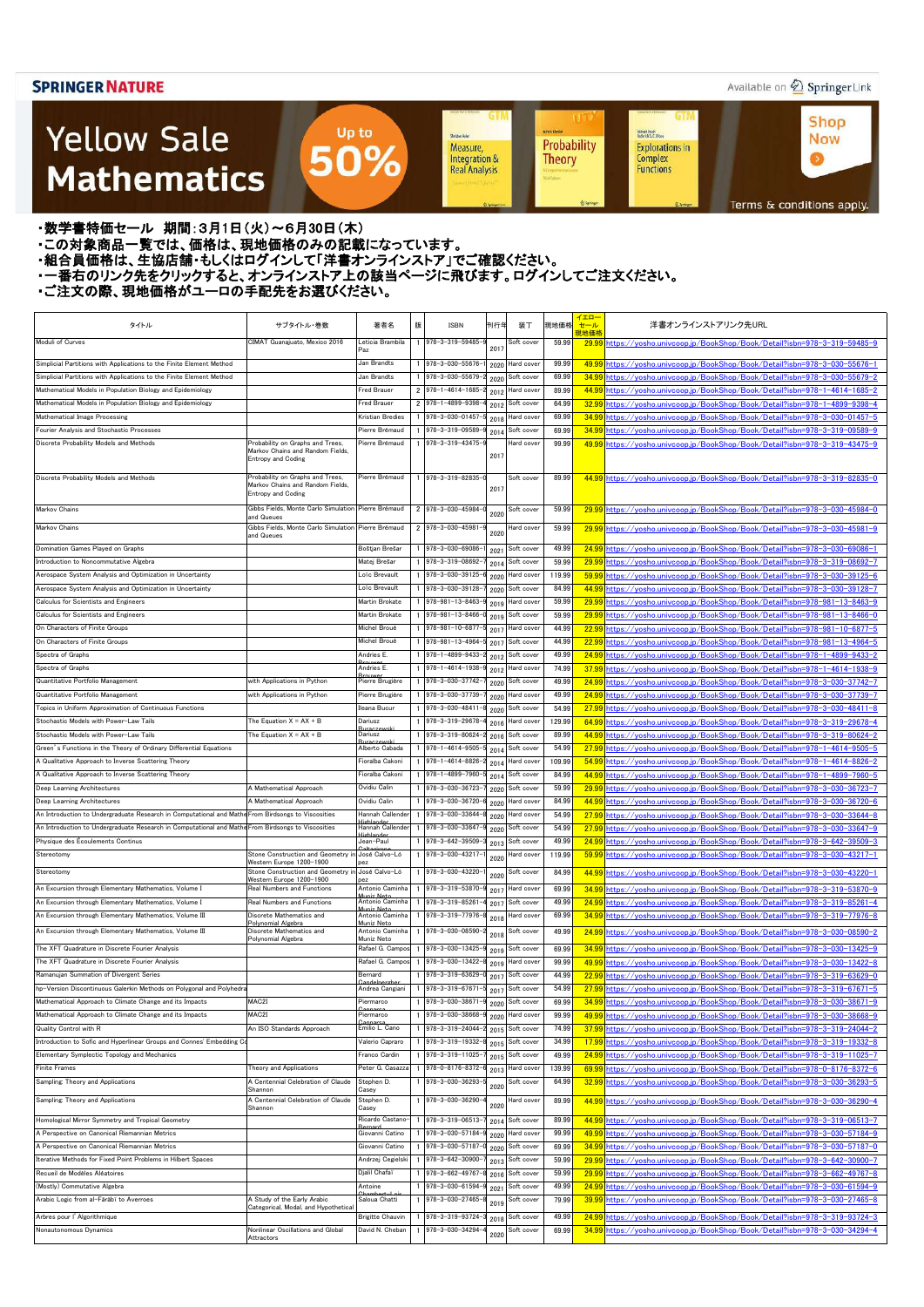SPRINGER NATURE

Available on SpringerLink

**Yellow Sale Mathematics** Up to 50%

Shop Now

Terms & conditions apply.

・数学書特価セール　期間：3月1日（火）～6月30日（木）
・この対象商品一覧では、価格は、現地価格のみの記載になっています。
・組合員価格は、生協店舗・もしくはログインして「洋書オンラインストア」でご確認ください。
・一番右のリンク先をクリックすると、オンラインストア上の該当ページに飛びます。ログインしてご注文ください。
・ご注文の際、現地価格がユーロの手配先をお選びください。

| タイトル | サブタイトル・巻数 | 著者名 | 版 | ISBN | 刊行年 | 装丁 | 現地価格 | イエローセール現地価格 | 洋書オンラインストアリンク先URL |
|---|---|---|---|---|---|---|---|---|---|
| Moduli of Curves | CIMAT Guanajuato, Mexico 2016 | Leticia Brambila Paz | 1 | 978-3-319-59485-9 | 2017 | Soft cover | 59.99 | 29.99 | https://yosho.univcoop.jp/BookShop/Book/Detail?isbn=978-3-319-59485-9 |
| Simplicial Partitions with Applications to the Finite Element Method | | Jan Brandts | 1 | 978-3-030-55676-1 | 2020 | Hard cover | 99.99 | 49.99 | https://yosho.univcoop.jp/BookShop/Book/Detail?isbn=978-3-030-55676-1 |
| Simplicial Partitions with Applications to the Finite Element Method | | Jan Brandts | 1 | 978-3-030-55679-2 | 2020 | Soft cover | 69.99 | 34.99 | https://yosho.univcoop.jp/BookShop/Book/Detail?isbn=978-3-030-55679-2 |
| Mathematical Models in Population Biology and Epidemiology | | Fred Brauer | 2 | 978-1-4614-1685-2 | 2012 | Hard cover | 89.99 | 44.99 | https://yosho.univcoop.jp/BookShop/Book/Detail?isbn=978-1-4614-1685-2 |
| Mathematical Models in Population Biology and Epidemiology | | Fred Brauer | 2 | 978-1-4899-9398-4 | 2012 | Soft cover | 64.99 | 32.99 | https://yosho.univcoop.jp/BookShop/Book/Detail?isbn=978-1-4899-9398-4 |
| Mathematical Image Processing | | Kristian Bredies | 1 | 978-3-030-01457-5 | 2018 | Hard cover | 69.99 | 34.99 | https://yosho.univcoop.jp/BookShop/Book/Detail?isbn=978-3-030-01457-5 |
| Fourier Analysis and Stochastic Processes | | Pierre Brémaud | 1 | 978-3-319-09589-9 | 2014 | Soft cover | 69.99 | 34.99 | https://yosho.univcoop.jp/BookShop/Book/Detail?isbn=978-3-319-09589-9 |
| Discrete Probability Models and Methods | Probability on Graphs and Trees, Markov Chains and Random Fields, Entropy and Coding | Pierre Brémaud | 1 | 978-3-319-43475-9 | 2017 | Hard cover | 99.99 | 49.99 | https://yosho.univcoop.jp/BookShop/Book/Detail?isbn=978-3-319-43475-9 |
| Discrete Probability Models and Methods | Probability on Graphs and Trees, Markov Chains and Random Fields, Entropy and Coding | Pierre Brémaud | 1 | 978-3-319-82835-0 | 2017 | Soft cover | 89.99 | 44.99 | https://yosho.univcoop.jp/BookShop/Book/Detail?isbn=978-3-319-82835-0 |
| Markov Chains | Gibbs Fields, Monte Carlo Simulation and Queues | Pierre Brémaud | 2 | 978-3-030-45984-0 | 2020 | Soft cover | 59.99 | 29.99 | https://yosho.univcoop.jp/BookShop/Book/Detail?isbn=978-3-030-45984-0 |
| Markov Chains | Gibbs Fields, Monte Carlo Simulation and Queues | Pierre Brémaud | 2 | 978-3-030-45981-9 | 2020 | Hard cover | 59.99 | 29.99 | https://yosho.univcoop.jp/BookShop/Book/Detail?isbn=978-3-030-45981-9 |
| Domination Games Played on Graphs | | Boštjan Brešar | 1 | 978-3-030-69086-1 | 2021 | Soft cover | 49.99 | 24.99 | https://yosho.univcoop.jp/BookShop/Book/Detail?isbn=978-3-030-69086-1 |
| Introduction to Noncommutative Algebra | | Matej Brešar | 1 | 978-3-319-08692-7 | 2014 | Soft cover | 59.99 | 29.99 | https://yosho.univcoop.jp/BookShop/Book/Detail?isbn=978-3-319-08692-7 |
| Aerospace System Analysis and Optimization in Uncertainty | | Loïc Brevault | 1 | 978-3-030-39125-6 | 2020 | Hard cover | 119.99 | 59.99 | https://yosho.univcoop.jp/BookShop/Book/Detail?isbn=978-3-030-39125-6 |
| Aerospace System Analysis and Optimization in Uncertainty | | Loïc Brevault | 1 | 978-3-030-39128-7 | 2020 | Soft cover | 84.99 | 44.99 | https://yosho.univcoop.jp/BookShop/Book/Detail?isbn=978-3-030-39128-7 |
| Calculus for Scientists and Engineers | | Martin Brokate | 1 | 978-981-13-8463-9 | 2019 | Hard cover | 59.99 | 29.99 | https://yosho.univcoop.jp/BookShop/Book/Detail?isbn=978-981-13-8463-9 |
| Calculus for Scientists and Engineers | | Martin Brokate | 1 | 978-981-13-8466-0 | 2019 | Soft cover | 59.99 | 29.99 | https://yosho.univcoop.jp/BookShop/Book/Detail?isbn=978-981-13-8466-0 |
| On Characters of Finite Groups | | Michel Broué | 1 | 978-981-10-6877-5 | 2017 | Hard cover | 44.99 | 22.99 | https://yosho.univcoop.jp/BookShop/Book/Detail?isbn=978-981-10-6877-5 |
| On Characters of Finite Groups | | Michel Broué | 1 | 978-981-13-4964-5 | 2017 | Soft cover | 44.99 | 22.99 | https://yosho.univcoop.jp/BookShop/Book/Detail?isbn=978-981-13-4964-5 |
| Spectra of Graphs | | Andries E. Brouwer | 1 | 978-1-4899-9433-2 | 2012 | Soft cover | 49.99 | 24.99 | https://yosho.univcoop.jp/BookShop/Book/Detail?isbn=978-1-4899-9433-2 |
| Spectra of Graphs | | Andries E. Brouwer | 1 | 978-1-4614-1938-9 | 2012 | Hard cover | 74.99 | 37.99 | https://yosho.univcoop.jp/BookShop/Book/Detail?isbn=978-1-4614-1938-9 |
| Quantitative Portfolio Management | with Applications in Python | Pierre Brugière | 1 | 978-3-030-37742-7 | 2020 | Soft cover | 49.99 | 24.99 | https://yosho.univcoop.jp/BookShop/Book/Detail?isbn=978-3-030-37742-7 |
| Quantitative Portfolio Management | with Applications in Python | Pierre Brugière | 1 | 978-3-030-37739-7 | 2020 | Hard cover | 49.99 | 24.99 | https://yosho.univcoop.jp/BookShop/Book/Detail?isbn=978-3-030-37739-7 |
| Topics in Uniform Approximation of Continuous Functions | | Ileana Bucur | 1 | 978-3-030-48411-8 | 2020 | Soft cover | 54.99 | 27.99 | https://yosho.univcoop.jp/BookShop/Book/Detail?isbn=978-3-030-48411-8 |
| Stochastic Models with Power-Law Tails | The Equation X = AX + B | Dariusz Buraczewski | 1 | 978-3-319-29678-4 | 2016 | Hard cover | 129.99 | 64.99 | https://yosho.univcoop.jp/BookShop/Book/Detail?isbn=978-3-319-29678-4 |
| Stochastic Models with Power-Law Tails | The Equation X = AX + B | Dariusz Buraczewski | 1 | 978-3-319-80624-2 | 2016 | Soft cover | 89.99 | 44.99 | https://yosho.univcoop.jp/BookShop/Book/Detail?isbn=978-3-319-80624-2 |
| Green's Functions in the Theory of Ordinary Differential Equations | | Alberto Cabada | 1 | 978-1-4614-9505-5 | 2014 | Soft cover | 54.99 | 27.99 | https://yosho.univcoop.jp/BookShop/Book/Detail?isbn=978-1-4614-9505-5 |
| A Qualitative Approach to Inverse Scattering Theory | | Fioralba Cakoni | 1 | 978-1-4614-8826-2 | 2014 | Hard cover | 109.99 | 54.99 | https://yosho.univcoop.jp/BookShop/Book/Detail?isbn=978-1-4614-8826-2 |
| A Qualitative Approach to Inverse Scattering Theory | | Fioralba Cakoni | 1 | 978-1-4899-7960-5 | 2014 | Soft cover | 84.99 | 44.99 | https://yosho.univcoop.jp/BookShop/Book/Detail?isbn=978-1-4899-7960-5 |
| Deep Learning Architectures | A Mathematical Approach | Ovidiu Calin | 1 | 978-3-030-36723-7 | 2020 | Soft cover | 59.99 | 29.99 | https://yosho.univcoop.jp/BookShop/Book/Detail?isbn=978-3-030-36723-7 |
| Deep Learning Architectures | A Mathematical Approach | Ovidiu Calin | 1 | 978-3-030-36720-6 | 2020 | Hard cover | 84.99 | 44.99 | https://yosho.univcoop.jp/BookShop/Book/Detail?isbn=978-3-030-36720-6 |
| An Introduction to Undergraduate Research in Computational and Mathe | From Birdsongs to Viscosities | Hannah Callender Highlander | 1 | 978-3-030-33644-8 | 2020 | Hard cover | 54.99 | 27.99 | https://yosho.univcoop.jp/BookShop/Book/Detail?isbn=978-3-030-33644-8 |
| An Introduction to Undergraduate Research in Computational and Mathe | From Birdsongs to Viscosities | Hannah Callender Highlander | 1 | 978-3-030-33647-9 | 2020 | Soft cover | 54.99 | 27.99 | https://yosho.univcoop.jp/BookShop/Book/Detail?isbn=978-3-030-33647-9 |
| Physique des Écoulements Continus | | Jean-Paul Caltagirone | 1 | 978-3-642-39509-3 | 2013 | Soft cover | 49.99 | 24.99 | https://yosho.univcoop.jp/BookShop/Book/Detail?isbn=978-3-642-39509-3 |
| Stereotomy | Stone Construction and Geometry in Western Europe 1200–1900 | José Calvo-López | 1 | 978-3-030-43217-1 | 2020 | Hard cover | 119.99 | 59.99 | https://yosho.univcoop.jp/BookShop/Book/Detail?isbn=978-3-030-43217-1 |
| Stereotomy | Stone Construction and Geometry in Western Europe 1200–1900 | José Calvo-López | 1 | 978-3-030-43220-1 | 2020 | Soft cover | 84.99 | 44.99 | https://yosho.univcoop.jp/BookShop/Book/Detail?isbn=978-3-030-43220-1 |
| An Excursion through Elementary Mathematics, Volume I | Real Numbers and Functions | Antonio Caminha Muniz Neto | 1 | 978-3-319-53870-9 | 2017 | Hard cover | 69.99 | 34.99 | https://yosho.univcoop.jp/BookShop/Book/Detail?isbn=978-3-319-53870-9 |
| An Excursion through Elementary Mathematics, Volume I | Real Numbers and Functions | Antonio Caminha Muniz Neto | 1 | 978-3-319-85261-4 | 2017 | Soft cover | 49.99 | 24.99 | https://yosho.univcoop.jp/BookShop/Book/Detail?isbn=978-3-319-85261-4 |
| An Excursion through Elementary Mathematics, Volume III | Discrete Mathematics and Polynomial Algebra | Antonio Caminha Muniz Neto | 1 | 978-3-319-77976-8 | 2018 | Hard cover | 69.99 | 34.99 | https://yosho.univcoop.jp/BookShop/Book/Detail?isbn=978-3-319-77976-8 |
| An Excursion through Elementary Mathematics, Volume III | Discrete Mathematics and Polynomial Algebra | Antonio Caminha Muniz Neto | 1 | 978-3-030-08590-2 | 2018 | Soft cover | 49.99 | 24.99 | https://yosho.univcoop.jp/BookShop/Book/Detail?isbn=978-3-030-08590-2 |
| The XFT Quadrature in Discrete Fourier Analysis | | Rafael G. Campos | 1 | 978-3-030-13425-9 | 2019 | Soft cover | 69.99 | 34.99 | https://yosho.univcoop.jp/BookShop/Book/Detail?isbn=978-3-030-13425-9 |
| The XFT Quadrature in Discrete Fourier Analysis | | Rafael G. Campos | 1 | 978-3-030-13422-8 | 2019 | Hard cover | 99.99 | 49.99 | https://yosho.univcoop.jp/BookShop/Book/Detail?isbn=978-3-030-13422-8 |
| Ramanujan Summation of Divergent Series | | Bernard Candelpergher | 1 | 978-3-319-63629-0 | 2017 | Soft cover | 44.99 | 22.99 | https://yosho.univcoop.jp/BookShop/Book/Detail?isbn=978-3-319-63629-0 |
| hp-Version Discontinuous Galerkin Methods on Polygonal and Polyhedra | | Andrea Cangiani | 1 | 978-3-319-67671-5 | 2017 | Soft cover | 54.99 | 27.99 | https://yosho.univcoop.jp/BookShop/Book/Detail?isbn=978-3-319-67671-5 |
| Mathematical Approach to Climate Change and its Impacts | MAC2I | Piermarco Cannarsa | 1 | 978-3-030-38671-9 | 2020 | Soft cover | 69.99 | 34.99 | https://yosho.univcoop.jp/BookShop/Book/Detail?isbn=978-3-030-38671-9 |
| Mathematical Approach to Climate Change and its Impacts | MAC2I | Piermarco Cannarsa | 1 | 978-3-030-38668-9 | 2020 | Hard cover | 99.99 | 49.99 | https://yosho.univcoop.jp/BookShop/Book/Detail?isbn=978-3-030-38668-9 |
| Quality Control with R | An ISO Standards Approach | Emilio L. Cano | 1 | 978-3-319-24044-2 | 2015 | Soft cover | 74.99 | 37.99 | https://yosho.univcoop.jp/BookShop/Book/Detail?isbn=978-3-319-24044-2 |
| Introduction to Sofic and Hyperlinear Groups and Connes' Embedding Co | | Valerio Capraro | 1 | 978-3-319-19332-8 | 2015 | Soft cover | 34.99 | 17.99 | https://yosho.univcoop.jp/BookShop/Book/Detail?isbn=978-3-319-19332-8 |
| Elementary Symplectic Topology and Mechanics | | Franco Cardin | 1 | 978-3-319-11025-7 | 2015 | Soft cover | 49.99 | 24.99 | https://yosho.univcoop.jp/BookShop/Book/Detail?isbn=978-3-319-11025-7 |
| Finite Frames | Theory and Applications | Peter G. Casazza | 1 | 978-0-8176-8372-6 | 2013 | Hard cover | 139.99 | 69.99 | https://yosho.univcoop.jp/BookShop/Book/Detail?isbn=978-0-8176-8372-6 |
| Sampling: Theory and Applications | A Centennial Celebration of Claude Shannon | Stephen D. Casey | 1 | 978-3-030-36293-5 | 2020 | Soft cover | 64.99 | 32.99 | https://yosho.univcoop.jp/BookShop/Book/Detail?isbn=978-3-030-36293-5 |
| Sampling: Theory and Applications | A Centennial Celebration of Claude Shannon | Stephen D. Casey | 1 | 978-3-030-36290-4 | 2020 | Hard cover | 89.99 | 44.99 | https://yosho.univcoop.jp/BookShop/Book/Detail?isbn=978-3-030-36290-4 |
| Homological Mirror Symmetry and Tropical Geometry | | Ricardo Castano-Bernard | 1 | 978-3-319-06513-7 | 2014 | Soft cover | 89.99 | 44.99 | https://yosho.univcoop.jp/BookShop/Book/Detail?isbn=978-3-319-06513-7 |
| A Perspective on Canonical Riemannian Metrics | | Giovanni Catino | 1 | 978-3-030-57184-9 | 2020 | Hard cover | 99.99 | 49.99 | https://yosho.univcoop.jp/BookShop/Book/Detail?isbn=978-3-030-57184-9 |
| A Perspective on Canonical Riemannian Metrics | | Giovanni Catino | 1 | 978-3-030-57187-0 | 2020 | Soft cover | 69.99 | 34.99 | https://yosho.univcoop.jp/BookShop/Book/Detail?isbn=978-3-030-57187-0 |
| Iterative Methods for Fixed Point Problems in Hilbert Spaces | | Andrzej Cegielski | 1 | 978-3-642-30900-7 | 2013 | Soft cover | 59.99 | 29.99 | https://yosho.univcoop.jp/BookShop/Book/Detail?isbn=978-3-642-30900-7 |
| Recueil de Modèles Aléatoires | | Djalil Chafaï | 1 | 978-3-662-49767-8 | 2016 | Soft cover | 59.99 | 29.99 | https://yosho.univcoop.jp/BookShop/Book/Detail?isbn=978-3-662-49767-8 |
| (Mostly) Commutative Algebra | | Antoine Chambert-Loir | 1 | 978-3-030-61594-9 | 2021 | Soft cover | 49.99 | 24.99 | https://yosho.univcoop.jp/BookShop/Book/Detail?isbn=978-3-030-61594-9 |
| Arabic Logic from al-Fārābī to Averroes | A Study of the Early Arabic Categorical, Modal, and Hypothetical | Saloua Chatti | 1 | 978-3-030-27465-8 | 2019 | Soft cover | 79.99 | 39.99 | https://yosho.univcoop.jp/BookShop/Book/Detail?isbn=978-3-030-27465-8 |
| Arbres pour l'Algorithmique | | Brigitte Chauvin | 1 | 978-3-319-93724-3 | 2018 | Soft cover | 49.99 | 24.99 | https://yosho.univcoop.jp/BookShop/Book/Detail?isbn=978-3-319-93724-3 |
| Nonautonomous Dynamics | Nonlinear Oscillations and Global Attractors | David N. Cheban | 1 | 978-3-030-34294-4 | 2020 | Soft cover | 69.99 | 34.99 | https://yosho.univcoop.jp/BookShop/Book/Detail?isbn=978-3-030-34294-4 |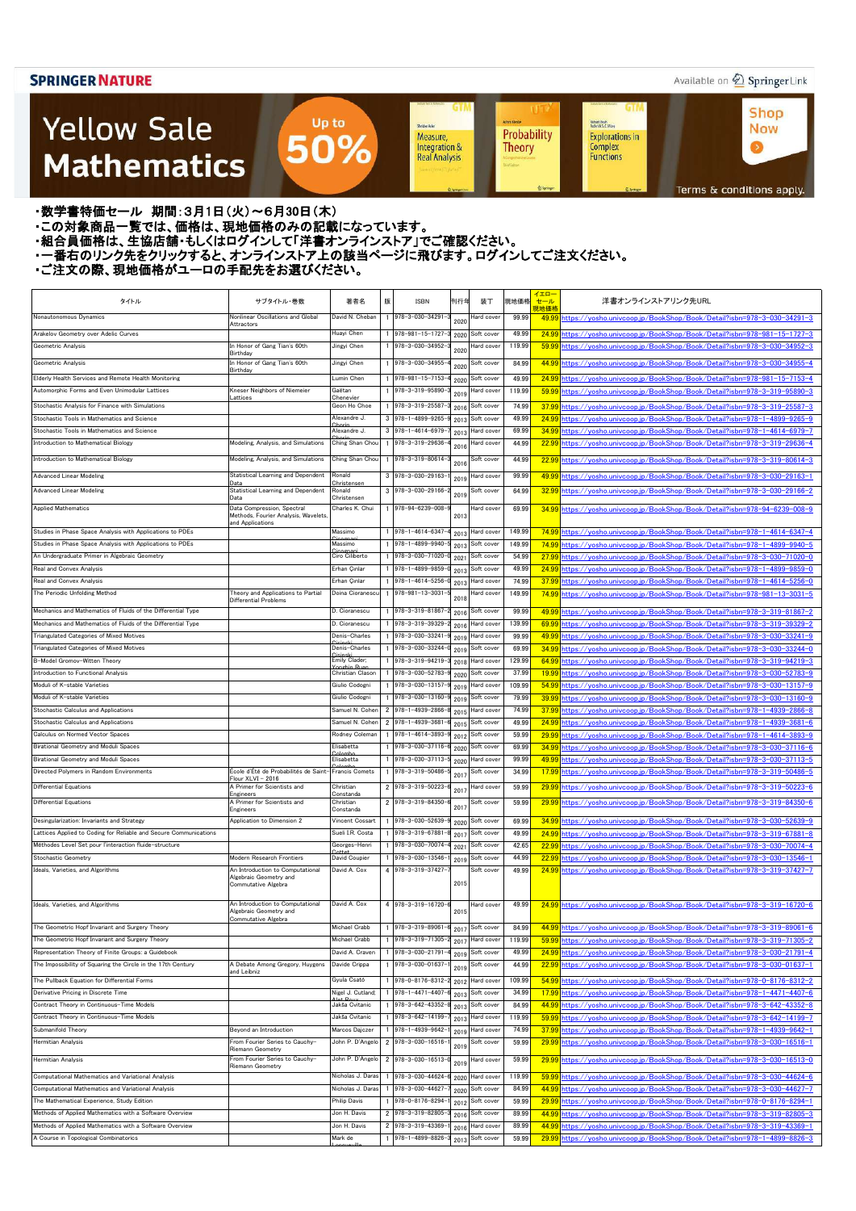**SPRINGER NATURE** Available on SpringerLink

# Yellow Sale Mathematics

Up to 50%

Shop Now

Terms & conditions apply.

・数学書特価セール　期間：3月1日（火）～6月30日（木）
・この対象商品一覧では、価格は、現地価格のみの記載になっています。
・組合員価格は、生協店舗・もしくはログインして「洋書オンラインストア」でご確認ください。
・一番右のリンク先をクリックすると、オンラインストア上の該当ページに飛びます。ログインしてご注文ください。
・ご注文の際、現地価格がユーロの手配先をお選びください。

| タイトル | サブタイトル・巻数 | 著者名 | 版 | ISBN | 刊行年 | 装丁 | 現地価格 | イエローセール現地価格 | 洋書オンラインストアリンク先URL |
|---|---|---|---|---|---|---|---|---|---|
| Nonautonomous Dynamics | Nonlinear Oscillations and Global Attractors | David N. Cheban | 1 | 978-3-030-34291-3 | 2020 | Hard cover | 99.99 | 49.99 | https://yosho.univcoop.jp/BookShop/Book/Detail?isbn=978-3-030-34291-3 |
| Arakelov Geometry over Adelic Curves | | Huayi Chen | 1 | 978-981-15-1727-3 | 2020 | Soft cover | 49.99 | 24.99 | https://yosho.univcoop.jp/BookShop/Book/Detail?isbn=978-981-15-1727-3 |
| Geometric Analysis | In Honor of Gang Tian's 60th Birthday | Jingyi Chen | 1 | 978-3-030-34952-3 | 2020 | Hard cover | 119.99 | 59.99 | https://yosho.univcoop.jp/BookShop/Book/Detail?isbn=978-3-030-34952-3 |
| Geometric Analysis | In Honor of Gang Tian's 60th Birthday | Jingyi Chen | 1 | 978-3-030-34955-4 | 2020 | Soft cover | 84.99 | 44.99 | https://yosho.univcoop.jp/BookShop/Book/Detail?isbn=978-3-030-34955-4 |
| Elderly Health Services and Remote Health Monitoring | | Lumin Chen | 1 | 978-981-15-7153-4 | 2020 | Soft cover | 49.99 | 24.99 | https://yosho.univcoop.jp/BookShop/Book/Detail?isbn=978-981-15-7153-4 |
| Automorphic Forms and Even Unimodular Lattices | Kneser Neighbors of Niemeier Lattices | Gaëtan Chenevier | 1 | 978-3-319-95890-3 | 2019 | Hard cover | 119.99 | 59.99 | https://yosho.univcoop.jp/BookShop/Book/Detail?isbn=978-3-319-95890-3 |
| Stochastic Analysis for Finance with Simulations | | Geon Ho Choe | 1 | 978-3-319-25587-3 | 2016 | Soft cover | 74.99 | 37.99 | https://yosho.univcoop.jp/BookShop/Book/Detail?isbn=978-3-319-25587-3 |
| Stochastic Tools in Mathematics and Science | | Alexandre J. Chorin | 3 | 978-1-4899-9265-9 | 2013 | Soft cover | 49.99 | 24.99 | https://yosho.univcoop.jp/BookShop/Book/Detail?isbn=978-1-4899-9265-9 |
| Stochastic Tools in Mathematics and Science | | Alexandre J. Chorin | 3 | 978-1-4614-6979-7 | 2013 | Hard cover | 69.99 | 34.99 | https://yosho.univcoop.jp/BookShop/Book/Detail?isbn=978-1-4614-6979-7 |
| Introduction to Mathematical Biology | Modeling, Analysis, and Simulations | Ching Shan Chou | 1 | 978-3-319-29636-4 | 2016 | Hard cover | 44.99 | 22.99 | https://yosho.univcoop.jp/BookShop/Book/Detail?isbn=978-3-319-29636-4 |
| Introduction to Mathematical Biology | Modeling, Analysis, and Simulations | Ching Shan Chou | 1 | 978-3-319-80614-3 | 2016 | Soft cover | 44.99 | 22.99 | https://yosho.univcoop.jp/BookShop/Book/Detail?isbn=978-3-319-80614-3 |
| Advanced Linear Modeling | Statistical Learning and Dependent Data | Ronald Christensen | 3 | 978-3-030-29163-1 | 2019 | Hard cover | 99.99 | 49.99 | https://yosho.univcoop.jp/BookShop/Book/Detail?isbn=978-3-030-29163-1 |
| Advanced Linear Modeling | Statistical Learning and Dependent Data | Ronald Christensen | 3 | 978-3-030-29166-2 | 2019 | Soft cover | 64.99 | 32.99 | https://yosho.univcoop.jp/BookShop/Book/Detail?isbn=978-3-030-29166-2 |
| Applied Mathematics | Data Compression, Spectral Methods, Fourier Analysis, Wavelets, and Applications | Charles K. Chui | 1 | 978-94-6239-008-9 | 2013 | Hard cover | 69.99 | 34.99 | https://yosho.univcoop.jp/BookShop/Book/Detail?isbn=978-94-6239-008-9 |
| Studies in Phase Space Analysis with Applications to PDEs | | Massimo Cicognani | 1 | 978-1-4614-6347-4 | 2013 | Hard cover | 149.99 | 74.99 | https://yosho.univcoop.jp/BookShop/Book/Detail?isbn=978-1-4614-6347-4 |
| Studies in Phase Space Analysis with Applications to PDEs | | Massimo Cicognani | 1 | 978-1-4899-9940-5 | 2013 | Soft cover | 149.99 | 74.99 | https://yosho.univcoop.jp/BookShop/Book/Detail?isbn=978-1-4899-9940-5 |
| An Undergraduate Primer in Algebraic Geometry | | Ciro Ciliberto | 1 | 978-3-030-71020-0 | 2021 | Soft cover | 54.99 | 27.99 | https://yosho.univcoop.jp/BookShop/Book/Detail?isbn=978-3-030-71020-0 |
| Real and Convex Analysis | | Erhan Çinlar | 1 | 978-1-4899-9859-0 | 2013 | Soft cover | 49.99 | 24.99 | https://yosho.univcoop.jp/BookShop/Book/Detail?isbn=978-1-4899-9859-0 |
| Real and Convex Analysis | | Erhan Çinlar | 1 | 978-1-4614-5256-0 | 2013 | Hard cover | 74.99 | 37.99 | https://yosho.univcoop.jp/BookShop/Book/Detail?isbn=978-1-4614-5256-0 |
| The Periodic Unfolding Method | Theory and Applications to Partial Differential Problems | Doina Cioranescu | 1 | 978-981-13-3031-5 | 2018 | Hard cover | 149.99 | 74.99 | https://yosho.univcoop.jp/BookShop/Book/Detail?isbn=978-981-13-3031-5 |
| Mechanics and Mathematics of Fluids of the Differential Type | | D. Cioranescu | 1 | 978-3-319-81867-2 | 2016 | Soft cover | 99.99 | 49.99 | https://yosho.univcoop.jp/BookShop/Book/Detail?isbn=978-3-319-81867-2 |
| Mechanics and Mathematics of Fluids of the Differential Type | | D. Cioranescu | 1 | 978-3-319-39329-2 | 2016 | Hard cover | 139.99 | 69.99 | https://yosho.univcoop.jp/BookShop/Book/Detail?isbn=978-3-319-39329-2 |
| Triangulated Categories of Mixed Motives | | Denis-Charles Cisinski | 1 | 978-3-030-33241-9 | 2019 | Hard cover | 99.99 | 49.99 | https://yosho.univcoop.jp/BookShop/Book/Detail?isbn=978-3-030-33241-9 |
| Triangulated Categories of Mixed Motives | | Denis-Charles Cisinski | 1 | 978-3-030-33244-0 | 2019 | Soft cover | 69.99 | 34.99 | https://yosho.univcoop.jp/BookShop/Book/Detail?isbn=978-3-030-33244-0 |
| B-Model Gromov-Witten Theory | | Emily Clader; Yongbin Ruan | 1 | 978-3-319-94219-3 | 2018 | Hard cover | 129.99 | 64.99 | https://yosho.univcoop.jp/BookShop/Book/Detail?isbn=978-3-319-94219-3 |
| Introduction to Functional Analysis | | Christian Clason | 1 | 978-3-030-52783-9 | 2020 | Soft cover | 37.99 | 19.99 | https://yosho.univcoop.jp/BookShop/Book/Detail?isbn=978-3-030-52783-9 |
| Moduli of K-stable Varieties | | Giulio Codogni | 1 | 978-3-030-13157-9 | 2019 | Hard cover | 109.99 | 54.99 | https://yosho.univcoop.jp/BookShop/Book/Detail?isbn=978-3-030-13157-9 |
| Moduli of K-stable Varieties | | Giulio Codogni | 1 | 978-3-030-13160-9 | 2019 | Soft cover | 79.99 | 39.99 | https://yosho.univcoop.jp/BookShop/Book/Detail?isbn=978-3-030-13160-9 |
| Stochastic Calculus and Applications | | Samuel N. Cohen | 2 | 978-1-4939-2866-8 | 2015 | Hard cover | 74.99 | 37.99 | https://yosho.univcoop.jp/BookShop/Book/Detail?isbn=978-1-4939-2866-8 |
| Stochastic Calculus and Applications | | Samuel N. Cohen | 2 | 978-1-4939-3681-6 | 2015 | Soft cover | 49.99 | 24.99 | https://yosho.univcoop.jp/BookShop/Book/Detail?isbn=978-1-4939-3681-6 |
| Calculus on Normed Vector Spaces | | Rodney Coleman | 1 | 978-1-4614-3893-9 | 2012 | Soft cover | 59.99 | 29.99 | https://yosho.univcoop.jp/BookShop/Book/Detail?isbn=978-1-4614-3893-9 |
| Birational Geometry and Moduli Spaces | | Elisabetta Colombo | 1 | 978-3-030-37116-6 | 2020 | Soft cover | 69.99 | 34.99 | https://yosho.univcoop.jp/BookShop/Book/Detail?isbn=978-3-030-37116-6 |
| Birational Geometry and Moduli Spaces | | Elisabetta Colombo | 1 | 978-3-030-37113-5 | 2020 | Hard cover | 99.99 | 49.99 | https://yosho.univcoop.jp/BookShop/Book/Detail?isbn=978-3-030-37113-5 |
| Directed Polymers in Random Environments | École d'Été de Probabilités de Saint-Flour XLVI – 2016 | Francis Comets | 1 | 978-3-319-50486-5 | 2017 | Soft cover | 34.99 | 17.99 | https://yosho.univcoop.jp/BookShop/Book/Detail?isbn=978-3-319-50486-5 |
| Differential Equations | A Primer for Scientists and Engineers | Christian Constanda | 2 | 978-3-319-50223-6 | 2017 | Hard cover | 59.99 | 29.99 | https://yosho.univcoop.jp/BookShop/Book/Detail?isbn=978-3-319-50223-6 |
| Differential Equations | A Primer for Scientists and Engineers | Christian Constanda | 2 | 978-3-319-84350-6 | 2017 | Soft cover | 59.99 | 29.99 | https://yosho.univcoop.jp/BookShop/Book/Detail?isbn=978-3-319-84350-6 |
| Desingularization: Invariants and Strategy | Application to Dimension 2 | Vincent Cossart | 1 | 978-3-030-52639-9 | 2020 | Soft cover | 69.99 | 34.99 | https://yosho.univcoop.jp/BookShop/Book/Detail?isbn=978-3-030-52639-9 |
| Lattices Applied to Coding for Reliable and Secure Communications | | Sueli I.R. Costa | 1 | 978-3-319-67881-8 | 2017 | Soft cover | 49.99 | 24.99 | https://yosho.univcoop.jp/BookShop/Book/Detail?isbn=978-3-319-67881-8 |
| Méthodes Level Set pour l'interaction fluide-structure | | Georges-Henri Cottet | 1 | 978-3-030-70074-4 | 2021 | Soft cover | 42.65 | 22.99 | https://yosho.univcoop.jp/BookShop/Book/Detail?isbn=978-3-030-70074-4 |
| Stochastic Geometry | Modern Research Frontiers | David Coupier | 1 | 978-3-030-13546-1 | 2019 | Soft cover | 44.99 | 22.99 | https://yosho.univcoop.jp/BookShop/Book/Detail?isbn=978-3-030-13546-1 |
| Ideals, Varieties, and Algorithms | An Introduction to Computational Algebraic Geometry and Commutative Algebra | David A. Cox | 4 | 978-3-319-37427-7 | 2015 | Soft cover | 49.99 | 24.99 | https://yosho.univcoop.jp/BookShop/Book/Detail?isbn=978-3-319-37427-7 |
| Ideals, Varieties, and Algorithms | An Introduction to Computational Algebraic Geometry and Commutative Algebra | David A. Cox | 4 | 978-3-319-16720-6 | 2015 | Hard cover | 49.99 | 24.99 | https://yosho.univcoop.jp/BookShop/Book/Detail?isbn=978-3-319-16720-6 |
| The Geometric Hopf Invariant and Surgery Theory | | Michael Crabb | 1 | 978-3-319-89061-6 | 2017 | Soft cover | 84.99 | 44.99 | https://yosho.univcoop.jp/BookShop/Book/Detail?isbn=978-3-319-89061-6 |
| The Geometric Hopf Invariant and Surgery Theory | | Michael Crabb | 1 | 978-3-319-71305-2 | 2017 | Hard cover | 119.99 | 59.99 | https://yosho.univcoop.jp/BookShop/Book/Detail?isbn=978-3-319-71305-2 |
| Representation Theory of Finite Groups: a Guidebook | | David A. Craven | 1 | 978-3-030-21791-4 | 2019 | Soft cover | 49.99 | 24.99 | https://yosho.univcoop.jp/BookShop/Book/Detail?isbn=978-3-030-21791-4 |
| The Impossibility of Squaring the Circle in the 17th Century | A Debate Among Gregory, Huygens and Leibniz | Davide Crippa | 1 | 978-3-030-01637-1 | 2019 | Soft cover | 44.99 | 22.99 | https://yosho.univcoop.jp/BookShop/Book/Detail?isbn=978-3-030-01637-1 |
| The Pullback Equation for Differential Forms | | Gyula Csató | 1 | 978-0-8176-8312-2 | 2012 | Hard cover | 109.99 | 54.99 | https://yosho.univcoop.jp/BookShop/Book/Detail?isbn=978-0-8176-8312-2 |
| Derivative Pricing in Discrete Time | | Nigel J. Cutland; Alet Roux | 1 | 978-1-4471-4407-6 | 2013 | Soft cover | 34.99 | 17.99 | https://yosho.univcoop.jp/BookShop/Book/Detail?isbn=978-1-4471-4407-6 |
| Contract Theory in Continuous-Time Models | | Jakša Cvitanić | 1 | 978-3-642-43352-8 | 2013 | Soft cover | 84.99 | 44.99 | https://yosho.univcoop.jp/BookShop/Book/Detail?isbn=978-3-642-43352-8 |
| Contract Theory in Continuous-Time Models | | Jakša Cvitanić | 1 | 978-3-642-14199-7 | 2013 | Hard cover | 119.99 | 59.99 | https://yosho.univcoop.jp/BookShop/Book/Detail?isbn=978-3-642-14199-7 |
| Submanifold Theory | Beyond an Introduction | Marcos Dajczer | 1 | 978-1-4939-9642-1 | 2019 | Hard cover | 74.99 | 37.99 | https://yosho.univcoop.jp/BookShop/Book/Detail?isbn=978-1-4939-9642-1 |
| Hermitian Analysis | From Fourier Series to Cauchy-Riemann Geometry | John P. D'Angelo | 2 | 978-3-030-16516-1 | 2019 | Soft cover | 59.99 | 29.99 | https://yosho.univcoop.jp/BookShop/Book/Detail?isbn=978-3-030-16516-1 |
| Hermitian Analysis | From Fourier Series to Cauchy-Riemann Geometry | John P. D'Angelo | 2 | 978-3-030-16513-0 | 2019 | Hard cover | 59.99 | 29.99 | https://yosho.univcoop.jp/BookShop/Book/Detail?isbn=978-3-030-16513-0 |
| Computational Mathematics and Variational Analysis | | Nicholas J. Daras | 1 | 978-3-030-44624-6 | 2020 | Hard cover | 119.99 | 59.99 | https://yosho.univcoop.jp/BookShop/Book/Detail?isbn=978-3-030-44624-6 |
| Computational Mathematics and Variational Analysis | | Nicholas J. Daras | 1 | 978-3-030-44627-7 | 2020 | Soft cover | 84.99 | 44.99 | https://yosho.univcoop.jp/BookShop/Book/Detail?isbn=978-3-030-44627-7 |
| The Mathematical Experience, Study Edition | | Philip Davis | 1 | 978-0-8176-8294-1 | 2012 | Soft cover | 59.99 | 29.99 | https://yosho.univcoop.jp/BookShop/Book/Detail?isbn=978-0-8176-8294-1 |
| Methods of Applied Mathematics with a Software Overview | | Jon H. Davis | 2 | 978-3-319-82805-3 | 2016 | Soft cover | 89.99 | 44.99 | https://yosho.univcoop.jp/BookShop/Book/Detail?isbn=978-3-319-82805-3 |
| Methods of Applied Mathematics with a Software Overview | | Jon H. Davis | 2 | 978-3-319-43369-1 | 2016 | Hard cover | 89.99 | 44.99 | https://yosho.univcoop.jp/BookShop/Book/Detail?isbn=978-3-319-43369-1 |
| A Course in Topological Combinatorics | | Mark de Longueville | 1 | 978-1-4899-8826-3 | 2013 | Soft cover | 59.99 | 29.99 | https://yosho.univcoop.jp/BookShop/Book/Detail?isbn=978-1-4899-8826-3 |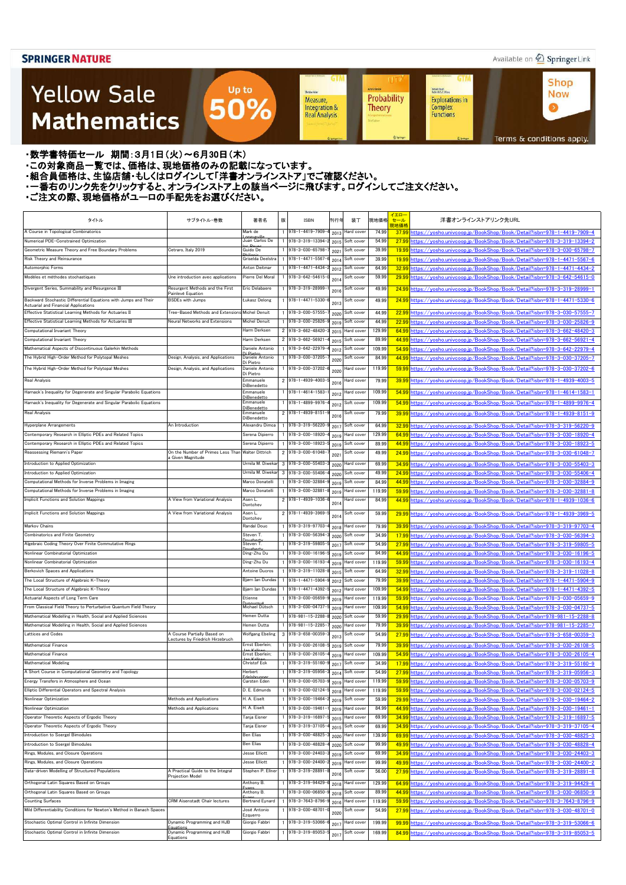SPRINGER NATURE

Available on SpringerLink

# Yellow Sale Mathematics

Up to 50%

Shop Now

Terms & conditions apply.

・数学書特価セール 期間：3月1日（火）～6月30日（木）
・この対象商品一覧では、価格は、現地価格のみの記載になっています。
・組合員価格は、生協店舗・もしくはログインして「洋書オンラインストア」でご確認ください。
・一番右のリンク先をクリックすると、オンラインストア上の該当ページに飛びます。ログインしてご注文ください。
・ご注文の際、現地価格がユーロの手配先をお選びください。

| タイトル | サブタイトル・巻数 | 著者名 | 版 | ISBN | 刊行年 | 装丁 | 現地価格 | イエローセール現地価格 | 洋書オンラインストアリンク先URL |
|---|---|---|---|---|---|---|---|---|---|
| A Course in Topological Combinatorics | | Mark de Longueville | 1 | 978-1-4419-7909-4 | 2013 | Hard cover | 74.99 | 37.99 | https://yosho.univcoop.jp/BookShop/Book/Detail?isbn=978-1-4419-7909-4 |
| Numerical PDE-Constrained Optimization | | Juan Carlos De los Reyes | 1 | 978-3-319-13394-2 | 2015 | Soft cover | 54.99 | 27.99 | https://yosho.univcoop.jp/BookShop/Book/Detail?isbn=978-3-319-13394-2 |
| Geometric Measure Theory and Free Boundary Problems | Cetraro, Italy 2019 | Guido De Philippis | 1 | 978-3-030-65798-7 | 2021 | Soft cover | 39.99 | 19.99 | https://yosho.univcoop.jp/BookShop/Book/Detail?isbn=978-3-030-65798-7 |
| Risk Theory and Reinsurance | | Griselda Deelstra | 1 | 978-1-4471-5567-6 | 2014 | Soft cover | 39.99 | 19.99 | https://yosho.univcoop.jp/BookShop/Book/Detail?isbn=978-1-4471-5567-6 |
| Automorphic Forms | | Anton Deitmar | 1 | 978-1-4471-4434-2 | 2012 | Soft cover | 64.99 | 32.99 | https://yosho.univcoop.jp/BookShop/Book/Detail?isbn=978-1-4471-4434-2 |
| Modèles et méthodes stochastiques | Une introduction avec applications | Pierre Del Moral | 1 | 978-3-642-54615-0 | 2014 | Soft cover | 59.99 | 29.99 | https://yosho.univcoop.jp/BookShop/Book/Detail?isbn=978-3-642-54615-0 |
| Divergent Series, Summability and Resurgence III | Resurgent Methods and the First Painlevé Equation | Eric Delabaere | 1 | 978-3-319-28999-1 | 2016 | Soft cover | 49.99 | 24.99 | https://yosho.univcoop.jp/BookShop/Book/Detail?isbn=978-3-319-28999-1 |
| Backward Stochastic Differential Equations with Jumps and Their Actuarial and Financial Applications | BSDEs with Jumps | Lukasz Delong | 1 | 978-1-4471-5330-6 | 2013 | Soft cover | 49.99 | 24.99 | https://yosho.univcoop.jp/BookShop/Book/Detail?isbn=978-1-4471-5330-6 |
| Effective Statistical Learning Methods for Actuaries II | Tree-Based Methods and Extensions | Michel Denuit | 1 | 978-3-030-57555-7 | 2020 | Soft cover | 44.99 | 22.99 | https://yosho.univcoop.jp/BookShop/Book/Detail?isbn=978-3-030-57555-7 |
| Effective Statistical Learning Methods for Actuaries III | Neural Networks and Extensions | Michel Denuit | 1 | 978-3-030-25826-9 | 2019 | Soft cover | 44.99 | 22.99 | https://yosho.univcoop.jp/BookShop/Book/Detail?isbn=978-3-030-25826-9 |
| Computational Invariant Theory | | Harm Derksen | 2 | 978-3-662-48420-3 | 2015 | Hard cover | 129.99 | 64.99 | https://yosho.univcoop.jp/BookShop/Book/Detail?isbn=978-3-662-48420-3 |
| Computational Invariant Theory | | Harm Derksen | 2 | 978-3-662-56921-4 | 2015 | Soft cover | 89.99 | 44.99 | https://yosho.univcoop.jp/BookShop/Book/Detail?isbn=978-3-662-56921-4 |
| Mathematical Aspects of Discontinuous Galerkin Methods | | Daniele Antonio Di Pietro | 1 | 978-3-642-22979-4 | 2012 | Soft cover | 109.99 | 54.99 | https://yosho.univcoop.jp/BookShop/Book/Detail?isbn=978-3-642-22979-4 |
| The Hybrid High-Order Method for Polytopal Meshes | Design, Analysis, and Applications | Daniele Antonio Di Pietro | 1 | 978-3-030-37205-7 | 2020 | Soft cover | 84.99 | 44.99 | https://yosho.univcoop.jp/BookShop/Book/Detail?isbn=978-3-030-37205-7 |
| The Hybrid High-Order Method for Polytopal Meshes | Design, Analysis, and Applications | Daniele Antonio Di Pietro | 1 | 978-3-030-37202-6 | 2020 | Hard cover | 119.99 | 59.99 | https://yosho.univcoop.jp/BookShop/Book/Detail?isbn=978-3-030-37202-6 |
| Real Analysis | | Emmanuele DiBenedetto | 2 | 978-1-4939-4003-5 | 2016 | Hard cover | 79.99 | 39.99 | https://yosho.univcoop.jp/BookShop/Book/Detail?isbn=978-1-4939-4003-5 |
| Harnack's Inequality for Degenerate and Singular Parabolic Equations | | Emmanuele DiBenedetto | 1 | 978-1-4614-1583-1 | 2012 | Hard cover | 109.99 | 54.99 | https://yosho.univcoop.jp/BookShop/Book/Detail?isbn=978-1-4614-1583-1 |
| Harnack's Inequality for Degenerate and Singular Parabolic Equations | | Emmanuele DiBenedetto | 1 | 978-1-4899-9976-4 | 2012 | Soft cover | 109.99 | 54.99 | https://yosho.univcoop.jp/BookShop/Book/Detail?isbn=978-1-4899-9976-4 |
| Real Analysis | | Emmanuele DiBenedetto | 2 | 978-1-4939-8151-9 | 2016 | Soft cover | 79.99 | 39.99 | https://yosho.univcoop.jp/BookShop/Book/Detail?isbn=978-1-4939-8151-9 |
| Hyperplane Arrangements | An Introduction | Alexandru Dimca | 1 | 978-3-319-56220-9 | 2017 | Soft cover | 64.99 | 32.99 | https://yosho.univcoop.jp/BookShop/Book/Detail?isbn=978-3-319-56220-9 |
| Contemporary Research in Elliptic PDEs and Related Topics | | Serena Dipierro | 1 | 978-3-030-18920-4 | 2019 | Hard cover | 129.99 | 64.99 | https://yosho.univcoop.jp/BookShop/Book/Detail?isbn=978-3-030-18920-4 |
| Contemporary Research in Elliptic PDEs and Related Topics | | Serena Dipierro | 1 | 978-3-030-18923-5 | 2019 | Soft cover | 89.99 | 44.99 | https://yosho.univcoop.jp/BookShop/Book/Detail?isbn=978-3-030-18923-5 |
| Reassessing Riemann's Paper | On the Number of Primes Less Than a Given Magnitude | Walter Dittrich | 2 | 978-3-030-61048-7 | 2021 | Soft cover | 49.99 | 24.99 | https://yosho.univcoop.jp/BookShop/Book/Detail?isbn=978-3-030-61048-7 |
| Introduction to Applied Optimization | | Urmila M. Diwekar | 3 | 978-3-030-55403-3 | 2020 | Hard cover | 69.99 | 34.99 | https://yosho.univcoop.jp/BookShop/Book/Detail?isbn=978-3-030-55403-3 |
| Introduction to Applied Optimization | | Urmila M. Diwekar | 3 | 978-3-030-55406-4 | 2020 | Soft cover | 49.99 | 24.99 | https://yosho.univcoop.jp/BookShop/Book/Detail?isbn=978-3-030-55406-4 |
| Computational Methods for Inverse Problems in Imaging | | Marco Donatelli | 1 | 978-3-030-32884-9 | 2019 | Soft cover | 84.99 | 44.99 | https://yosho.univcoop.jp/BookShop/Book/Detail?isbn=978-3-030-32884-9 |
| Computational Methods for Inverse Problems in Imaging | | Marco Donatelli | 1 | 978-3-030-32881-8 | 2019 | Hard cover | 119.99 | 59.99 | https://yosho.univcoop.jp/BookShop/Book/Detail?isbn=978-3-030-32881-8 |
| Implicit Functions and Solution Mappings | A View from Variational Analysis | Asen L. Dontchev | 2 | 978-1-4939-1036-6 | 2014 | Hard cover | 84.99 | 44.99 | https://yosho.univcoop.jp/BookShop/Book/Detail?isbn=978-1-4939-1036-6 |
| Implicit Functions and Solution Mappings | A View from Variational Analysis | Asen L. Dontchev | 2 | 978-1-4939-3969-5 | 2014 | Soft cover | 59.99 | 29.99 | https://yosho.univcoop.jp/BookShop/Book/Detail?isbn=978-1-4939-3969-5 |
| Markov Chains | | Randal Douc | 1 | 978-3-319-97703-4 | 2018 | Hard cover | 79.99 | 39.99 | https://yosho.univcoop.jp/BookShop/Book/Detail?isbn=978-3-319-97703-4 |
| Combinatorics and Finite Geometry | | Steven T. Dougherty | 1 | 978-3-030-56394-3 | 2020 | Soft cover | 34.99 | 17.99 | https://yosho.univcoop.jp/BookShop/Book/Detail?isbn=978-3-030-56394-3 |
| Algebraic Coding Theory Over Finite Commutative Rings | | Steven T. Dougherty | 1 | 978-3-319-59805-5 | 2017 | Soft cover | 54.99 | 27.99 | https://yosho.univcoop.jp/BookShop/Book/Detail?isbn=978-3-319-59805-5 |
| Nonlinear Combinatorial Optimization | | Ding-Zhu Du | 1 | 978-3-030-16196-5 | 2019 | Soft cover | 84.99 | 44.99 | https://yosho.univcoop.jp/BookShop/Book/Detail?isbn=978-3-030-16196-5 |
| Nonlinear Combinatorial Optimization | | Ding-Zhu Du | 1 | 978-3-030-16193-4 | 2019 | Hard cover | 119.99 | 59.99 | https://yosho.univcoop.jp/BookShop/Book/Detail?isbn=978-3-030-16193-4 |
| Berkovich Spaces and Applications | | Antoine Ducros | 1 | 978-3-319-11028-8 | 2015 | Soft cover | 64.99 | 32.99 | https://yosho.univcoop.jp/BookShop/Book/Detail?isbn=978-3-319-11028-8 |
| The Local Structure of Algebraic K-Theory | | Bjørn Ian Dundas | 1 | 978-1-4471-5904-9 | 2012 | Soft cover | 79.99 | 39.99 | https://yosho.univcoop.jp/BookShop/Book/Detail?isbn=978-1-4471-5904-9 |
| The Local Structure of Algebraic K-Theory | | Bjørn Ian Dundas | 1 | 978-1-4471-4392-5 | 2012 | Hard cover | 109.99 | 54.99 | https://yosho.univcoop.jp/BookShop/Book/Detail?isbn=978-1-4471-4392-5 |
| Actuarial Aspects of Long Term Care | | Etienne Dupourqué | 1 | 978-3-030-05659-9 | 2019 | Hard cover | 119.99 | 59.99 | https://yosho.univcoop.jp/BookShop/Book/Detail?isbn=978-3-030-05659-9 |
| From Classical Field Theory to Perturbative Quantum Field Theory | | Michael Dütsch | 1 | 978-3-030-04737-5 | 2019 | Hard cover | 109.99 | 54.99 | https://yosho.univcoop.jp/BookShop/Book/Detail?isbn=978-3-030-04737-5 |
| Mathematical Modelling in Health, Social and Applied Sciences | | Hemen Dutta | 1 | 978-981-15-2288-8 | 2020 | Soft cover | 59.99 | 29.99 | https://yosho.univcoop.jp/BookShop/Book/Detail?isbn=978-981-15-2288-8 |
| Mathematical Modelling in Health, Social and Applied Sciences | | Hemen Dutta | 1 | 978-981-15-2285-7 | 2020 | Hard cover | 79.99 | 39.99 | https://yosho.univcoop.jp/BookShop/Book/Detail?isbn=978-981-15-2285-7 |
| Lattices and Codes | A Course Partially Based on Lectures by Friedrich Hirzebruch | Wolfgang Ebeling | 3 | 978-3-658-00359-3 | 2013 | Soft cover | 54.99 | 27.99 | https://yosho.univcoop.jp/BookShop/Book/Detail?isbn=978-3-658-00359-3 |
| Mathematical Finance | | Ernst Eberlein; Jan Kallsen | 1 | 978-3-030-26108-5 | 2019 | Soft cover | 79.99 | 39.99 | https://yosho.univcoop.jp/BookShop/Book/Detail?isbn=978-3-030-26108-5 |
| Mathematical Finance | | Ernst Eberlein; Jan Kallsen | 1 | 978-3-030-26105-4 | 2019 | Hard cover | 109.99 | 54.99 | https://yosho.univcoop.jp/BookShop/Book/Detail?isbn=978-3-030-26105-4 |
| Mathematical Modeling | | Christof Eck | 1 | 978-3-319-55160-9 | 2017 | Soft cover | 34.99 | 17.99 | https://yosho.univcoop.jp/BookShop/Book/Detail?isbn=978-3-319-55160-9 |
| A Short Course in Computational Geometry and Topology | | Herbert Edelsbrunner | 1 | 978-3-319-05956-3 | 2014 | Soft cover | 54.99 | 27.99 | https://yosho.univcoop.jp/BookShop/Book/Detail?isbn=978-3-319-05956-3 |
| Energy Transfers in Atmosphere and Ocean | | Carsten Eden | 1 | 978-3-030-05703-9 | 2019 | Hard cover | 119.99 | 59.99 | https://yosho.univcoop.jp/BookShop/Book/Detail?isbn=978-3-030-05703-9 |
| Elliptic Differential Operators and Spectral Analysis | | D. E. Edmunds | 1 | 978-3-030-02124-5 | 2018 | Hard cover | 119.99 | 59.99 | https://yosho.univcoop.jp/BookShop/Book/Detail?isbn=978-3-030-02124-5 |
| Nonlinear Optimization | Methods and Applications | H. A. Eiselt | 1 | 978-3-030-19464-2 | 2019 | Soft cover | 59.99 | 29.99 | https://yosho.univcoop.jp/BookShop/Book/Detail?isbn=978-3-030-19464-2 |
| Nonlinear Optimization | Methods and Applications | H. A. Eiselt | 1 | 978-3-030-19461-1 | 2019 | Hard cover | 84.99 | 44.99 | https://yosho.univcoop.jp/BookShop/Book/Detail?isbn=978-3-030-19461-1 |
| Operator Theoretic Aspects of Ergodic Theory | | Tanja Eisner | 1 | 978-3-319-16897-5 | 2015 | Hard cover | 69.99 | 34.99 | https://yosho.univcoop.jp/BookShop/Book/Detail?isbn=978-3-319-16897-5 |
| Operator Theoretic Aspects of Ergodic Theory | | Tanja Eisner | 1 | 978-3-319-37105-4 | 2015 | Soft cover | 69.99 | 34.99 | https://yosho.univcoop.jp/BookShop/Book/Detail?isbn=978-3-319-37105-4 |
| Introduction to Soergel Bimodules | | Ben Elias | 1 | 978-3-030-48825-3 | 2020 | Hard cover | 139.99 | 69.99 | https://yosho.univcoop.jp/BookShop/Book/Detail?isbn=978-3-030-48825-3 |
| Introduction to Soergel Bimodules | | Ben Elias | 1 | 978-3-030-48828-4 | 2020 | Soft cover | 99.99 | 49.99 | https://yosho.univcoop.jp/BookShop/Book/Detail?isbn=978-3-030-48828-4 |
| Rings, Modules, and Closure Operations | | Jesse Elliott | 1 | 978-3-030-24403-3 | 2019 | Soft cover | 69.99 | 34.99 | https://yosho.univcoop.jp/BookShop/Book/Detail?isbn=978-3-030-24403-3 |
| Rings, Modules, and Closure Operations | | Jesse Elliott | 1 | 978-3-030-24400-2 | 2019 | Hard cover | 99.99 | 49.99 | https://yosho.univcoop.jp/BookShop/Book/Detail?isbn=978-3-030-24400-2 |
| Data-driven Modelling of Structured Populations | A Practical Guide to the Integral Projection Model | Stephen P. Ellner | 1 | 978-3-319-28891-8 | 2016 | Soft cover | 56.00 | 27.99 | https://yosho.univcoop.jp/BookShop/Book/Detail?isbn=978-3-319-28891-8 |
| Orthogonal Latin Squares Based on Groups | | Anthony B. Evans | 1 | 978-3-319-94429-6 | 2018 | Hard cover | 129.99 | 64.99 | https://yosho.univcoop.jp/BookShop/Book/Detail?isbn=978-3-319-94429-6 |
| Orthogonal Latin Squares Based on Groups | | Anthony B. Evans | 1 | 978-3-030-06850-9 | 2018 | Soft cover | 89.99 | 44.99 | https://yosho.univcoop.jp/BookShop/Book/Detail?isbn=978-3-030-06850-9 |
| Counting Surfaces | CRM Aisenstadt Chair lectures | Bertrand Eynard | 1 | 978-3-7643-8796-9 | 2016 | Hard cover | 119.99 | 59.99 | https://yosho.univcoop.jp/BookShop/Book/Detail?isbn=978-3-7643-8796-9 |
| Mild Differentiability Conditions for Newton's Method in Banach Spaces | | José Antonio Ezquerro | 1 | 978-3-030-48701-0 | 2020 | Soft cover | 54.99 | 27.99 | https://yosho.univcoop.jp/BookShop/Book/Detail?isbn=978-3-030-48701-0 |
| Stochastic Optimal Control in Infinite Dimension | Dynamic Programming and HJB Equations | Giorgio Fabbri | 1 | 978-3-319-53066-6 | 2017 | Hard cover | 199.99 | 99.99 | https://yosho.univcoop.jp/BookShop/Book/Detail?isbn=978-3-319-53066-6 |
| Stochastic Optimal Control in Infinite Dimension | Dynamic Programming and HJB Equations | Giorgio Fabbri | 1 | 978-3-319-85053-5 | 2017 | Soft cover | 169.99 | 84.99 | https://yosho.univcoop.jp/BookShop/Book/Detail?isbn=978-3-319-85053-5 |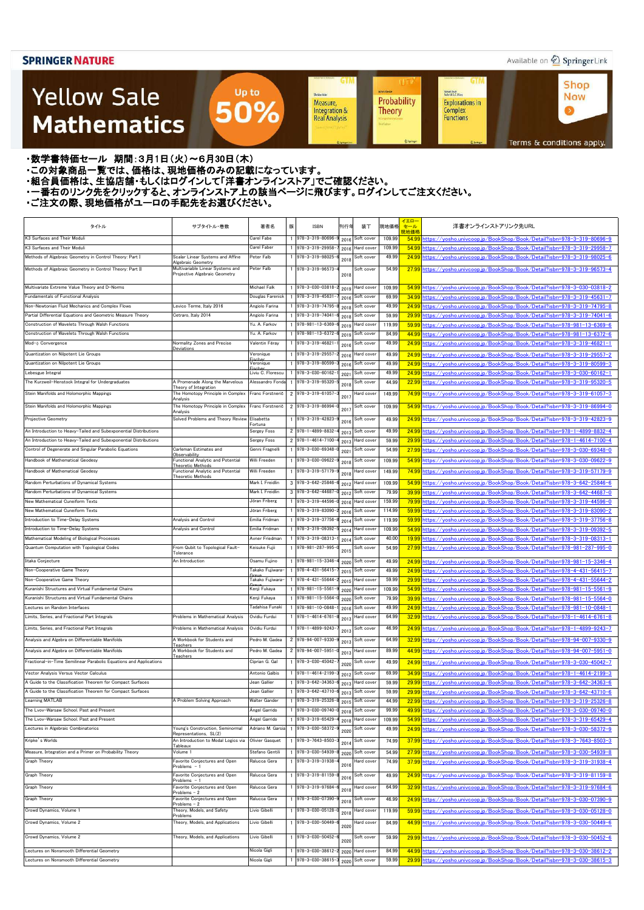SPRINGER NATURE

Available on SpringerLink

# Yellow Sale Mathematics

Up to 50%

Shop Now

Terms & conditions apply.

- ・数学書特価セール　期間：3月1日（火）～6月30日（木）
- ・この対象商品一覧では、価格は、現地価格のみの記載になっています。
- ・組合員価格は、生協店舗・もしくはログインして「洋書オンラインストア」でご確認ください。
- ・一番右のリンク先をクリックすると、オンラインストア上の該当ページに飛びます。ログインしてご注文ください。
- ・ご注文の際、現地価格がユーロの手配先をお選びください。

| タイトル | サブタイトル・巻数 | 著者名 | 版 | ISBN | 刊行年 | 装丁 | 現地価格 | イエローセール現地価格 | 洋書オンラインストアリンク先URL |
|---|---|---|---|---|---|---|---|---|---|
| K3 Surfaces and Their Moduli | | Carel Faber | 1 | 978-3-319-80696-9 | 2016 | Soft cover | 109.99 | 54.99 | https://yosho.univcoop.jp/BookShop/Book/Detail?isbn=978-3-319-80696-9 |
| K3 Surfaces and Their Moduli | | Carel Faber | 1 | 978-3-319-29958-7 | 2016 | Hard cover | 109.99 | 54.99 | https://yosho.univcoop.jp/BookShop/Book/Detail?isbn=978-3-319-29958-7 |
| Methods of Algebraic Geometry in Control Theory: Part I | Scalar Linear Systems and Affine Algebraic Geometry | Peter Falb | 1 | 978-3-319-98025-6 | 2018 | Soft cover | 49.99 | 24.99 | https://yosho.univcoop.jp/BookShop/Book/Detail?isbn=978-3-319-98025-6 |
| Methods of Algebraic Geometry in Control Theory: Part II | Multivariable Linear Systems and Projective Algebraic Geometry | Peter Falb | 1 | 978-3-319-96573-4 | 2018 | Soft cover | 54.99 | 27.99 | https://yosho.univcoop.jp/BookShop/Book/Detail?isbn=978-3-319-96573-4 |
| Multivariate Extreme Value Theory and D-Norms | | Michael Falk | 1 | 978-3-030-03818-2 | 2019 | Hard cover | 109.99 | 54.99 | https://yosho.univcoop.jp/BookShop/Book/Detail?isbn=978-3-030-03818-2 |
| Fundamentals of Functional Analysis | | Douglas Farenick | 1 | 978-3-319-45631-7 | 2016 | Soft cover | 69.99 | 34.99 | https://yosho.univcoop.jp/BookShop/Book/Detail?isbn=978-3-319-45631-7 |
| Non-Newtonian Fluid Mechanics and Complex Flows | Levico Terme, Italy 2016 | Angiolo Farina | 1 | 978-3-319-74795-8 | 2018 | Soft cover | 49.99 | 24.99 | https://yosho.univcoop.jp/BookShop/Book/Detail?isbn=978-3-319-74795-8 |
| Partial Differential Equations and Geometric Measure Theory | Cetraro, Italy 2014 | Angiolo Farina | 1 | 978-3-319-74041-6 | 2018 | Soft cover | 59.99 | 29.99 | https://yosho.univcoop.jp/BookShop/Book/Detail?isbn=978-3-319-74041-6 |
| Construction of Wavelets Through Walsh Functions | | Yu. A. Farkov | 1 | 978-981-13-6369-6 | 2019 | Hard cover | 119.99 | 59.99 | https://yosho.univcoop.jp/BookShop/Book/Detail?isbn=978-981-13-6369-6 |
| Construction of Wavelets Through Walsh Functions | | Yu. A. Farkov | 1 | 978-981-13-6372-6 | 2019 | Soft cover | 84.99 | 44.99 | https://yosho.univcoop.jp/BookShop/Book/Detail?isbn=978-981-13-6372-6 |
| Mod-ϕ Convergence | Normality Zones and Precise Deviations | Valentin Féray | 1 | 978-3-319-46821-1 | 2016 | Soft cover | 49.99 | 24.99 | https://yosho.univcoop.jp/BookShop/Book/Detail?isbn=978-3-319-46821-1 |
| Quantization on Nilpotent Lie Groups | | Veronique Fischer | 1 | 978-3-319-29557-2 | 2016 | Hard cover | 49.99 | 24.99 | https://yosho.univcoop.jp/BookShop/Book/Detail?isbn=978-3-319-29557-2 |
| Quantization on Nilpotent Lie Groups | | Veronique Fischer | 1 | 978-3-319-80599-3 | 2016 | Soft cover | 49.99 | 24.99 | https://yosho.univcoop.jp/BookShop/Book/Detail?isbn=978-3-319-80599-3 |
| Lebesgue Integral | | Liviu C. Florescu | 1 | 978-3-030-60162-1 | 2021 | Soft cover | 49.99 | 24.99 | https://yosho.univcoop.jp/BookShop/Book/Detail?isbn=978-3-030-60162-1 |
| The Kurzweil-Henstock Integral for Undergraduates | A Promenade Along the Marvelous Theory of Integration | Alessandro Fonda | 1 | 978-3-319-95320-5 | 2018 | Soft cover | 44.99 | 22.99 | https://yosho.univcoop.jp/BookShop/Book/Detail?isbn=978-3-319-95320-5 |
| Stein Manifolds and Holomorphic Mappings | The Homotopy Principle in Complex Analysis | Franc Forstnerič | 2 | 978-3-319-61057-3 | 2017 | Hard cover | 149.99 | 74.99 | https://yosho.univcoop.jp/BookShop/Book/Detail?isbn=978-3-319-61057-3 |
| Stein Manifolds and Holomorphic Mappings | The Homotopy Principle in Complex Analysis | Franc Forstnerič | 2 | 978-3-319-86994-0 | 2017 | Soft cover | 109.99 | 54.99 | https://yosho.univcoop.jp/BookShop/Book/Detail?isbn=978-3-319-86994-0 |
| Projective Geometry | Solved Problems and Theory Review | Elisabetta Fortuna | 1 | 978-3-319-42823-9 | 2016 | Soft cover | 49.99 | 24.99 | https://yosho.univcoop.jp/BookShop/Book/Detail?isbn=978-3-319-42823-9 |
| An Introduction to Heavy-Tailed and Subexponential Distributions | | Sergey Foss | 2 | 978-1-4899-8832-4 | 2013 | Soft cover | 49.99 | 24.99 | https://yosho.univcoop.jp/BookShop/Book/Detail?isbn=978-1-4899-8832-4 |
| An Introduction to Heavy-Tailed and Subexponential Distributions | | Sergey Foss | 2 | 978-1-4614-7100-4 | 2013 | Hard cover | 59.99 | 29.99 | https://yosho.univcoop.jp/BookShop/Book/Detail?isbn=978-1-4614-7100-4 |
| Control of Degenerate and Singular Parabolic Equations | Carleman Estimates and Observability | Genni Fragnelli | 1 | 978-3-030-69348-0 | 2021 | Soft cover | 54.99 | 27.99 | https://yosho.univcoop.jp/BookShop/Book/Detail?isbn=978-3-030-69348-0 |
| Handbook of Mathematical Geodesy | Functional Analytic and Potential Theoretic Methods | Willi Freeden | 1 | 978-3-030-09622-9 | 2018 | Soft cover | 109.99 | 54.99 | https://yosho.univcoop.jp/BookShop/Book/Detail?isbn=978-3-030-09622-9 |
| Handbook of Mathematical Geodesy | Functional Analytic and Potential Theoretic Methods | Willi Freeden | 1 | 978-3-319-57179-9 | 2018 | Hard cover | 149.99 | 74.99 | https://yosho.univcoop.jp/BookShop/Book/Detail?isbn=978-3-319-57179-9 |
| Random Perturbations of Dynamical Systems | | Mark I. Freidlin | 3 | 978-3-642-25846-6 | 2012 | Hard cover | 109.99 | 54.99 | https://yosho.univcoop.jp/BookShop/Book/Detail?isbn=978-3-642-25846-6 |
| Random Perturbations of Dynamical Systems | | Mark I. Freidlin | 3 | 978-3-642-44687-0 | 2012 | Soft cover | 79.99 | 39.99 | https://yosho.univcoop.jp/BookShop/Book/Detail?isbn=978-3-642-44687-0 |
| New Mathematical Cuneiform Texts | | Jöran Friberg | 1 | 978-3-319-44596-0 | 2016 | Hard cover | 159.99 | 79.99 | https://yosho.univcoop.jp/BookShop/Book/Detail?isbn=978-3-319-44596-0 |
| New Mathematical Cuneiform Texts | | Jöran Friberg | 1 | 978-3-319-83090-2 | 2016 | Soft cover | 114.99 | 59.99 | https://yosho.univcoop.jp/BookShop/Book/Detail?isbn=978-3-319-83090-2 |
| Introduction to Time-Delay Systems | Analysis and Control | Emilia Fridman | 1 | 978-3-319-37756-8 | 2014 | Soft cover | 119.99 | 59.99 | https://yosho.univcoop.jp/BookShop/Book/Detail?isbn=978-3-319-37756-8 |
| Introduction to Time-Delay Systems | Analysis and Control | Emilia Fridman | 1 | 978-3-319-09392-5 | 2014 | Hard cover | 109.99 | 54.99 | https://yosho.univcoop.jp/BookShop/Book/Detail?isbn=978-3-319-09392-5 |
| Mathematical Modeling of Biological Processes | | Avner Friedman | 1 | 978-3-319-08313-1 | 2014 | Soft cover | 40.00 | 19.99 | https://yosho.univcoop.jp/BookShop/Book/Detail?isbn=978-3-319-08313-1 |
| Quantum Computation with Topological Codes | From Qubit to Topological Fault-Tolerance | Keisuke Fujii | 1 | 978-981-287-995-0 | 2015 | Soft cover | 54.99 | 27.99 | https://yosho.univcoop.jp/BookShop/Book/Detail?isbn=978-981-287-995-0 |
| Iitaka Conjecture | An Introduction | Osamu Fujino | 1 | 978-981-15-3346-4 | 2020 | Soft cover | 49.99 | 24.99 | https://yosho.univcoop.jp/BookShop/Book/Detail?isbn=978-981-15-3346-4 |
| Non-Cooperative Game Theory | | Takako Fujiwara-Greve | 1 | 978-4-431-56415-7 | 2015 | Soft cover | 49.99 | 24.99 | https://yosho.univcoop.jp/BookShop/Book/Detail?isbn=978-4-431-56415-7 |
| Non-Cooperative Game Theory | | Takako Fujiwara-Greve | 1 | 978-4-431-55644-2 | 2015 | Hard cover | 59.99 | 29.99 | https://yosho.univcoop.jp/BookShop/Book/Detail?isbn=978-4-431-55644-2 |
| Kuranishi Structures and Virtual Fundamental Chains | | Kenji Fukaya | 1 | 978-981-15-5561-9 | 2020 | Hard cover | 109.99 | 54.99 | https://yosho.univcoop.jp/BookShop/Book/Detail?isbn=978-981-15-5561-9 |
| Kuranishi Structures and Virtual Fundamental Chains | | Kenji Fukaya | 1 | 978-981-15-5564-0 | 2020 | Soft cover | 79.99 | 39.99 | https://yosho.univcoop.jp/BookShop/Book/Detail?isbn=978-981-15-5564-0 |
| Lectures on Random Interfaces | | Tadahisa Funaki | 1 | 978-981-10-0848-1 | 2016 | Soft cover | 49.99 | 24.99 | https://yosho.univcoop.jp/BookShop/Book/Detail?isbn=978-981-10-0848-1 |
| Limits, Series, and Fractional Part Integrals | Problems in Mathematical Analysis | Ovidiu Furdui | 1 | 978-1-4614-6761-8 | 2013 | Hard cover | 64.99 | 32.99 | https://yosho.univcoop.jp/BookShop/Book/Detail?isbn=978-1-4614-6761-8 |
| Limits, Series, and Fractional Part Integrals | Problems in Mathematical Analysis | Ovidiu Furdui | 1 | 978-1-4899-9243-7 | 2013 | Soft cover | 46.99 | 24.99 | https://yosho.univcoop.jp/BookShop/Book/Detail?isbn=978-1-4899-9243-7 |
| Analysis and Algebra on Differentiable Manifolds | A Workbook for Students and Teachers | Pedro M. Gadea | 2 | 978-94-007-9330-9 | 2013 | Soft cover | 64.99 | 32.99 | https://yosho.univcoop.jp/BookShop/Book/Detail?isbn=978-94-007-9330-9 |
| Analysis and Algebra on Differentiable Manifolds | A Workbook for Students and Teachers | Pedro M. Gadea | 2 | 978-94-007-5951-0 | 2013 | Hard cover | 89.99 | 44.99 | https://yosho.univcoop.jp/BookShop/Book/Detail?isbn=978-94-007-5951-0 |
| Fractional-in-Time Semilinear Parabolic Equations and Applications | | Ciprian G. Gal | 1 | 978-3-030-45042-7 | 2020 | Soft cover | 49.99 | 24.99 | https://yosho.univcoop.jp/BookShop/Book/Detail?isbn=978-3-030-45042-7 |
| Vector Analysis Versus Vector Calculus | | Antonio Galbis | 1 | 978-1-4614-2199-3 | 2012 | Soft cover | 69.99 | 34.99 | https://yosho.univcoop.jp/BookShop/Book/Detail?isbn=978-1-4614-2199-3 |
| A Guide to the Classification Theorem for Compact Surfaces | | Jean Gallier | 1 | 978-3-642-34363-6 | 2013 | Hard cover | 59.99 | 29.99 | https://yosho.univcoop.jp/BookShop/Book/Detail?isbn=978-3-642-34363-6 |
| A Guide to the Classification Theorem for Compact Surfaces | | Jean Gallier | 1 | 978-3-642-43710-6 | 2013 | Soft cover | 59.99 | 29.99 | https://yosho.univcoop.jp/BookShop/Book/Detail?isbn=978-3-642-43710-6 |
| Learning MATLAB | A Problem Solving Approach | Walter Gander | 1 | 978-3-319-25326-8 | 2015 | Soft cover | 44.99 | 22.99 | https://yosho.univcoop.jp/BookShop/Book/Detail?isbn=978-3-319-25326-8 |
| The Lvov-Warsaw School. Past and Present | | Ángel Garrido | 1 | 978-3-030-09740-0 | 2018 | Soft cover | 99.99 | 49.99 | https://yosho.univcoop.jp/BookShop/Book/Detail?isbn=978-3-030-09740-0 |
| The Lvov-Warsaw School. Past and Present | | Ángel Garrido | 1 | 978-3-319-65429-4 | 2018 | Hard cover | 109.99 | 54.99 | https://yosho.univcoop.jp/BookShop/Book/Detail?isbn=978-3-319-65429-4 |
| Lectures in Algebraic Combinatorics | Young's Construction, Seminormal Representations, SL(2) | Adriano M. Garsia | 1 | 978-3-030-58372-9 | 2020 | Soft cover | 49.99 | 24.99 | https://yosho.univcoop.jp/BookShop/Book/Detail?isbn=978-3-030-58372-9 |
| Kripke's Worlds | An Introduction to Modal Logics via Tableaux | Olivier Gasquet | 1 | 978-3-7643-8503-3 | 2014 | Soft cover | 74.99 | 37.99 | https://yosho.univcoop.jp/BookShop/Book/Detail?isbn=978-3-7643-8503-3 |
| Measure, Integration and a Primer on Probability Theory | Volume 1 | Stefano Gentili | 1 | 978-3-030-54939-8 | 2020 | Soft cover | 54.99 | 27.99 | https://yosho.univcoop.jp/BookShop/Book/Detail?isbn=978-3-030-54939-8 |
| Graph Theory | Favorite Conjectures and Open Problems - 1 | Ralucca Gera | 1 | 978-3-319-31938-4 | 2016 | Hard cover | 74.99 | 37.99 | https://yosho.univcoop.jp/BookShop/Book/Detail?isbn=978-3-319-31938-4 |
| Graph Theory | Favorite Conjectures and Open Problems - 1 | Ralucca Gera | 1 | 978-3-319-81159-8 | 2016 | Soft cover | 49.99 | 24.99 | https://yosho.univcoop.jp/BookShop/Book/Detail?isbn=978-3-319-81159-8 |
| Graph Theory | Favorite Conjectures and Open Problems - 2 | Ralucca Gera | 1 | 978-3-319-97684-6 | 2018 | Hard cover | 64.99 | 32.99 | https://yosho.univcoop.jp/BookShop/Book/Detail?isbn=978-3-319-97684-6 |
| Graph Theory | Favorite Conjectures and Open Problems - 2 | Ralucca Gera | 1 | 978-3-030-07390-9 | 2018 | Soft cover | 46.99 | 24.99 | https://yosho.univcoop.jp/BookShop/Book/Detail?isbn=978-3-030-07390-9 |
| Crowd Dynamics, Volume 1 | Theory, Models, and Safety Problems | Livio Gibelli | 1 | 978-3-030-05128-0 | 2018 | Hard cover | 119.99 | 59.99 | https://yosho.univcoop.jp/BookShop/Book/Detail?isbn=978-3-030-05128-0 |
| Crowd Dynamics, Volume 2 | Theory, Models, and Applications | Livio Gibelli | 1 | 978-3-030-50449-6 | 2020 | Hard cover | 84.99 | 44.99 | https://yosho.univcoop.jp/BookShop/Book/Detail?isbn=978-3-030-50449-6 |
| Crowd Dynamics, Volume 2 | Theory, Models, and Applications | Livio Gibelli | 1 | 978-3-030-50452-6 | 2020 | Soft cover | 59.99 | 29.99 | https://yosho.univcoop.jp/BookShop/Book/Detail?isbn=978-3-030-50452-6 |
| Lectures on Nonsmooth Differential Geometry | | Nicola Gigli | 1 | 978-3-030-38612-2 | 2020 | Hard cover | 84.99 | 44.99 | https://yosho.univcoop.jp/BookShop/Book/Detail?isbn=978-3-030-38612-2 |
| Lectures on Nonsmooth Differential Geometry | | Nicola Gigli | 1 | 978-3-030-38615-3 | 2020 | Soft cover | 59.99 | 29.99 | https://yosho.univcoop.jp/BookShop/Book/Detail?isbn=978-3-030-38615-3 |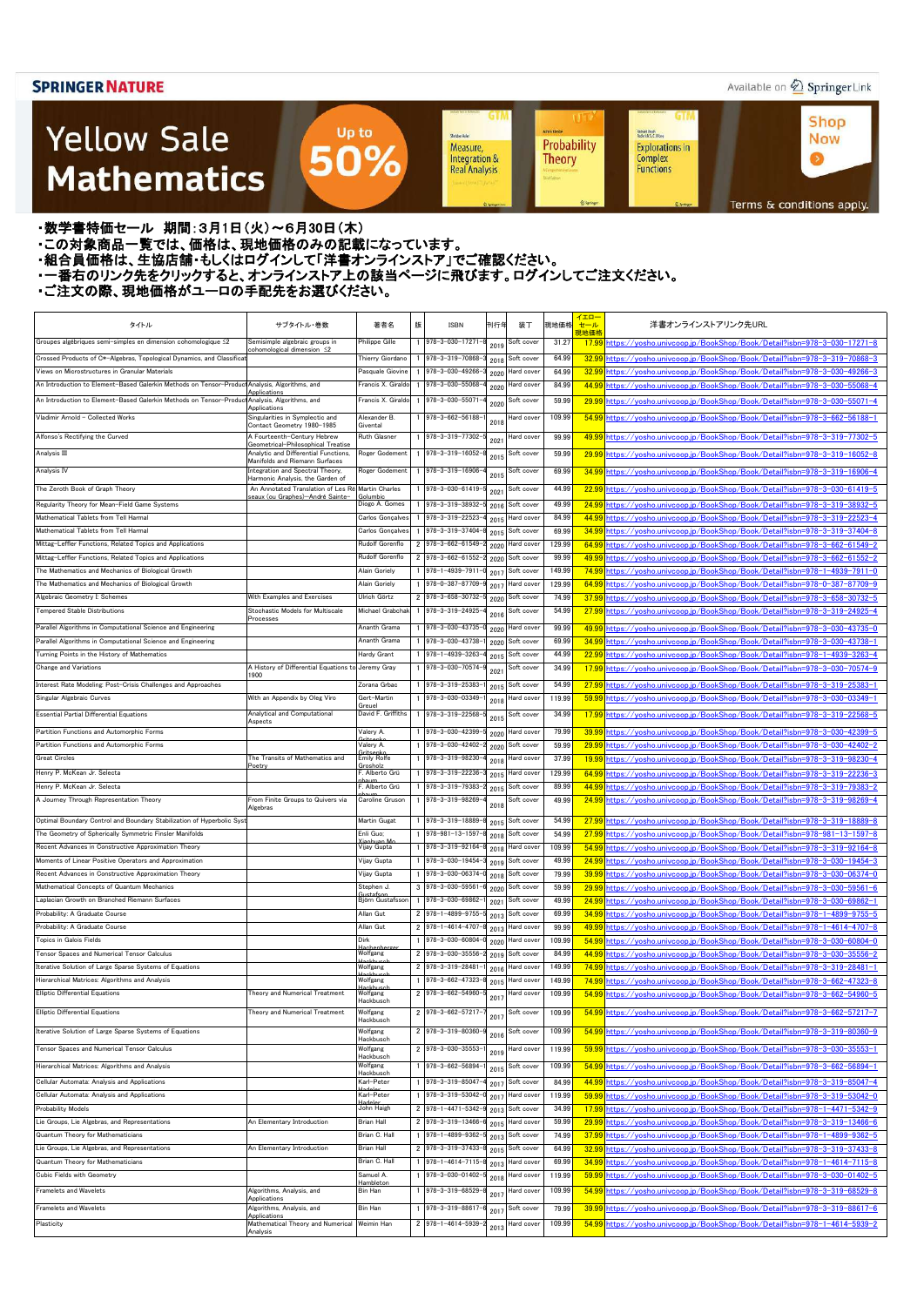SPRINGER NATURE

Available on SpringerLink

# Yellow Sale Mathematics

Up to 50%

Shop Now

Terms & conditions apply.

・数学書特価セール　期間：3月1日（火）～6月30日（木）
・この対象商品一覧では、価格は、現地価格のみの記載になっています。
・組合員価格は、生協店舗・もしくはログインして「洋書オンラインストア」でご確認ください。
・一番右のリンク先をクリックすると、オンラインストア上の該当ページに飛びます。ログインしてご注文ください。
・ご注文の際、現地価格がユーロの手配先をお選びください。

| タイトル | サブタイトル・巻数 | 著者名 | 版 | ISBN | 刊行年 | 装丁 | 現地価格 | イエローセール現地価格 | 洋書オンラインストアリンク先URL |
|---|---|---|---|---|---|---|---|---|---|
| Groupes algébriques semi-simples en dimension cohomologique ≤2 | Semisimple algebraic groups in cohomological dimension ≤2 | Philippe Gille | 1 | 978-3-030-17271-8 | 2019 | Soft cover | 31.27 | 17.99 | https://yosho.univcoop.jp/BookShop/Book/Detail?isbn=978-3-030-17271-8 |
| Crossed Products of C*-Algebras, Topological Dynamics, and Classificat | | Thierry Giordano | 1 | 978-3-319-70868-3 | 2018 | Soft cover | 64.99 | 32.99 | https://yosho.univcoop.jp/BookShop/Book/Detail?isbn=978-3-319-70868-3 |
| Views on Microstructures in Granular Materials | | Pasquale Giovine | 1 | 978-3-030-49266-3 | 2020 | Hard cover | 64.99 | 32.99 | https://yosho.univcoop.jp/BookShop/Book/Detail?isbn=978-3-030-49266-3 |
| An Introduction to Element-Based Galerkin Methods on Tensor-Product | Analysis, Algorithms, and Applications | Francis X. Giraldo | 1 | 978-3-030-55068-4 | 2020 | Hard cover | 84.99 | 44.99 | https://yosho.univcoop.jp/BookShop/Book/Detail?isbn=978-3-030-55068-4 |
| An Introduction to Element-Based Galerkin Methods on Tensor-Product | Analysis, Algorithms, and Applications | Francis X. Giraldo | 1 | 978-3-030-55071-4 | 2020 | Soft cover | 59.99 | 29.99 | https://yosho.univcoop.jp/BookShop/Book/Detail?isbn=978-3-030-55071-4 |
| Vladimir Arnold - Collected Works | Singularities in Symplectic and Contact Geometry 1980-1985 | Alexander B. Givental | 1 | 978-3-662-56188-1 | 2018 | Hard cover | 109.99 | 54.99 | https://yosho.univcoop.jp/BookShop/Book/Detail?isbn=978-3-662-56188-1 |
| Alfonso's Rectifying the Curved | A Fourteenth-Century Hebrew Geometrical-Philosophical Treatise | Ruth Glasner | 1 | 978-3-319-77302-5 | 2021 | Hard cover | 99.99 | 49.99 | https://yosho.univcoop.jp/BookShop/Book/Detail?isbn=978-3-319-77302-5 |
| Analysis III | Analytic and Differential Functions, Manifolds and Riemann Surfaces | Roger Godement | 1 | 978-3-319-16052-8 | 2015 | Soft cover | 59.99 | 29.99 | https://yosho.univcoop.jp/BookShop/Book/Detail?isbn=978-3-319-16052-8 |
| Analysis IV | Integration and Spectral Theory, Harmonic Analysis, the Garden of | Roger Godement | 1 | 978-3-319-16906-4 | 2015 | Soft cover | 69.99 | 34.99 | https://yosho.univcoop.jp/BookShop/Book/Detail?isbn=978-3-319-16906-4 |
| The Zeroth Book of Graph Theory | An Annotated Translation of Les Ré seaux (ou Graphes)—André Sainte- | Martin Charles Golumbic | 1 | 978-3-030-61419-5 | 2021 | Soft cover | 44.99 | 22.99 | https://yosho.univcoop.jp/BookShop/Book/Detail?isbn=978-3-030-61419-5 |
| Regularity Theory for Mean-Field Game Systems | | Diogo A. Gomes | 1 | 978-3-319-38932-5 | 2016 | Soft cover | 49.99 | 24.99 | https://yosho.univcoop.jp/BookShop/Book/Detail?isbn=978-3-319-38932-5 |
| Mathematical Tablets from Tell Harmal | | Carlos Gonçalves | 1 | 978-3-319-22523-4 | 2015 | Hard cover | 84.99 | 44.99 | https://yosho.univcoop.jp/BookShop/Book/Detail?isbn=978-3-319-22523-4 |
| Mathematical Tablets from Tell Harmal | | Carlos Gonçalves | 1 | 978-3-319-37404-8 | 2015 | Soft cover | 69.99 | 34.99 | https://yosho.univcoop.jp/BookShop/Book/Detail?isbn=978-3-319-37404-8 |
| Mittag-Leffler Functions, Related Topics and Applications | | Rudolf Gorenflo | 2 | 978-3-662-61549-2 | 2020 | Hard cover | 129.99 | 64.99 | https://yosho.univcoop.jp/BookShop/Book/Detail?isbn=978-3-662-61549-2 |
| Mittag-Leffler Functions, Related Topics and Applications | | Rudolf Gorenflo | 2 | 978-3-662-61552-2 | 2020 | Soft cover | 99.99 | 49.99 | https://yosho.univcoop.jp/BookShop/Book/Detail?isbn=978-3-662-61552-2 |
| The Mathematics and Mechanics of Biological Growth | | Alain Goriely | 1 | 978-1-4939-7911-0 | 2017 | Soft cover | 149.99 | 74.99 | https://yosho.univcoop.jp/BookShop/Book/Detail?isbn=978-1-4939-7911-0 |
| The Mathematics and Mechanics of Biological Growth | | Alain Goriely | 1 | 978-0-387-87709-9 | 2017 | Hard cover | 129.99 | 64.99 | https://yosho.univcoop.jp/BookShop/Book/Detail?isbn=978-0-387-87709-9 |
| Algebraic Geometry I: Schemes | With Examples and Exercises | Ulrich Görtz | 2 | 978-3-658-30732-5 | 2020 | Soft cover | 74.99 | 37.99 | https://yosho.univcoop.jp/BookShop/Book/Detail?isbn=978-3-658-30732-5 |
| Tempered Stable Distributions | Stochastic Models for Multiscale Processes | Michael Grabchak | 1 | 978-3-319-24925-4 | 2016 | Soft cover | 54.99 | 27.99 | https://yosho.univcoop.jp/BookShop/Book/Detail?isbn=978-3-319-24925-4 |
| Parallel Algorithms in Computational Science and Engineering | | Ananth Grama | 1 | 978-3-030-43735-0 | 2020 | Hard cover | 99.99 | 49.99 | https://yosho.univcoop.jp/BookShop/Book/Detail?isbn=978-3-030-43735-0 |
| Parallel Algorithms in Computational Science and Engineering | | Ananth Grama | 1 | 978-3-030-43738-1 | 2020 | Soft cover | 69.99 | 34.99 | https://yosho.univcoop.jp/BookShop/Book/Detail?isbn=978-3-030-43738-1 |
| Turning Points in the History of Mathematics | | Hardy Grant | 1 | 978-1-4939-3263-4 | 2015 | Soft cover | 44.99 | 22.99 | https://yosho.univcoop.jp/BookShop/Book/Detail?isbn=978-1-4939-3263-4 |
| Change and Variations | A History of Differential Equations to 1900 | Jeremy Gray | 1 | 978-3-030-70574-9 | 2021 | Soft cover | 34.99 | 17.99 | https://yosho.univcoop.jp/BookShop/Book/Detail?isbn=978-3-030-70574-9 |
| Interest Rate Modeling: Post-Crisis Challenges and Approaches | | Zorana Grbac | 1 | 978-3-319-25383-1 | 2015 | Soft cover | 54.99 | 27.99 | https://yosho.univcoop.jp/BookShop/Book/Detail?isbn=978-3-319-25383-1 |
| Singular Algebraic Curves | With an Appendix by Oleg Viro | Gert-Martin Greuel | 1 | 978-3-030-03349-1 | 2018 | Hard cover | 119.99 | 59.99 | https://yosho.univcoop.jp/BookShop/Book/Detail?isbn=978-3-030-03349-1 |
| Essential Partial Differential Equations | Analytical and Computational Aspects | David F. Griffiths | 1 | 978-3-319-22568-5 | 2015 | Soft cover | 34.99 | 17.99 | https://yosho.univcoop.jp/BookShop/Book/Detail?isbn=978-3-319-22568-5 |
| Partition Functions and Automorphic Forms | | Valery A. Gritsenko | 1 | 978-3-030-42399-5 | 2020 | Hard cover | 79.99 | 39.99 | https://yosho.univcoop.jp/BookShop/Book/Detail?isbn=978-3-030-42399-5 |
| Partition Functions and Automorphic Forms | | Valery A. Gritsenko | 1 | 978-3-030-42402-2 | 2020 | Soft cover | 59.99 | 29.99 | https://yosho.univcoop.jp/BookShop/Book/Detail?isbn=978-3-030-42402-2 |
| Great Circles | The Transits of Mathematics and Poetry | Emily Rolfe Grosholz | 1 | 978-3-319-98230-4 | 2018 | Hard cover | 37.99 | 19.99 | https://yosho.univcoop.jp/BookShop/Book/Detail?isbn=978-3-319-98230-4 |
| Henry P. McKean Jr. Selecta | | F. Alberto Grünbaum | 1 | 978-3-319-22236-3 | 2015 | Hard cover | 129.99 | 64.99 | https://yosho.univcoop.jp/BookShop/Book/Detail?isbn=978-3-319-22236-3 |
| Henry P. McKean Jr. Selecta | | F. Alberto Grünbaum | 1 | 978-3-319-79383-2 | 2015 | Soft cover | 89.99 | 44.99 | https://yosho.univcoop.jp/BookShop/Book/Detail?isbn=978-3-319-79383-2 |
| A Journey Through Representation Theory | From Finite Groups to Quivers via Algebras | Caroline Gruson | 1 | 978-3-319-98269-4 | 2018 | Soft cover | 49.99 | 24.99 | https://yosho.univcoop.jp/BookShop/Book/Detail?isbn=978-3-319-98269-4 |
| Optimal Boundary Control and Boundary Stabilization of Hyperbolic Syst | | Martin Gugat | 1 | 978-3-319-18889-8 | 2015 | Soft cover | 54.99 | 27.99 | https://yosho.univcoop.jp/BookShop/Book/Detail?isbn=978-3-319-18889-8 |
| The Geometry of Spherically Symmetric Finsler Manifolds | | Enli Guo; Xiaohuan Mo | 1 | 978-981-13-1597-8 | 2018 | Soft cover | 54.99 | 27.99 | https://yosho.univcoop.jp/BookShop/Book/Detail?isbn=978-981-13-1597-8 |
| Recent Advances in Constructive Approximation Theory | | Vijay Gupta | 1 | 978-3-319-92164-8 | 2018 | Hard cover | 109.99 | 54.99 | https://yosho.univcoop.jp/BookShop/Book/Detail?isbn=978-3-319-92164-8 |
| Moments of Linear Positive Operators and Approximation | | Vijay Gupta | 1 | 978-3-030-19454-3 | 2019 | Soft cover | 49.99 | 24.99 | https://yosho.univcoop.jp/BookShop/Book/Detail?isbn=978-3-030-19454-3 |
| Recent Advances in Constructive Approximation Theory | | Vijay Gupta | 1 | 978-3-030-06374-0 | 2018 | Soft cover | 79.99 | 39.99 | https://yosho.univcoop.jp/BookShop/Book/Detail?isbn=978-3-030-06374-0 |
| Mathematical Concepts of Quantum Mechanics | | Stephen J. Gustafson | 3 | 978-3-030-59561-6 | 2020 | Soft cover | 59.99 | 29.99 | https://yosho.univcoop.jp/BookShop/Book/Detail?isbn=978-3-030-59561-6 |
| Laplacian Growth on Branched Riemann Surfaces | | Björn Gustafsson | 1 | 978-3-030-69862-1 | 2021 | Soft cover | 49.99 | 24.99 | https://yosho.univcoop.jp/BookShop/Book/Detail?isbn=978-3-030-69862-1 |
| Probability: A Graduate Course | | Allan Gut | 2 | 978-1-4899-9755-5 | 2013 | Soft cover | 69.99 | 34.99 | https://yosho.univcoop.jp/BookShop/Book/Detail?isbn=978-1-4899-9755-5 |
| Probability: A Graduate Course | | Allan Gut | 2 | 978-1-4614-4707-8 | 2013 | Hard cover | 99.99 | 49.99 | https://yosho.univcoop.jp/BookShop/Book/Detail?isbn=978-1-4614-4707-8 |
| Topics in Galois Fields | | Dirk Hachenberger | 1 | 978-3-030-60804-0 | 2020 | Hard cover | 109.99 | 54.99 | https://yosho.univcoop.jp/BookShop/Book/Detail?isbn=978-3-030-60804-0 |
| Tensor Spaces and Numerical Tensor Calculus | | Wolfgang Hackbusch | 2 | 978-3-030-35556-2 | 2019 | Soft cover | 84.99 | 44.99 | https://yosho.univcoop.jp/BookShop/Book/Detail?isbn=978-3-030-35556-2 |
| Iterative Solution of Large Sparse Systems of Equations | | Wolfgang Hackbusch | 2 | 978-3-319-28481-1 | 2016 | Hard cover | 149.99 | 74.99 | https://yosho.univcoop.jp/BookShop/Book/Detail?isbn=978-3-319-28481-1 |
| Hierarchical Matrices: Algorithms and Analysis | | Wolfgang Hackbusch | 1 | 978-3-662-47323-8 | 2015 | Hard cover | 149.99 | 74.99 | https://yosho.univcoop.jp/BookShop/Book/Detail?isbn=978-3-662-47323-8 |
| Elliptic Differential Equations | Theory and Numerical Treatment | Wolfgang Hackbusch | 2 | 978-3-662-54960-5 | 2017 | Hard cover | 109.99 | 54.99 | https://yosho.univcoop.jp/BookShop/Book/Detail?isbn=978-3-662-54960-5 |
| Elliptic Differential Equations | Theory and Numerical Treatment | Wolfgang Hackbusch | 2 | 978-3-662-57217-7 | 2017 | Soft cover | 109.99 | 54.99 | https://yosho.univcoop.jp/BookShop/Book/Detail?isbn=978-3-662-57217-7 |
| Iterative Solution of Large Sparse Systems of Equations | | Wolfgang Hackbusch | 2 | 978-3-319-80360-9 | 2016 | Soft cover | 109.99 | 54.99 | https://yosho.univcoop.jp/BookShop/Book/Detail?isbn=978-3-319-80360-9 |
| Tensor Spaces and Numerical Tensor Calculus | | Wolfgang Hackbusch | 2 | 978-3-030-35553-1 | 2019 | Hard cover | 119.99 | 59.99 | https://yosho.univcoop.jp/BookShop/Book/Detail?isbn=978-3-030-35553-1 |
| Hierarchical Matrices: Algorithms and Analysis | | Wolfgang Hackbusch | 1 | 978-3-662-56894-1 | 2015 | Soft cover | 109.99 | 54.99 | https://yosho.univcoop.jp/BookShop/Book/Detail?isbn=978-3-662-56894-1 |
| Cellular Automata: Analysis and Applications | | Karl-Peter Hadeler | 1 | 978-3-319-85047-4 | 2017 | Soft cover | 84.99 | 44.99 | https://yosho.univcoop.jp/BookShop/Book/Detail?isbn=978-3-319-85047-4 |
| Cellular Automata: Analysis and Applications | | Karl-Peter Hadeler | 1 | 978-3-319-53042-0 | 2017 | Hard cover | 119.99 | 59.99 | https://yosho.univcoop.jp/BookShop/Book/Detail?isbn=978-3-319-53042-0 |
| Probability Models | | John Haigh | 2 | 978-1-4471-5342-9 | 2013 | Soft cover | 34.99 | 17.99 | https://yosho.univcoop.jp/BookShop/Book/Detail?isbn=978-1-4471-5342-9 |
| Lie Groups, Lie Algebras, and Representations | An Elementary Introduction | Brian Hall | 2 | 978-3-319-13466-6 | 2015 | Hard cover | 59.99 | 29.99 | https://yosho.univcoop.jp/BookShop/Book/Detail?isbn=978-3-319-13466-6 |
| Quantum Theory for Mathematicians | | Brian C. Hall | 1 | 978-1-4899-9362-5 | 2013 | Soft cover | 74.99 | 37.99 | https://yosho.univcoop.jp/BookShop/Book/Detail?isbn=978-1-4899-9362-5 |
| Lie Groups, Lie Algebras, and Representations | An Elementary Introduction | Brian Hall | 2 | 978-3-319-37433-8 | 2015 | Soft cover | 64.99 | 32.99 | https://yosho.univcoop.jp/BookShop/Book/Detail?isbn=978-3-319-37433-8 |
| Quantum Theory for Mathematicians | | Brian C. Hall | 1 | 978-1-4614-7115-8 | 2013 | Hard cover | 69.99 | 34.99 | https://yosho.univcoop.jp/BookShop/Book/Detail?isbn=978-1-4614-7115-8 |
| Cubic Fields with Geometry | | Samuel A. Hambleton | 1 | 978-3-030-01402-5 | 2018 | Hard cover | 119.99 | 59.99 | https://yosho.univcoop.jp/BookShop/Book/Detail?isbn=978-3-030-01402-5 |
| Framelets and Wavelets | Algorithms, Analysis, and Applications | Bin Han | 1 | 978-3-319-68529-8 | 2017 | Hard cover | 109.99 | 54.99 | https://yosho.univcoop.jp/BookShop/Book/Detail?isbn=978-3-319-68529-8 |
| Framelets and Wavelets | Algorithms, Analysis, and Applications | Bin Han | 1 | 978-3-319-88617-6 | 2017 | Soft cover | 79.99 | 39.99 | https://yosho.univcoop.jp/BookShop/Book/Detail?isbn=978-3-319-88617-6 |
| Plasticity | Mathematical Theory and Numerical Analysis | Weimin Han | 2 | 978-1-4614-5939-2 | 2013 | Hard cover | 109.99 | 54.99 | https://yosho.univcoop.jp/BookShop/Book/Detail?isbn=978-1-4614-5939-2 |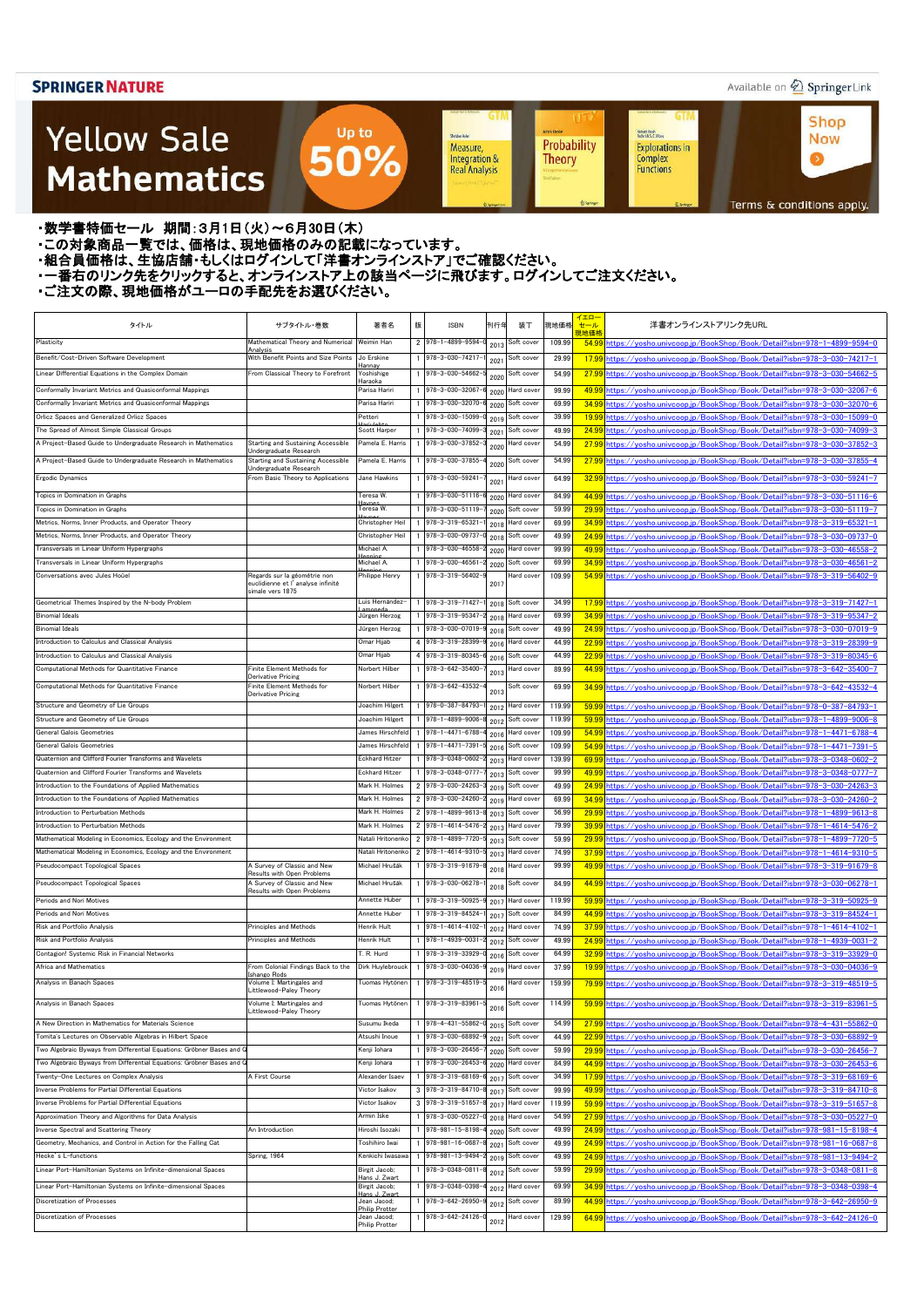SPRINGER NATURE

Available on SpringerLink

# Yellow Sale Mathematics

Up to 50%

Shop Now

Terms & conditions apply.

- ・数学書特価セール　期間：3月1日（火）～6月30日（木）
- ・この対象商品一覧では、価格は、現地価格のみの記載になっています。
- ・組合員価格は、生協店舗・もしくはログインして「洋書オンラインストア」でご確認ください。
- ・一番右のリンク先をクリックすると、オンラインストア上の該当ページに飛びます。ログインしてご注文ください。
- ・ご注文の際、現地価格がユーロの手配先をお選びください。

| タイトル | サブタイトル・巻数 | 著者名 | 版 | ISBN | 刊行年 | 装丁 | 現地価格 | イエローセール現地価格 | 洋書オンラインストアリンク先URL |
|---|---|---|---|---|---|---|---|---|---|
| Plasticity | Mathematical Theory and Numerical Analysis | Weimin Han | 2 | 978-1-4899-9594-0 | 2013 | Soft cover | 109.99 | 54.99 | https://yosho.univcoop.jp/BookShop/Book/Detail?isbn=978-1-4899-9594-0 |
| Benefit-Cost-Driven Software Development | With Benefit Points and Size Points | Jo Erskine Hannay | 1 | 978-3-030-74217-1 | 2021 | Soft cover | 29.99 | 17.99 | https://yosho.univcoop.jp/BookShop/Book/Detail?isbn=978-3-030-74217-1 |
| Linear Differential Equations in the Complex Domain | From Classical Theory to Forefront | Yoshishige Haraoka | 1 | 978-3-030-54662-5 | 2020 | Soft cover | 54.99 | 27.99 | https://yosho.univcoop.jp/BookShop/Book/Detail?isbn=978-3-030-54662-5 |
| Conformally Invariant Metrics and Quasiconformal Mappings | | Parisa Hariri | 1 | 978-3-030-32067-6 | 2020 | Hard cover | 99.99 | 49.99 | https://yosho.univcoop.jp/BookShop/Book/Detail?isbn=978-3-030-32067-6 |
| Conformally Invariant Metrics and Quasiconformal Mappings | | Parisa Hariri | 1 | 978-3-030-32070-6 | 2020 | Soft cover | 69.99 | 34.99 | https://yosho.univcoop.jp/BookShop/Book/Detail?isbn=978-3-030-32070-6 |
| Orlicz Spaces and Generalized Orlicz Spaces | | Petteri Harjulehto | 1 | 978-3-030-15099-0 | 2019 | Soft cover | 39.99 | 19.99 | https://yosho.univcoop.jp/BookShop/Book/Detail?isbn=978-3-030-15099-0 |
| The Spread of Almost Simple Classical Groups | | Scott Harper | 1 | 978-3-030-74099-3 | 2021 | Soft cover | 49.99 | 24.99 | https://yosho.univcoop.jp/BookShop/Book/Detail?isbn=978-3-030-74099-3 |
| A Project-Based Guide to Undergraduate Research in Mathematics | Starting and Sustaining Accessible Undergraduate Research | Pamela E. Harris | 1 | 978-3-030-37852-3 | 2020 | Hard cover | 54.99 | 27.99 | https://yosho.univcoop.jp/BookShop/Book/Detail?isbn=978-3-030-37852-3 |
| A Project-Based Guide to Undergraduate Research in Mathematics | Starting and Sustaining Accessible Undergraduate Research | Pamela E. Harris | 1 | 978-3-030-37855-4 | 2020 | Soft cover | 54.99 | 27.99 | https://yosho.univcoop.jp/BookShop/Book/Detail?isbn=978-3-030-37855-4 |
| Ergodic Dynamics | From Basic Theory to Applications | Jane Hawkins | 1 | 978-3-030-59241-7 | 2021 | Hard cover | 64.99 | 32.99 | https://yosho.univcoop.jp/BookShop/Book/Detail?isbn=978-3-030-59241-7 |
| Topics in Domination in Graphs | | Teresa W. Haynes | 1 | 978-3-030-51116-6 | 2020 | Hard cover | 84.99 | 44.99 | https://yosho.univcoop.jp/BookShop/Book/Detail?isbn=978-3-030-51116-6 |
| Topics in Domination in Graphs | | Teresa W. Haynes | 1 | 978-3-030-51119-7 | 2020 | Soft cover | 59.99 | 29.99 | https://yosho.univcoop.jp/BookShop/Book/Detail?isbn=978-3-030-51119-7 |
| Metrics, Norms, Inner Products, and Operator Theory | | Christopher Heil | 1 | 978-3-319-65321-1 | 2018 | Hard cover | 69.99 | 34.99 | https://yosho.univcoop.jp/BookShop/Book/Detail?isbn=978-3-319-65321-1 |
| Metrics, Norms, Inner Products, and Operator Theory | | Christopher Heil | 1 | 978-3-030-09737-0 | 2018 | Soft cover | 49.99 | 24.99 | https://yosho.univcoop.jp/BookShop/Book/Detail?isbn=978-3-030-09737-0 |
| Transversals in Linear Uniform Hypergraphs | | Michael A. Henning | 1 | 978-3-030-46558-2 | 2020 | Hard cover | 99.99 | 49.99 | https://yosho.univcoop.jp/BookShop/Book/Detail?isbn=978-3-030-46558-2 |
| Transversals in Linear Uniform Hypergraphs | | Michael A. Henning | 1 | 978-3-030-46561-2 | 2020 | Soft cover | 69.99 | 34.99 | https://yosho.univcoop.jp/BookShop/Book/Detail?isbn=978-3-030-46561-2 |
| Conversations avec Jules Hoüel | Regards sur la géométrie non euclidienne et l'analyse infinité simale vers 1875 | Philippe Henry | 1 | 978-3-319-56402-9 | 2017 | Hard cover | 109.99 | 54.99 | https://yosho.univcoop.jp/BookShop/Book/Detail?isbn=978-3-319-56402-9 |
| Geometrical Themes Inspired by the N-body Problem | | Luis Hernández-Lamoneda | 1 | 978-3-319-71427-1 | 2018 | Soft cover | 34.99 | 17.99 | https://yosho.univcoop.jp/BookShop/Book/Detail?isbn=978-3-319-71427-1 |
| Binomial Ideals | | Jürgen Herzog | 1 | 978-3-319-95347-2 | 2018 | Hard cover | 69.99 | 34.99 | https://yosho.univcoop.jp/BookShop/Book/Detail?isbn=978-3-319-95347-2 |
| Binomial Ideals | | Jürgen Herzog | 1 | 978-3-030-07019-9 | 2018 | Soft cover | 49.99 | 24.99 | https://yosho.univcoop.jp/BookShop/Book/Detail?isbn=978-3-030-07019-9 |
| Introduction to Calculus and Classical Analysis | | Omar Hijab | 4 | 978-3-319-28399-9 | 2016 | Hard cover | 44.99 | 22.99 | https://yosho.univcoop.jp/BookShop/Book/Detail?isbn=978-3-319-28399-9 |
| Introduction to Calculus and Classical Analysis | | Omar Hijab | 4 | 978-3-319-80345-6 | 2016 | Soft cover | 44.99 | 22.99 | https://yosho.univcoop.jp/BookShop/Book/Detail?isbn=978-3-319-80345-6 |
| Computational Methods for Quantitative Finance | Finite Element Methods for Derivative Pricing | Norbert Hilber | 1 | 978-3-642-35400-7 | 2013 | Hard cover | 89.99 | 44.99 | https://yosho.univcoop.jp/BookShop/Book/Detail?isbn=978-3-642-35400-7 |
| Computational Methods for Quantitative Finance | Finite Element Methods for Derivative Pricing | Norbert Hilber | 1 | 978-3-642-43532-4 | 2013 | Soft cover | 69.99 | 34.99 | https://yosho.univcoop.jp/BookShop/Book/Detail?isbn=978-3-642-43532-4 |
| Structure and Geometry of Lie Groups | | Joachim Hilgert | 1 | 978-0-387-84793-1 | 2012 | Hard cover | 119.99 | 59.99 | https://yosho.univcoop.jp/BookShop/Book/Detail?isbn=978-0-387-84793-1 |
| Structure and Geometry of Lie Groups | | Joachim Hilgert | 1 | 978-1-4899-9006-8 | 2012 | Soft cover | 119.99 | 59.99 | https://yosho.univcoop.jp/BookShop/Book/Detail?isbn=978-1-4899-9006-8 |
| General Galois Geometries | | James Hirschfeld | 1 | 978-1-4471-6788-4 | 2016 | Hard cover | 109.99 | 54.99 | https://yosho.univcoop.jp/BookShop/Book/Detail?isbn=978-1-4471-6788-4 |
| General Galois Geometries | | James Hirschfeld | 1 | 978-1-4471-7391-5 | 2016 | Soft cover | 109.99 | 54.99 | https://yosho.univcoop.jp/BookShop/Book/Detail?isbn=978-1-4471-7391-5 |
| Quaternion and Clifford Fourier Transforms and Wavelets | | Eckhard Hitzer | 1 | 978-3-0348-0602-2 | 2013 | Hard cover | 139.99 | 69.99 | https://yosho.univcoop.jp/BookShop/Book/Detail?isbn=978-3-0348-0602-2 |
| Quaternion and Clifford Fourier Transforms and Wavelets | | Eckhard Hitzer | 1 | 978-3-0348-0777-7 | 2013 | Soft cover | 99.99 | 49.99 | https://yosho.univcoop.jp/BookShop/Book/Detail?isbn=978-3-0348-0777-7 |
| Introduction to the Foundations of Applied Mathematics | | Mark H. Holmes | 2 | 978-3-030-24263-3 | 2019 | Soft cover | 49.99 | 24.99 | https://yosho.univcoop.jp/BookShop/Book/Detail?isbn=978-3-030-24263-3 |
| Introduction to the Foundations of Applied Mathematics | | Mark H. Holmes | 2 | 978-3-030-24260-2 | 2019 | Hard cover | 69.99 | 34.99 | https://yosho.univcoop.jp/BookShop/Book/Detail?isbn=978-3-030-24260-2 |
| Introduction to Perturbation Methods | | Mark H. Holmes | 2 | 978-1-4899-9613-8 | 2013 | Soft cover | 56.99 | 29.99 | https://yosho.univcoop.jp/BookShop/Book/Detail?isbn=978-1-4899-9613-8 |
| Introduction to Perturbation Methods | | Mark H. Holmes | 2 | 978-1-4614-5476-2 | 2013 | Hard cover | 79.99 | 39.99 | https://yosho.univcoop.jp/BookShop/Book/Detail?isbn=978-1-4614-5476-2 |
| Mathematical Modeling in Economics, Ecology and the Environment | | Natali Hritonenko | 2 | 978-1-4899-7720-5 | 2013 | Soft cover | 59.99 | 29.99 | https://yosho.univcoop.jp/BookShop/Book/Detail?isbn=978-1-4899-7720-5 |
| Mathematical Modeling in Economics, Ecology and the Environment | | Natali Hritonenko | 2 | 978-1-4614-9310-5 | 2013 | Hard cover | 74.99 | 37.99 | https://yosho.univcoop.jp/BookShop/Book/Detail?isbn=978-1-4614-9310-5 |
| Pseudocompact Topological Spaces | A Survey of Classic and New Results with Open Problems | Michael Hrušák | 1 | 978-3-319-91679-8 | 2018 | Hard cover | 99.99 | 49.99 | https://yosho.univcoop.jp/BookShop/Book/Detail?isbn=978-3-319-91679-8 |
| Pseudocompact Topological Spaces | A Survey of Classic and New Results with Open Problems | Michael Hrušák | 1 | 978-3-030-06278-1 | 2018 | Soft cover | 84.99 | 44.99 | https://yosho.univcoop.jp/BookShop/Book/Detail?isbn=978-3-030-06278-1 |
| Periods and Nori Motives | | Annette Huber | 1 | 978-3-319-50925-9 | 2017 | Hard cover | 119.99 | 59.99 | https://yosho.univcoop.jp/BookShop/Book/Detail?isbn=978-3-319-50925-9 |
| Periods and Nori Motives | | Annette Huber | 1 | 978-3-319-84524-1 | 2017 | Soft cover | 84.99 | 44.99 | https://yosho.univcoop.jp/BookShop/Book/Detail?isbn=978-3-319-84524-1 |
| Risk and Portfolio Analysis | Principles and Methods | Henrik Hult | 1 | 978-1-4614-4102-1 | 2012 | Hard cover | 74.99 | 37.99 | https://yosho.univcoop.jp/BookShop/Book/Detail?isbn=978-1-4614-4102-1 |
| Risk and Portfolio Analysis | Principles and Methods | Henrik Hult | 1 | 978-1-4939-0031-2 | 2012 | Soft cover | 49.99 | 24.99 | https://yosho.univcoop.jp/BookShop/Book/Detail?isbn=978-1-4939-0031-2 |
| Contagion! Systemic Risk in Financial Networks | | T. R. Hurd | 1 | 978-3-319-33929-0 | 2016 | Soft cover | 64.99 | 32.99 | https://yosho.univcoop.jp/BookShop/Book/Detail?isbn=978-3-319-33929-0 |
| Africa and Mathematics | From Colonial Findings Back to the Ishango Rods | Dirk Huylebrouck | 1 | 978-3-030-04036-9 | 2019 | Hard cover | 37.99 | 19.99 | https://yosho.univcoop.jp/BookShop/Book/Detail?isbn=978-3-030-04036-9 |
| Analysis in Banach Spaces | Volume I: Martingales and Littlewood-Paley Theory | Tuomas Hytönen | 1 | 978-3-319-48519-5 | 2016 | Hard cover | 159.99 | 79.99 | https://yosho.univcoop.jp/BookShop/Book/Detail?isbn=978-3-319-48519-5 |
| Analysis in Banach Spaces | Volume I: Martingales and Littlewood-Paley Theory | Tuomas Hytönen | 1 | 978-3-319-83961-5 | 2016 | Soft cover | 114.99 | 59.99 | https://yosho.univcoop.jp/BookShop/Book/Detail?isbn=978-3-319-83961-5 |
| A New Direction in Mathematics for Materials Science | | Susumu Ikeda | 1 | 978-4-431-55862-0 | 2015 | Soft cover | 54.99 | 27.99 | https://yosho.univcoop.jp/BookShop/Book/Detail?isbn=978-4-431-55862-0 |
| Tomita's Lectures on Observable Algebras in Hilbert Space | | Atsushi Inoue | 1 | 978-3-030-68892-9 | 2021 | Soft cover | 44.99 | 22.99 | https://yosho.univcoop.jp/BookShop/Book/Detail?isbn=978-3-030-68892-9 |
| Two Algebraic Byways from Differential Equations: Gröbner Bases and Q | | Kenji Iohara | 1 | 978-3-030-26456-7 | 2020 | Soft cover | 59.99 | 29.99 | https://yosho.univcoop.jp/BookShop/Book/Detail?isbn=978-3-030-26456-7 |
| Two Algebraic Byways from Differential Equations: Gröbner Bases and Q | | Kenji Iohara | 1 | 978-3-030-26453-6 | 2020 | Hard cover | 84.99 | 44.99 | https://yosho.univcoop.jp/BookShop/Book/Detail?isbn=978-3-030-26453-6 |
| Twenty-One Lectures on Complex Analysis | A First Course | Alexander Isaev | 1 | 978-3-319-68169-6 | 2017 | Soft cover | 34.99 | 17.99 | https://yosho.univcoop.jp/BookShop/Book/Detail?isbn=978-3-319-68169-6 |
| Inverse Problems for Partial Differential Equations | | Victor Isakov | 3 | 978-3-319-84710-8 | 2017 | Soft cover | 99.99 | 49.99 | https://yosho.univcoop.jp/BookShop/Book/Detail?isbn=978-3-319-84710-8 |
| Inverse Problems for Partial Differential Equations | | Victor Isakov | 3 | 978-3-319-51657-8 | 2017 | Hard cover | 119.99 | 59.99 | https://yosho.univcoop.jp/BookShop/Book/Detail?isbn=978-3-319-51657-8 |
| Approximation Theory and Algorithms for Data Analysis | | Armin Iske | 1 | 978-3-030-05227-0 | 2018 | Hard cover | 54.99 | 27.99 | https://yosho.univcoop.jp/BookShop/Book/Detail?isbn=978-3-030-05227-0 |
| Inverse Spectral and Scattering Theory | An Introduction | Hiroshi Isozaki | 1 | 978-981-15-8198-4 | 2020 | Soft cover | 49.99 | 24.99 | https://yosho.univcoop.jp/BookShop/Book/Detail?isbn=978-981-15-8198-4 |
| Geometry, Mechanics, and Control in Action for the Falling Cat | | Toshihiro Iwai | 1 | 978-981-16-0687-8 | 2021 | Soft cover | 49.99 | 24.99 | https://yosho.univcoop.jp/BookShop/Book/Detail?isbn=978-981-16-0687-8 |
| Hecke's L-functions | Spring, 1964 | Kenkichi Iwasawa | 1 | 978-981-13-9494-2 | 2019 | Soft cover | 49.99 | 24.99 | https://yosho.univcoop.jp/BookShop/Book/Detail?isbn=978-981-13-9494-2 |
| Linear Port-Hamiltonian Systems on Infinite-dimensional Spaces | | Birgit Jacob; Hans J. Zwart | 1 | 978-3-0348-0811-8 | 2012 | Soft cover | 59.99 | 29.99 | https://yosho.univcoop.jp/BookShop/Book/Detail?isbn=978-3-0348-0811-8 |
| Linear Port-Hamiltonian Systems on Infinite-dimensional Spaces | | Birgit Jacob; Hans J. Zwart | 1 | 978-3-0348-0398-4 | 2012 | Hard cover | 69.99 | 34.99 | https://yosho.univcoop.jp/BookShop/Book/Detail?isbn=978-3-0348-0398-4 |
| Discretization of Processes | | Jean Jacod; Philip Protter | 1 | 978-3-642-26950-9 | 2012 | Soft cover | 89.99 | 44.99 | https://yosho.univcoop.jp/BookShop/Book/Detail?isbn=978-3-642-26950-9 |
| Discretization of Processes | | Jean Jacod; Philip Protter | 1 | 978-3-642-24126-0 | 2012 | Hard cover | 129.99 | 64.99 | https://yosho.univcoop.jp/BookShop/Book/Detail?isbn=978-3-642-24126-0 |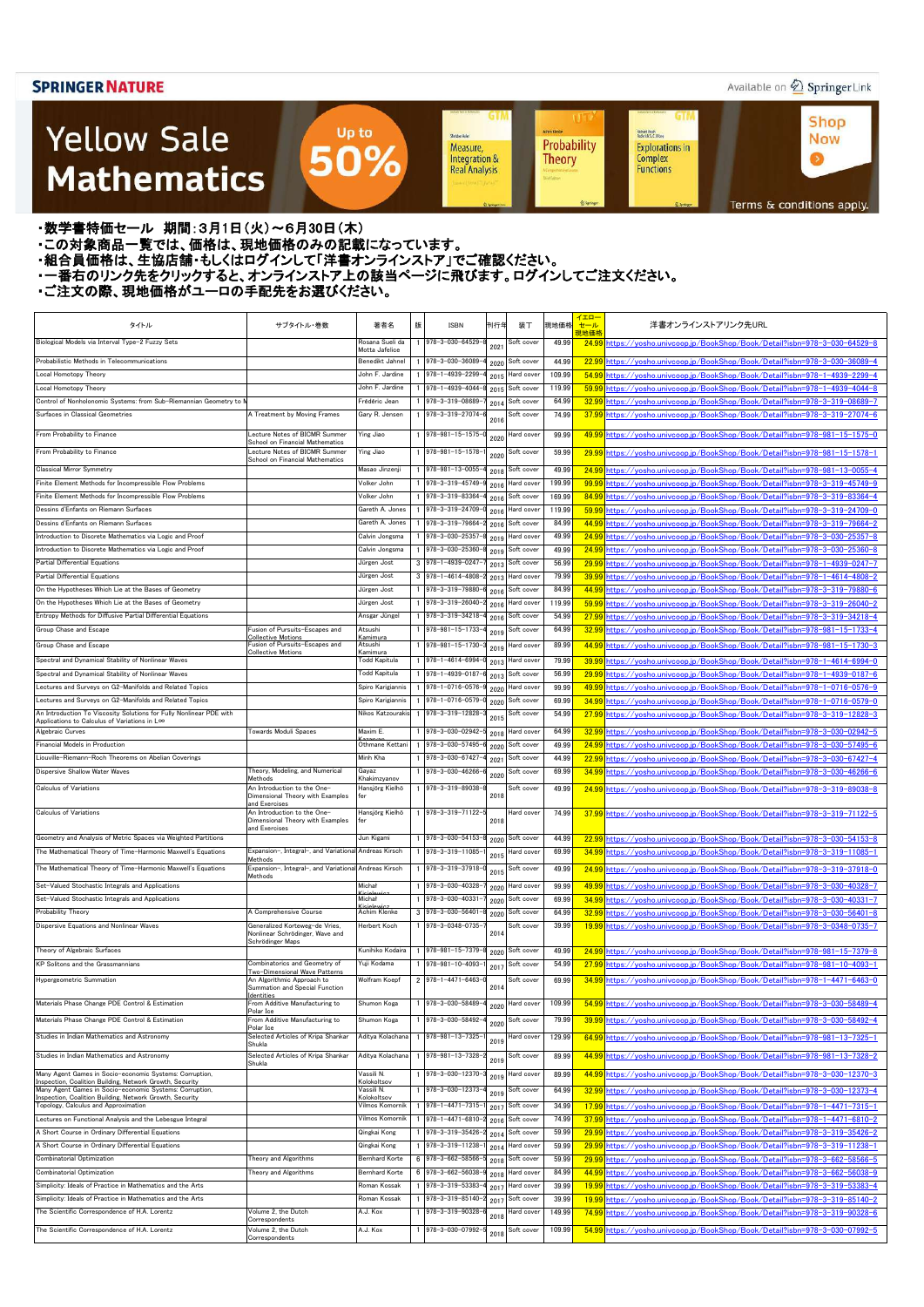SPRINGER NATURE

Available on SpringerLink

# Yellow Sale Mathematics

Up to 50%

Shop Now

Terms & conditions apply.

・数学書特価セール　期間：3月1日（火）～6月30日（木）
・この対象商品一覧では、価格は、現地価格のみの記載になっています。
・組合員価格は、生協店舗・もしくはログインして「洋書オンラインストア」でご確認ください。
・一番右のリンク先をクリックすると、オンラインストア上の該当ページに飛びます。ログインしてご注文ください。
・ご注文の際、現地価格がユーロの手配先をお選びください。

| タイトル | サブタイトル・巻数 | 著者名 | 版 | ISBN | 刊行年 | 装丁 | 現地価格 | イエローセール現地価格 | 洋書オンラインストアリンク先URL |
|---|---|---|---|---|---|---|---|---|---|
| Biological Models via Interval Type-2 Fuzzy Sets | | Rosana Sueli da Motta Jafelice | 1 | 978-3-030-64529-8 | 2021 | Soft cover | 49.99 | 24.99 | https://yosho.univcoop.jp/BookShop/Book/Detail?isbn=978-3-030-64529-8 |
| Probabilistic Methods in Telecommunications | | Benedikt Jahnel | 1 | 978-3-030-36089-4 | 2020 | Soft cover | 44.99 | 22.99 | https://yosho.univcoop.jp/BookShop/Book/Detail?isbn=978-3-030-36089-4 |
| Local Homotopy Theory | | John F. Jardine | 1 | 978-1-4939-2299-4 | 2015 | Hard cover | 109.99 | 54.99 | https://yosho.univcoop.jp/BookShop/Book/Detail?isbn=978-1-4939-2299-4 |
| Local Homotopy Theory | | John F. Jardine | 1 | 978-1-4939-4044-8 | 2015 | Soft cover | 119.99 | 59.99 | https://yosho.univcoop.jp/BookShop/Book/Detail?isbn=978-1-4939-4044-8 |
| Control of Nonholonomic Systems: from Sub-Riemannian Geometry to M | | Frédéric Jean | 1 | 978-3-319-08689-7 | 2014 | Soft cover | 64.99 | 32.99 | https://yosho.univcoop.jp/BookShop/Book/Detail?isbn=978-3-319-08689-7 |
| Surfaces in Classical Geometries | A Treatment by Moving Frames | Gary R. Jensen | 1 | 978-3-319-27074-6 | 2016 | Soft cover | 74.99 | 37.99 | https://yosho.univcoop.jp/BookShop/Book/Detail?isbn=978-3-319-27074-6 |
| From Probability to Finance | Lecture Notes of BICMR Summer School on Financial Mathematics | Ying Jiao | 1 | 978-981-15-1575-0 | 2020 | Hard cover | 99.99 | 49.99 | https://yosho.univcoop.jp/BookShop/Book/Detail?isbn=978-981-15-1575-0 |
| From Probability to Finance | Lecture Notes of BICMR Summer School on Financial Mathematics | Ying Jiao | 1 | 978-981-15-1578-1 | 2020 | Soft cover | 59.99 | 29.99 | https://yosho.univcoop.jp/BookShop/Book/Detail?isbn=978-981-15-1578-1 |
| Classical Mirror Symmetry | | Masao Jinzenji | 1 | 978-981-13-0055-4 | 2018 | Soft cover | 49.99 | 24.99 | https://yosho.univcoop.jp/BookShop/Book/Detail?isbn=978-981-13-0055-4 |
| Finite Element Methods for Incompressible Flow Problems | | Volker John | 1 | 978-3-319-45749-9 | 2016 | Hard cover | 199.99 | 99.99 | https://yosho.univcoop.jp/BookShop/Book/Detail?isbn=978-3-319-45749-9 |
| Finite Element Methods for Incompressible Flow Problems | | Volker John | 1 | 978-3-319-83364-4 | 2016 | Soft cover | 169.99 | 84.99 | https://yosho.univcoop.jp/BookShop/Book/Detail?isbn=978-3-319-83364-4 |
| Dessins d'Enfants on Riemann Surfaces | | Gareth A. Jones | 1 | 978-3-319-24709-0 | 2016 | Hard cover | 119.99 | 59.99 | https://yosho.univcoop.jp/BookShop/Book/Detail?isbn=978-3-319-24709-0 |
| Dessins d'Enfants on Riemann Surfaces | | Gareth A. Jones | 1 | 978-3-319-79664-2 | 2016 | Soft cover | 84.99 | 44.99 | https://yosho.univcoop.jp/BookShop/Book/Detail?isbn=978-3-319-79664-2 |
| Introduction to Discrete Mathematics via Logic and Proof | | Calvin Jongsma | 1 | 978-3-030-25357-8 | 2019 | Hard cover | 49.99 | 24.99 | https://yosho.univcoop.jp/BookShop/Book/Detail?isbn=978-3-030-25357-8 |
| Introduction to Discrete Mathematics via Logic and Proof | | Calvin Jongsma | 1 | 978-3-030-25360-8 | 2019 | Soft cover | 49.99 | 24.99 | https://yosho.univcoop.jp/BookShop/Book/Detail?isbn=978-3-030-25360-8 |
| Partial Differential Equations | | Jürgen Jost | 3 | 978-1-4939-0247-7 | 2013 | Soft cover | 56.99 | 29.99 | https://yosho.univcoop.jp/BookShop/Book/Detail?isbn=978-1-4939-0247-7 |
| Partial Differential Equations | | Jürgen Jost | 3 | 978-1-4614-4808-2 | 2013 | Hard cover | 79.99 | 39.99 | https://yosho.univcoop.jp/BookShop/Book/Detail?isbn=978-1-4614-4808-2 |
| On the Hypotheses Which Lie at the Bases of Geometry | | Jürgen Jost | 1 | 978-3-319-79880-6 | 2016 | Soft cover | 84.99 | 44.99 | https://yosho.univcoop.jp/BookShop/Book/Detail?isbn=978-3-319-79880-6 |
| On the Hypotheses Which Lie at the Bases of Geometry | | Jürgen Jost | 1 | 978-3-319-26040-2 | 2016 | Hard cover | 119.99 | 59.99 | https://yosho.univcoop.jp/BookShop/Book/Detail?isbn=978-3-319-26040-2 |
| Entropy Methods for Diffusive Partial Differential Equations | | Ansgar Jüngel | 1 | 978-3-319-34218-4 | 2016 | Soft cover | 54.99 | 27.99 | https://yosho.univcoop.jp/BookShop/Book/Detail?isbn=978-3-319-34218-4 |
| Group Chase and Escape | Fusion of Pursuits-Escapes and Collective Motions | Atsushi Kamimura | 1 | 978-981-15-1733-4 | 2019 | Soft cover | 64.99 | 32.99 | https://yosho.univcoop.jp/BookShop/Book/Detail?isbn=978-981-15-1733-4 |
| Group Chase and Escape | Fusion of Pursuits-Escapes and Collective Motions | Atsushi Kamimura | 1 | 978-981-15-1730-3 | 2019 | Hard cover | 89.99 | 44.99 | https://yosho.univcoop.jp/BookShop/Book/Detail?isbn=978-981-15-1730-3 |
| Spectral and Dynamical Stability of Nonlinear Waves | | Todd Kapitula | 1 | 978-1-4614-6994-0 | 2013 | Hard cover | 79.99 | 39.99 | https://yosho.univcoop.jp/BookShop/Book/Detail?isbn=978-1-4614-6994-0 |
| Spectral and Dynamical Stability of Nonlinear Waves | | Todd Kapitula | 1 | 978-1-4939-0187-6 | 2013 | Soft cover | 56.99 | 29.99 | https://yosho.univcoop.jp/BookShop/Book/Detail?isbn=978-1-4939-0187-6 |
| Lectures and Surveys on G2-Manifolds and Related Topics | | Spiro Karigiannis | 1 | 978-1-0716-0576-9 | 2020 | Hard cover | 99.99 | 49.99 | https://yosho.univcoop.jp/BookShop/Book/Detail?isbn=978-1-0716-0576-9 |
| Lectures and Surveys on G2-Manifolds and Related Topics | | Spiro Karigiannis | 1 | 978-1-0716-0579-0 | 2020 | Soft cover | 69.99 | 34.99 | https://yosho.univcoop.jp/BookShop/Book/Detail?isbn=978-1-0716-0579-0 |
| An Introduction To Viscosity Solutions for Fully Nonlinear PDE with Applications to Calculus of Variations in L∞ | | Nikos Katzourakis | 1 | 978-3-319-12828-3 | 2015 | Soft cover | 54.99 | 27.99 | https://yosho.univcoop.jp/BookShop/Book/Detail?isbn=978-3-319-12828-3 |
| Algebraic Curves | Towards Moduli Spaces | Maxim E. Kazarian | 1 | 978-3-030-02942-5 | 2018 | Hard cover | 64.99 | 32.99 | https://yosho.univcoop.jp/BookShop/Book/Detail?isbn=978-3-030-02942-5 |
| Financial Models in Production | | Othmane Kettani | 1 | 978-3-030-57495-6 | 2020 | Soft cover | 49.99 | 24.99 | https://yosho.univcoop.jp/BookShop/Book/Detail?isbn=978-3-030-57495-6 |
| Liouville-Riemann-Roch Theorems on Abelian Coverings | | Minh Kha | 1 | 978-3-030-67427-4 | 2021 | Soft cover | 44.99 | 22.99 | https://yosho.univcoop.jp/BookShop/Book/Detail?isbn=978-3-030-67427-4 |
| Dispersive Shallow Water Waves | Theory, Modeling, and Numerical Methods | Gayaz Khakimzyanov | 1 | 978-3-030-46266-6 | 2020 | Soft cover | 69.99 | 34.99 | https://yosho.univcoop.jp/BookShop/Book/Detail?isbn=978-3-030-46266-6 |
| Calculus of Variations | An Introduction to the One-Dimensional Theory with Examples and Exercises | Hansjörg Kielhöfer | 1 | 978-3-319-89038-8 | 2018 | Soft cover | 49.99 | 24.99 | https://yosho.univcoop.jp/BookShop/Book/Detail?isbn=978-3-319-89038-8 |
| Calculus of Variations | An Introduction to the One-Dimensional Theory with Examples and Exercises | Hansjörg Kielhöfer | 1 | 978-3-319-71122-5 | 2018 | Hard cover | 74.99 | 37.99 | https://yosho.univcoop.jp/BookShop/Book/Detail?isbn=978-3-319-71122-5 |
| Geometry and Analysis of Metric Spaces via Weighted Partitions | | Jun Kigami | 1 | 978-3-030-54153-8 | 2020 | Soft cover | 44.99 | 22.99 | https://yosho.univcoop.jp/BookShop/Book/Detail?isbn=978-3-030-54153-8 |
| The Mathematical Theory of Time-Harmonic Maxwell's Equations | Expansion-, Integral-, and Variational Methods | Andreas Kirsch | 1 | 978-3-319-11085-1 | 2015 | Hard cover | 69.99 | 34.99 | https://yosho.univcoop.jp/BookShop/Book/Detail?isbn=978-3-319-11085-1 |
| The Mathematical Theory of Time-Harmonic Maxwell's Equations | Expansion-, Integral-, and Variational Methods | Andreas Kirsch | 1 | 978-3-319-37918-0 | 2015 | Soft cover | 49.99 | 24.99 | https://yosho.univcoop.jp/BookShop/Book/Detail?isbn=978-3-319-37918-0 |
| Set-Valued Stochastic Integrals and Applications | | Michał Kisielewicz | 1 | 978-3-030-40328-7 | 2020 | Hard cover | 99.99 | 49.99 | https://yosho.univcoop.jp/BookShop/Book/Detail?isbn=978-3-030-40328-7 |
| Set-Valued Stochastic Integrals and Applications | | Michał Kisielewicz | 1 | 978-3-030-40331-7 | 2020 | Soft cover | 69.99 | 34.99 | https://yosho.univcoop.jp/BookShop/Book/Detail?isbn=978-3-030-40331-7 |
| Probability Theory | A Comprehensive Course | Achim Klenke | 3 | 978-3-030-56401-8 | 2020 | Soft cover | 64.99 | 32.99 | https://yosho.univcoop.jp/BookShop/Book/Detail?isbn=978-3-030-56401-8 |
| Dispersive Equations and Nonlinear Waves | Generalized Korteweg-de Vries, Nonlinear Schrödinger, Wave and Schrödinger Maps | Herbert Koch | 1 | 978-3-0348-0735-7 | 2014 | Soft cover | 39.99 | 19.99 | https://yosho.univcoop.jp/BookShop/Book/Detail?isbn=978-3-0348-0735-7 |
| Theory of Algebraic Surfaces | | Kunihiko Kodaira | 1 | 978-981-15-7379-8 | 2020 | Soft cover | 49.99 | 24.99 | https://yosho.univcoop.jp/BookShop/Book/Detail?isbn=978-981-15-7379-8 |
| KP Solitons and the Grassmannians | Combinatorics and Geometry of Two-Dimensional Wave Patterns | Yuji Kodama | 1 | 978-981-10-4093-1 | 2017 | Soft cover | 54.99 | 27.99 | https://yosho.univcoop.jp/BookShop/Book/Detail?isbn=978-981-10-4093-1 |
| Hypergeometric Summation | An Algorithmic Approach to Summation and Special Function Identities | Wolfram Koepf | 2 | 978-1-4471-6463-0 | 2014 | Soft cover | 69.99 | 34.99 | https://yosho.univcoop.jp/BookShop/Book/Detail?isbn=978-1-4471-6463-0 |
| Materials Phase Change PDE Control & Estimation | From Additive Manufacturing to Polar Ice | Shumon Koga | 1 | 978-3-030-58489-4 | 2020 | Hard cover | 109.99 | 54.99 | https://yosho.univcoop.jp/BookShop/Book/Detail?isbn=978-3-030-58489-4 |
| Materials Phase Change PDE Control & Estimation | From Additive Manufacturing to Polar Ice | Shumon Koga | 1 | 978-3-030-58492-4 | 2020 | Soft cover | 79.99 | 39.99 | https://yosho.univcoop.jp/BookShop/Book/Detail?isbn=978-3-030-58492-4 |
| Studies in Indian Mathematics and Astronomy | Selected Articles of Kripa Shankar Shukla | Aditya Kolachana | 1 | 978-981-13-7325-1 | 2019 | Hard cover | 129.99 | 64.99 | https://yosho.univcoop.jp/BookShop/Book/Detail?isbn=978-981-13-7325-1 |
| Studies in Indian Mathematics and Astronomy | Selected Articles of Kripa Shankar Shukla | Aditya Kolachana | 1 | 978-981-13-7328-2 | 2019 | Soft cover | 89.99 | 44.99 | https://yosho.univcoop.jp/BookShop/Book/Detail?isbn=978-981-13-7328-2 |
| Many Agent Games in Socio-economic Systems: Corruption, Inspection, Coalition Building, Network Growth, Security | | Vassili N. Kolokoltsov | 1 | 978-3-030-12370-3 | 2019 | Hard cover | 89.99 | 44.99 | https://yosho.univcoop.jp/BookShop/Book/Detail?isbn=978-3-030-12370-3 |
| Many Agent Games in Socio-economic Systems: Corruption, Inspection, Coalition Building, Network Growth, Security | | Vassili N. Kolokoltsov | 1 | 978-3-030-12373-4 | 2019 | Soft cover | 64.99 | 32.99 | https://yosho.univcoop.jp/BookShop/Book/Detail?isbn=978-3-030-12373-4 |
| Topology, Calculus and Approximation | | Vilmos Komornik | 1 | 978-1-4471-7315-1 | 2017 | Soft cover | 34.99 | 17.99 | https://yosho.univcoop.jp/BookShop/Book/Detail?isbn=978-1-4471-7315-1 |
| Lectures on Functional Analysis and the Lebesgue Integral | | Vilmos Komornik | 1 | 978-1-4471-6810-2 | 2016 | Soft cover | 74.99 | 37.99 | https://yosho.univcoop.jp/BookShop/Book/Detail?isbn=978-1-4471-6810-2 |
| A Short Course in Ordinary Differential Equations | | Qingkai Kong | 1 | 978-3-319-35426-2 | 2014 | Soft cover | 59.99 | 29.99 | https://yosho.univcoop.jp/BookShop/Book/Detail?isbn=978-3-319-35426-2 |
| A Short Course in Ordinary Differential Equations | | Qingkai Kong | 1 | 978-3-319-11238-1 | 2014 | Hard cover | 59.99 | 29.99 | https://yosho.univcoop.jp/BookShop/Book/Detail?isbn=978-3-319-11238-1 |
| Combinatorial Optimization | Theory and Algorithms | Bernhard Korte | 6 | 978-3-662-58566-5 | 2018 | Soft cover | 59.99 | 29.99 | https://yosho.univcoop.jp/BookShop/Book/Detail?isbn=978-3-662-58566-5 |
| Combinatorial Optimization | Theory and Algorithms | Bernhard Korte | 6 | 978-3-662-56038-9 | 2018 | Hard cover | 84.99 | 44.99 | https://yosho.univcoop.jp/BookShop/Book/Detail?isbn=978-3-662-56038-9 |
| Simplicity: Ideals of Practice in Mathematics and the Arts | | Roman Kossak | 1 | 978-3-319-53383-4 | 2017 | Hard cover | 39.99 | 19.99 | https://yosho.univcoop.jp/BookShop/Book/Detail?isbn=978-3-319-53383-4 |
| Simplicity: Ideals of Practice in Mathematics and the Arts | | Roman Kossak | 1 | 978-3-319-85140-2 | 2017 | Soft cover | 39.99 | 19.99 | https://yosho.univcoop.jp/BookShop/Book/Detail?isbn=978-3-319-85140-2 |
| The Scientific Correspondence of H.A. Lorentz | Volume 2, the Dutch Correspondents | A.J. Kox | 1 | 978-3-319-90328-6 | 2018 | Hard cover | 149.99 | 74.99 | https://yosho.univcoop.jp/BookShop/Book/Detail?isbn=978-3-319-90328-6 |
| The Scientific Correspondence of H.A. Lorentz | Volume 2, the Dutch Correspondents | A.J. Kox | 1 | 978-3-030-07992-5 | 2018 | Soft cover | 109.99 | 54.99 | https://yosho.univcoop.jp/BookShop/Book/Detail?isbn=978-3-030-07992-5 |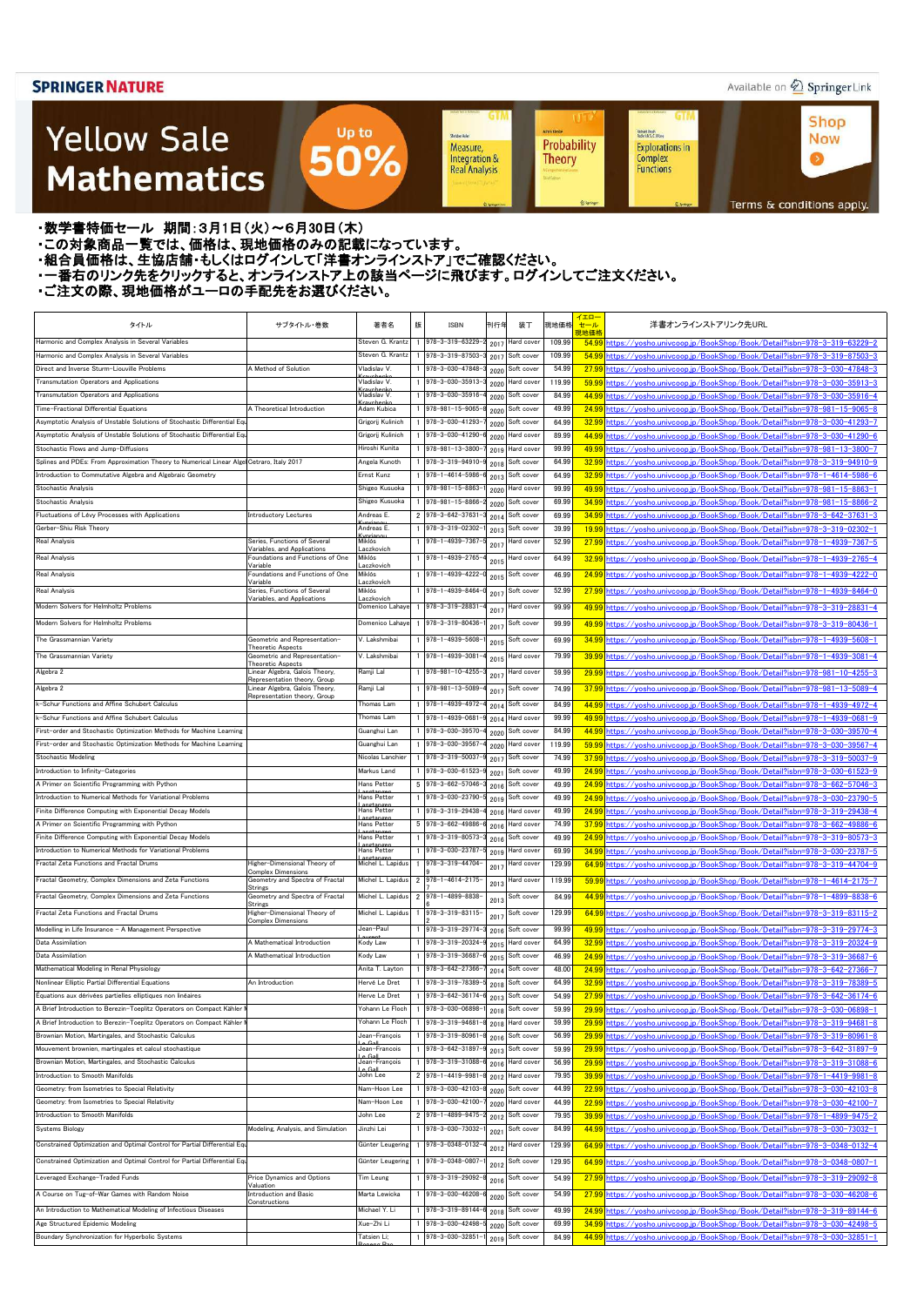SPRINGER NATURE

Available on SpringerLink

# Yellow Sale Mathematics

Up to 50%

Shop Now

Terms & conditions apply.

- ・数学書特価セール　期間：3月1日（火）～6月30日（木）
- ・この対象商品一覧では、価格は、現地価格のみの記載になっています。
- ・組合員価格は、生協店舗・もしくはログインして「洋書オンラインストア」でご確認ください。
- ・一番右のリンク先をクリックすると、オンラインストア上の該当ページに飛びます。ログインしてご注文ください。
- ・ご注文の際、現地価格がユーロの手配先をお選びください。

| タイトル | サブタイトル・巻数 | 著者名 | 版 | ISBN | 刊行年 | 装丁 | 現地価格 | イエローセール現地価格 | 洋書オンラインストアリンク先URL |
|---|---|---|---|---|---|---|---|---|---|
| Harmonic and Complex Analysis in Several Variables | | Steven G. Krantz | 1 | 978-3-319-63229-2 | 2017 | Hard cover | 109.99 | 54.99 | https://yosho.univcoop.jp/BookShop/Book/Detail?isbn=978-3-319-63229-2 |
| Harmonic and Complex Analysis in Several Variables | | Steven G. Krantz | 1 | 978-3-319-87503-3 | 2017 | Soft cover | 109.99 | 54.99 | https://yosho.univcoop.jp/BookShop/Book/Detail?isbn=978-3-319-87503-3 |
| Direct and Inverse Sturm-Liouville Problems | A Method of Solution | Vladislav V. Kravchenko | 1 | 978-3-030-47848-3 | 2020 | Soft cover | 54.99 | 27.99 | https://yosho.univcoop.jp/BookShop/Book/Detail?isbn=978-3-030-47848-3 |
| Transmutation Operators and Applications | | Vladislav V. Kravchenko | 1 | 978-3-030-35913-3 | 2020 | Hard cover | 119.99 | 59.99 | https://yosho.univcoop.jp/BookShop/Book/Detail?isbn=978-3-030-35913-3 |
| Transmutation Operators and Applications | | Vladislav V. Kravchenko | 1 | 978-3-030-35916-4 | 2020 | Soft cover | 84.99 | 44.99 | https://yosho.univcoop.jp/BookShop/Book/Detail?isbn=978-3-030-35916-4 |
| Time-Fractional Differential Equations | A Theoretical Introduction | Adam Kubica | 1 | 978-981-15-9065-8 | 2020 | Soft cover | 49.99 | 24.99 | https://yosho.univcoop.jp/BookShop/Book/Detail?isbn=978-981-15-9065-8 |
| Asymptotic Analysis of Unstable Solutions of Stochastic Differential Eq | | Grigorij Kulinich | 1 | 978-3-030-41293-7 | 2020 | Soft cover | 64.99 | 32.99 | https://yosho.univcoop.jp/BookShop/Book/Detail?isbn=978-3-030-41293-7 |
| Asymptotic Analysis of Unstable Solutions of Stochastic Differential Eq | | Grigorij Kulinich | 1 | 978-3-030-41290-6 | 2020 | Hard cover | 89.99 | 44.99 | https://yosho.univcoop.jp/BookShop/Book/Detail?isbn=978-3-030-41290-6 |
| Stochastic Flows and Jump-Diffusions | | Hiroshi Kunita | 1 | 978-981-13-3800-7 | 2019 | Hard cover | 99.99 | 49.99 | https://yosho.univcoop.jp/BookShop/Book/Detail?isbn=978-981-13-3800-7 |
| Splines and PDEs: From Approximation Theory to Numerical Linear Alge | Cetraro, Italy 2017 | Angela Kunoth | 1 | 978-3-319-94910-9 | 2018 | Soft cover | 64.99 | 32.99 | https://yosho.univcoop.jp/BookShop/Book/Detail?isbn=978-3-319-94910-9 |
| Introduction to Commutative Algebra and Algebraic Geometry | | Ernst Kunz | 1 | 978-1-4614-5986-6 | 2013 | Soft cover | 64.99 | 32.99 | https://yosho.univcoop.jp/BookShop/Book/Detail?isbn=978-1-4614-5986-6 |
| Stochastic Analysis | | Shigeo Kusuoka | 1 | 978-981-15-8863-1 | 2020 | Hard cover | 99.99 | 49.99 | https://yosho.univcoop.jp/BookShop/Book/Detail?isbn=978-981-15-8863-1 |
| Stochastic Analysis | | Shigeo Kusuoka | 1 | 978-981-15-8866-2 | 2020 | Soft cover | 69.99 | 34.99 | https://yosho.univcoop.jp/BookShop/Book/Detail?isbn=978-981-15-8866-2 |
| Fluctuations of Lévy Processes with Applications | Introductory Lectures | Andreas E. Kyprianou | 2 | 978-3-642-37631-3 | 2014 | Soft cover | 69.99 | 34.99 | https://yosho.univcoop.jp/BookShop/Book/Detail?isbn=978-3-642-37631-3 |
| Gerber-Shiu Risk Theory | | Andreas E. Kyprianou | 1 | 978-3-319-02302-1 | 2013 | Soft cover | 39.99 | 19.99 | https://yosho.univcoop.jp/BookShop/Book/Detail?isbn=978-3-319-02302-1 |
| Real Analysis | Series, Functions of Several Variables, and Applications | Miklós Laczkovich | 1 | 978-1-4939-7367-5 | 2017 | Hard cover | 52.99 | 27.99 | https://yosho.univcoop.jp/BookShop/Book/Detail?isbn=978-1-4939-7367-5 |
| Real Analysis | Foundations and Functions of One Variable | Miklós Laczkovich | 1 | 978-1-4939-2765-4 | 2015 | Hard cover | 64.99 | 32.99 | https://yosho.univcoop.jp/BookShop/Book/Detail?isbn=978-1-4939-2765-4 |
| Real Analysis | Foundations and Functions of One Variable | Miklós Laczkovich | 1 | 978-1-4939-4222-0 | 2015 | Soft cover | 46.99 | 24.99 | https://yosho.univcoop.jp/BookShop/Book/Detail?isbn=978-1-4939-4222-0 |
| Real Analysis | Series, Functions of Several Variables, and Applications | Miklós Laczkovich | 1 | 978-1-4939-8464-0 | 2017 | Soft cover | 52.99 | 27.99 | https://yosho.univcoop.jp/BookShop/Book/Detail?isbn=978-1-4939-8464-0 |
| Modern Solvers for Helmholtz Problems | | Domenico Lahaye | 1 | 978-3-319-28831-4 | 2017 | Hard cover | 99.99 | 49.99 | https://yosho.univcoop.jp/BookShop/Book/Detail?isbn=978-3-319-28831-4 |
| Modern Solvers for Helmholtz Problems | | Domenico Lahaye | 1 | 978-3-319-80436-1 | 2017 | Soft cover | 99.99 | 49.99 | https://yosho.univcoop.jp/BookShop/Book/Detail?isbn=978-3-319-80436-1 |
| The Grassmannian Variety | Geometric and Representation-Theoretic Aspects | V. Lakshmibai | 1 | 978-1-4939-5608-1 | 2015 | Soft cover | 69.99 | 34.99 | https://yosho.univcoop.jp/BookShop/Book/Detail?isbn=978-1-4939-5608-1 |
| The Grassmannian Variety | Geometric and Representation-Theoretic Aspects | V. Lakshmibai | 1 | 978-1-4939-3081-4 | 2015 | Hard cover | 79.99 | 39.99 | https://yosho.univcoop.jp/BookShop/Book/Detail?isbn=978-1-4939-3081-4 |
| Algebra 2 | Linear Algebra, Galois Theory, Representation theory, Group | Ramji Lal | 1 | 978-981-10-4255-3 | 2017 | Hard cover | 59.99 | 29.99 | https://yosho.univcoop.jp/BookShop/Book/Detail?isbn=978-981-10-4255-3 |
| Algebra 2 | Linear Algebra, Galois Theory, Representation theory, Group | Ramji Lal | 1 | 978-981-13-5089-4 | 2017 | Soft cover | 74.99 | 37.99 | https://yosho.univcoop.jp/BookShop/Book/Detail?isbn=978-981-13-5089-4 |
| k-Schur Functions and Affine Schubert Calculus | | Thomas Lam | 1 | 978-1-4939-4972-4 | 2014 | Soft cover | 84.99 | 44.99 | https://yosho.univcoop.jp/BookShop/Book/Detail?isbn=978-1-4939-4972-4 |
| k-Schur Functions and Affine Schubert Calculus | | Thomas Lam | 1 | 978-1-4939-0681-9 | 2014 | Hard cover | 99.99 | 49.99 | https://yosho.univcoop.jp/BookShop/Book/Detail?isbn=978-1-4939-0681-9 |
| First-order and Stochastic Optimization Methods for Machine Learning | | Guanghui Lan | 1 | 978-3-030-39570-4 | 2020 | Soft cover | 84.99 | 44.99 | https://yosho.univcoop.jp/BookShop/Book/Detail?isbn=978-3-030-39570-4 |
| First-order and Stochastic Optimization Methods for Machine Learning | | Guanghui Lan | 1 | 978-3-030-39567-4 | 2020 | Hard cover | 119.99 | 59.99 | https://yosho.univcoop.jp/BookShop/Book/Detail?isbn=978-3-030-39567-4 |
| Stochastic Modeling | | Nicolas Lanchier | 1 | 978-3-319-50037-9 | 2017 | Soft cover | 74.99 | 37.99 | https://yosho.univcoop.jp/BookShop/Book/Detail?isbn=978-3-319-50037-9 |
| Introduction to Infinity-Categories | | Markus Land | 1 | 978-3-030-61523-9 | 2021 | Soft cover | 49.99 | 24.99 | https://yosho.univcoop.jp/BookShop/Book/Detail?isbn=978-3-030-61523-9 |
| A Primer on Scientific Programming with Python | | Hans Petter Langtangen | 5 | 978-3-662-57046-3 | 2016 | Soft cover | 49.99 | 24.99 | https://yosho.univcoop.jp/BookShop/Book/Detail?isbn=978-3-662-57046-3 |
| Introduction to Numerical Methods for Variational Problems | | Hans Petter Langtangen | 1 | 978-3-030-23790-5 | 2019 | Soft cover | 49.99 | 24.99 | https://yosho.univcoop.jp/BookShop/Book/Detail?isbn=978-3-030-23790-5 |
| Finite Difference Computing with Exponential Decay Models | | Hans Petter Langtangen | 1 | 978-3-319-29438-4 | 2016 | Hard cover | 49.99 | 24.99 | https://yosho.univcoop.jp/BookShop/Book/Detail?isbn=978-3-319-29438-4 |
| A Primer on Scientific Programming with Python | | Hans Petter Langtangen | 5 | 978-3-662-49886-6 | 2016 | Hard cover | 74.99 | 37.99 | https://yosho.univcoop.jp/BookShop/Book/Detail?isbn=978-3-662-49886-6 |
| Finite Difference Computing with Exponential Decay Models | | Hans Petter Langtangen | 1 | 978-3-319-80573-3 | 2016 | Soft cover | 49.99 | 24.99 | https://yosho.univcoop.jp/BookShop/Book/Detail?isbn=978-3-319-80573-3 |
| Introduction to Numerical Methods for Variational Problems | | Hans Petter Langtangen | 1 | 978-3-030-23787-5 | 2019 | Hard cover | 69.99 | 34.99 | https://yosho.univcoop.jp/BookShop/Book/Detail?isbn=978-3-030-23787-5 |
| Fractal Zeta Functions and Fractal Drums | Higher-Dimensional Theory of Complex Dimensions | Michel L. Lapidus | 1 | 978-3-319-44704-9 | 2017 | Hard cover | 129.99 | 64.99 | https://yosho.univcoop.jp/BookShop/Book/Detail?isbn=978-3-319-44704-9 |
| Fractal Geometry, Complex Dimensions and Zeta Functions | Geometry and Spectra of Fractal Strings | Michel L. Lapidus | 2 | 978-1-4614-2175-7 | 2013 | Hard cover | 119.99 | 59.99 | https://yosho.univcoop.jp/BookShop/Book/Detail?isbn=978-1-4614-2175-7 |
| Fractal Geometry, Complex Dimensions and Zeta Functions | Geometry and Spectra of Fractal Strings | Michel L. Lapidus | 2 | 978-1-4899-8838-6 | 2013 | Soft cover | 84.99 | 44.99 | https://yosho.univcoop.jp/BookShop/Book/Detail?isbn=978-1-4899-8838-6 |
| Fractal Zeta Functions and Fractal Drums | Higher-Dimensional Theory of Complex Dimensions | Michel L. Lapidus | 1 | 978-3-319-83115-2 | 2017 | Soft cover | 129.99 | 64.99 | https://yosho.univcoop.jp/BookShop/Book/Detail?isbn=978-3-319-83115-2 |
| Modelling in Life Insurance – A Management Perspective | | Jean-Paul Laurent | 1 | 978-3-319-29774-3 | 2016 | Soft cover | 99.99 | 49.99 | https://yosho.univcoop.jp/BookShop/Book/Detail?isbn=978-3-319-29774-3 |
| Data Assimilation | A Mathematical Introduction | Kody Law | 1 | 978-3-319-20324-9 | 2015 | Hard cover | 64.99 | 32.99 | https://yosho.univcoop.jp/BookShop/Book/Detail?isbn=978-3-319-20324-9 |
| Data Assimilation | A Mathematical Introduction | Kody Law | 1 | 978-3-319-36687-6 | 2015 | Soft cover | 46.99 | 24.99 | https://yosho.univcoop.jp/BookShop/Book/Detail?isbn=978-3-319-36687-6 |
| Mathematical Modeling in Renal Physiology | | Anita T. Layton | 1 | 978-3-642-27366-7 | 2014 | Soft cover | 48.00 | 24.99 | https://yosho.univcoop.jp/BookShop/Book/Detail?isbn=978-3-642-27366-7 |
| Nonlinear Elliptic Partial Differential Equations | An Introduction | Hervé Le Dret | 1 | 978-3-319-78389-5 | 2018 | Soft cover | 64.99 | 32.99 | https://yosho.univcoop.jp/BookShop/Book/Detail?isbn=978-3-319-78389-5 |
| Équations aux dérivées partielles elliptiques non linéaires | | Herve Le Dret | 1 | 978-3-642-36174-6 | 2013 | Soft cover | 54.99 | 27.99 | https://yosho.univcoop.jp/BookShop/Book/Detail?isbn=978-3-642-36174-6 |
| A Brief Introduction to Berezin-Toeplitz Operators on Compact Kähler M | | Yohann Le Floch | 1 | 978-3-030-06898-1 | 2018 | Soft cover | 59.99 | 29.99 | https://yosho.univcoop.jp/BookShop/Book/Detail?isbn=978-3-030-06898-1 |
| A Brief Introduction to Berezin-Toeplitz Operators on Compact Kähler M | | Yohann Le Floch | 1 | 978-3-319-94681-8 | 2018 | Hard cover | 59.99 | 29.99 | https://yosho.univcoop.jp/BookShop/Book/Detail?isbn=978-3-319-94681-8 |
| Brownian Motion, Martingales, and Stochastic Calculus | | Jean-François Le Gall | 1 | 978-3-319-80961-8 | 2016 | Soft cover | 56.99 | 29.99 | https://yosho.univcoop.jp/BookShop/Book/Detail?isbn=978-3-319-80961-8 |
| Mouvement brownien, martingales et calcul stochastique | | Jean-François Le Gall | 1 | 978-3-642-31897-9 | 2013 | Soft cover | 59.99 | 29.99 | https://yosho.univcoop.jp/BookShop/Book/Detail?isbn=978-3-642-31897-9 |
| Brownian Motion, Martingales, and Stochastic Calculus | | Jean-François Le Gall | 1 | 978-3-319-31088-6 | 2016 | Hard cover | 56.99 | 29.99 | https://yosho.univcoop.jp/BookShop/Book/Detail?isbn=978-3-319-31088-6 |
| Introduction to Smooth Manifolds | | John Lee | 2 | 978-1-4419-9981-8 | 2012 | Hard cover | 79.95 | 39.99 | https://yosho.univcoop.jp/BookShop/Book/Detail?isbn=978-1-4419-9981-8 |
| Geometry: from Isometries to Special Relativity | | Nam-Hoon Lee | 1 | 978-3-030-42103-8 | 2020 | Soft cover | 44.99 | 22.99 | https://yosho.univcoop.jp/BookShop/Book/Detail?isbn=978-3-030-42103-8 |
| Geometry: from Isometries to Special Relativity | | Nam-Hoon Lee | 1 | 978-3-030-42100-7 | 2020 | Hard cover | 44.99 | 22.99 | https://yosho.univcoop.jp/BookShop/Book/Detail?isbn=978-3-030-42100-7 |
| Introduction to Smooth Manifolds | | John Lee | 2 | 978-1-4899-9475-2 | 2012 | Soft cover | 79.95 | 39.99 | https://yosho.univcoop.jp/BookShop/Book/Detail?isbn=978-1-4899-9475-2 |
| Systems Biology | Modeling, Analysis, and Simulation | Jinzhi Lei | 1 | 978-3-030-73032-1 | 2021 | Soft cover | 84.99 | 44.99 | https://yosho.univcoop.jp/BookShop/Book/Detail?isbn=978-3-030-73032-1 |
| Constrained Optimization and Optimal Control for Partial Differential Eq | | Günter Leugering | 1 | 978-3-0348-0132-4 | 2012 | Hard cover | 129.99 | 64.99 | https://yosho.univcoop.jp/BookShop/Book/Detail?isbn=978-3-0348-0132-4 |
| Constrained Optimization and Optimal Control for Partial Differential Eq | | Günter Leugering | 1 | 978-3-0348-0807-1 | 2012 | Soft cover | 129.95 | 64.99 | https://yosho.univcoop.jp/BookShop/Book/Detail?isbn=978-3-0348-0807-1 |
| Leveraged Exchange-Traded Funds | Price Dynamics and Options Valuation | Tim Leung | 1 | 978-3-319-29092-8 | 2016 | Soft cover | 54.99 | 27.99 | https://yosho.univcoop.jp/BookShop/Book/Detail?isbn=978-3-319-29092-8 |
| A Course on Tug-of-War Games with Random Noise | Introduction and Basic Constructions | Marta Lewicka | 1 | 978-3-030-46208-6 | 2020 | Soft cover | 54.99 | 27.99 | https://yosho.univcoop.jp/BookShop/Book/Detail?isbn=978-3-030-46208-6 |
| An Introduction to Mathematical Modeling of Infectious Diseases | | Michael Y. Li | 1 | 978-3-319-89144-6 | 2018 | Soft cover | 49.99 | 24.99 | https://yosho.univcoop.jp/BookShop/Book/Detail?isbn=978-3-319-89144-6 |
| Age Structured Epidemic Modeling | | Xue-Zhi Li | 1 | 978-3-030-42498-5 | 2020 | Soft cover | 69.99 | 34.99 | https://yosho.univcoop.jp/BookShop/Book/Detail?isbn=978-3-030-42498-5 |
| Boundary Synchronization for Hyperbolic Systems | | Tatsien Li; Bopeng Rao | 1 | 978-3-030-32851-1 | 2019 | Soft cover | 84.99 | 44.99 | https://yosho.univcoop.jp/BookShop/Book/Detail?isbn=978-3-030-32851-1 |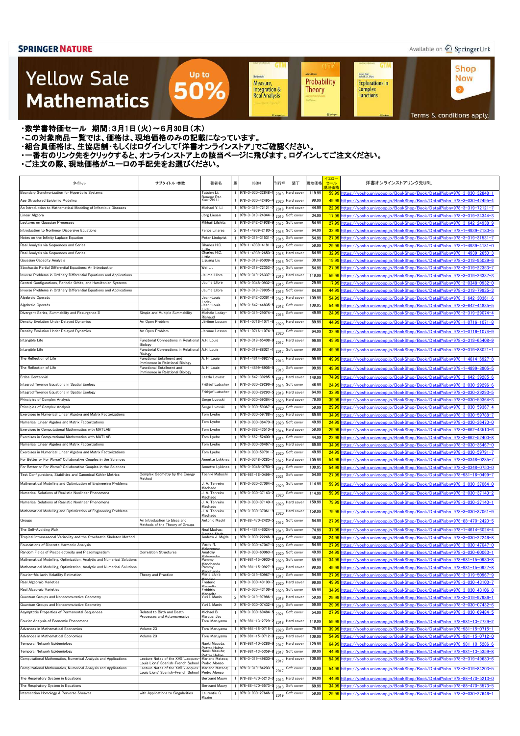SPRINGER NATURE

Available on SpringerLink

# Yellow Sale Mathematics

Up to 50%

Shop Now

Terms & conditions apply.

・数学書特価セール　期間：3月1日（火）～6月30日（木）
・この対象商品一覧では、価格は、現地価格のみの記載になっています。
・組合員価格は、生協店舗・もしくはログインして「洋書オンラインストア」でご確認ください。
・一番右のリンク先をクリックすると、オンラインストア上の該当ページに飛びます。ログインしてご注文ください。
・ご注文の際、現地価格がユーロの手配先をお選びください。

| タイトル | サブタイトル・巻数 | 著者名 | 版 | ISBN | 刊行年 | 装丁 | 現地価格 | イエローセール現地価格 | 洋書オンラインストアリンク先URL |
|---|---|---|---|---|---|---|---|---|---|
| Boundary Synchronization for Hyperbolic Systems | | Tatsien Li; Bopeng Rao | 1 | 978-3-030-32848-1 | 2019 | Hard cover | 119.99 | 59.99 | https://yosho.univcoop.jp/BookShop/Book/Detail?isbn=978-3-030-32848-1 |
| Age Structured Epidemic Modeling | | Xue-Zhi Li | 1 | 978-3-030-42495-4 | 2020 | Hard cover | 99.99 | 49.99 | https://yosho.univcoop.jp/BookShop/Book/Detail?isbn=978-3-030-42495-4 |
| An Introduction to Mathematical Modeling of Infectious Diseases | | Michael Y. Li | 1 | 978-3-319-72121-7 | 2018 | Hard cover | 44.99 | 22.99 | https://yosho.univcoop.jp/BookShop/Book/Detail?isbn=978-3-319-72121-7 |
| Linear Algebra | | Jörg Liesen | 1 | 978-3-319-24344-3 | 2015 | Soft cover | 34.99 | 17.99 | https://yosho.univcoop.jp/BookShop/Book/Detail?isbn=978-3-319-24344-3 |
| Lectures on Gaussian Processes | | Mikhail Lifshits | 1 | 978-3-642-24938-9 | 2012 | Soft cover | 54.99 | 27.99 | https://yosho.univcoop.jp/BookShop/Book/Detail?isbn=978-3-642-24938-9 |
| Introduction to Nonlinear Dispersive Equations | | Felipe Linares | 2 | 978-1-4939-2180-5 | 2015 | Soft cover | 64.99 | 32.99 | https://yosho.univcoop.jp/BookShop/Book/Detail?isbn=978-1-4939-2180-5 |
| Notes on the Infinity Laplace Equation | | Peter Lindqvist | 1 | 978-3-319-31531-7 | 2016 | Soft cover | 54.99 | 27.99 | https://yosho.univcoop.jp/BookShop/Book/Detail?isbn=978-3-319-31531-7 |
| Real Analysis via Sequences and Series | | Charles H.C. Little | 1 | 978-1-4939-4181-0 | 2015 | Soft cover | 59.99 | 29.99 | https://yosho.univcoop.jp/BookShop/Book/Detail?isbn=978-1-4939-4181-0 |
| Real Analysis via Sequences and Series | | Charles H.C. Little | 1 | 978-1-4939-2650-3 | 2015 | Hard cover | 64.99 | 32.99 | https://yosho.univcoop.jp/BookShop/Book/Detail?isbn=978-1-4939-2650-3 |
| Gaussian Capacity Analysis | | Liguang Liu | 1 | 978-3-319-95039-6 | 2018 | Soft cover | 39.99 | 19.99 | https://yosho.univcoop.jp/BookShop/Book/Detail?isbn=978-3-319-95039-6 |
| Stochastic Partial Differential Equations: An Introduction | | Wei Liu | 1 | 978-3-319-22353-7 | 2015 | Soft cover | 54.99 | 27.99 | https://yosho.univcoop.jp/BookShop/Book/Detail?isbn=978-3-319-22353-7 |
| Inverse Problems in Ordinary Differential Equations and Applications | | Jaume Llibre | 1 | 978-3-319-26337-3 | 2016 | Hard cover | 119.99 | 59.99 | https://yosho.univcoop.jp/BookShop/Book/Detail?isbn=978-3-319-26337-3 |
| Central Configurations, Periodic Orbits, and Hamiltonian Systems | | Jaume Llibre | 1 | 978-3-0348-0932-0 | 2015 | Soft cover | 29.99 | 17.99 | https://yosho.univcoop.jp/BookShop/Book/Detail?isbn=978-3-0348-0932-0 |
| Inverse Problems in Ordinary Differential Equations and Applications | | Jaume Llibre | 1 | 978-3-319-79935-3 | 2016 | Soft cover | 84.99 | 44.99 | https://yosho.univcoop.jp/BookShop/Book/Detail?isbn=978-3-319-79935-3 |
| Algebraic Operads | | Jean-Louis Loday | 1 | 978-3-642-30361-6 | 2012 | Hard cover | 109.99 | 54.99 | https://yosho.univcoop.jp/BookShop/Book/Detail?isbn=978-3-642-30361-6 |
| Algebraic Operads | | Jean-Louis Loday | 1 | 978-3-642-44835-5 | 2012 | Soft cover | 109.95 | 54.99 | https://yosho.univcoop.jp/BookShop/Book/Detail?isbn=978-3-642-44835-5 |
| Divergent Series, Summability and Resurgence II | Simple and Multiple Summability | Michèle Loday-Richaud | 1 | 978-3-319-29074-4 | 2016 | Soft cover | 49.99 | 24.99 | https://yosho.univcoop.jp/BookShop/Book/Detail?isbn=978-3-319-29074-4 |
| Density Evolution Under Delayed Dynamics | An Open Problem | Jérôme Losson | 1 | 978-1-0716-1071-8 | 2020 | Hard cover | 89.99 | 44.99 | https://yosho.univcoop.jp/BookShop/Book/Detail?isbn=978-1-0716-1071-8 |
| Density Evolution Under Delayed Dynamics | An Open Problem | Jérôme Losson | 1 | 978-1-0716-1074-9 | 2020 | Soft cover | 64.99 | 32.99 | https://yosho.univcoop.jp/BookShop/Book/Detail?isbn=978-1-0716-1074-9 |
| Intangible Life | Functorial Connections in Relational Biology | A.H. Louie | 1 | 978-3-319-65408-9 | 2017 | Hard cover | 99.99 | 49.99 | https://yosho.univcoop.jp/BookShop/Book/Detail?isbn=978-3-319-65408-9 |
| Intangible Life | Functorial Connections in Relational Biology | A.H. Louie | 1 | 978-3-319-88021-1 | 2017 | Soft cover | 99.99 | 49.99 | https://yosho.univcoop.jp/BookShop/Book/Detail?isbn=978-3-319-88021-1 |
| The Reflection of Life | Functional Entailment and Imminence in Relational Biology | A. H. Louie | 1 | 978-1-4614-6927-8 | 2013 | Hard cover | 99.99 | 49.99 | https://yosho.univcoop.jp/BookShop/Book/Detail?isbn=978-1-4614-6927-8 |
| The Reflection of Life | Functional Entailment and Imminence in Relational Biology | A. H. Louie | 1 | 978-1-4899-8905-5 | 2013 | Soft cover | 99.99 | 49.99 | https://yosho.univcoop.jp/BookShop/Book/Detail?isbn=978-1-4899-8905-5 |
| Erdős Centennial | | László Lovász | 1 | 978-3-642-39285-6 | 2013 | Hard cover | 149.99 | 74.99 | https://yosho.univcoop.jp/BookShop/Book/Detail?isbn=978-3-642-39285-6 |
| Integrodifference Equations in Spatial Ecology | | Frithjof Lutscher | 1 | 978-3-030-29296-6 | 2019 | Soft cover | 46.99 | 24.99 | https://yosho.univcoop.jp/BookShop/Book/Detail?isbn=978-3-030-29296-6 |
| Integrodifference Equations in Spatial Ecology | | Frithjof Lutscher | 1 | 978-3-030-29293-5 | 2019 | Hard cover | 64.99 | 32.99 | https://yosho.univcoop.jp/BookShop/Book/Detail?isbn=978-3-030-29293-5 |
| Principles of Complex Analysis | | Serge Lvovski | 1 | 978-3-030-59364-3 | 2020 | Hard cover | 79.99 | 39.99 | https://yosho.univcoop.jp/BookShop/Book/Detail?isbn=978-3-030-59364-3 |
| Principles of Complex Analysis | | Serge Lvovski | 1 | 978-3-030-59367-4 | 2020 | Soft cover | 59.99 | 29.99 | https://yosho.univcoop.jp/BookShop/Book/Detail?isbn=978-3-030-59367-4 |
| Exercises in Numerical Linear Algebra and Matrix Factorizations | | Tom Lyche | 1 | 978-3-030-59788-7 | 2020 | Hard cover | 69.99 | 34.99 | https://yosho.univcoop.jp/BookShop/Book/Detail?isbn=978-3-030-59788-7 |
| Numerical Linear Algebra and Matrix Factorizations | | Tom Lyche | 1 | 978-3-030-36470-0 | 2020 | Soft cover | 49.99 | 24.99 | https://yosho.univcoop.jp/BookShop/Book/Detail?isbn=978-3-030-36470-0 |
| Exercises in Computational Mathematics with MATLAB | | Tom Lyche | 1 | 978-3-662-43510-6 | 2014 | Hard cover | 59.99 | 29.99 | https://yosho.univcoop.jp/BookShop/Book/Detail?isbn=978-3-662-43510-6 |
| Exercises in Computational Mathematics with MATLAB | | Tom Lyche | 1 | 978-3-662-52400-8 | 2014 | Soft cover | 44.99 | 22.99 | https://yosho.univcoop.jp/BookShop/Book/Detail?isbn=978-3-662-52400-8 |
| Numerical Linear Algebra and Matrix Factorizations | | Tom Lyche | 1 | 978-3-030-36467-0 | 2020 | Hard cover | 69.99 | 34.99 | https://yosho.univcoop.jp/BookShop/Book/Detail?isbn=978-3-030-36467-0 |
| Exercises in Numerical Linear Algebra and Matrix Factorizations | | Tom Lyche | 1 | 978-3-030-59791-7 | 2020 | Soft cover | 49.99 | 24.99 | https://yosho.univcoop.jp/BookShop/Book/Detail?isbn=978-3-030-59791-7 |
| For Better or For Worse? Collaborative Couples in the Sciences | | Annette Lykknes | 1 | 978-3-0348-0285-7 | 2012 | Hard cover | 109.99 | 54.99 | https://yosho.univcoop.jp/BookShop/Book/Detail?isbn=978-3-0348-0285-7 |
| For Better or For Worse? Collaborative Couples in the Sciences | | Annette Lykknes | 1 | 978-3-0348-0750-0 | 2012 | Soft cover | 109.95 | 54.99 | https://yosho.univcoop.jp/BookShop/Book/Detail?isbn=978-3-0348-0750-0 |
| Test Configurations, Stabilities and Canonical Kähler Metrics | Complex Geometry by the Energy Method | Toshiki Mabuchi | 1 | 978-981-16-0499-7 | 2021 | Soft cover | 54.99 | 27.99 | https://yosho.univcoop.jp/BookShop/Book/Detail?isbn=978-981-16-0499-7 |
| Mathematical Modelling and Optimization of Engineering Problems | | J. A. Tenreiro Machado | 1 | 978-3-030-37064-0 | 2020 | Hard cover | 114.99 | 59.99 | https://yosho.univcoop.jp/BookShop/Book/Detail?isbn=978-3-030-37064-0 |
| Numerical Solutions of Realistic Nonlinear Phenomena | | J. A. Tenreiro Machado | 1 | 978-3-030-37143-2 | 2020 | Soft cover | 114.99 | 59.99 | https://yosho.univcoop.jp/BookShop/Book/Detail?isbn=978-3-030-37143-2 |
| Numerical Solutions of Realistic Nonlinear Phenomena | | J. A. Tenreiro Machado | 1 | 978-3-030-37140-1 | 2020 | Hard cover | 159.99 | 79.99 | https://yosho.univcoop.jp/BookShop/Book/Detail?isbn=978-3-030-37140-1 |
| Mathematical Modelling and Optimization of Engineering Problems | | J. A. Tenreiro Machado | 1 | 978-3-030-37061-9 | 2020 | Soft cover | 159.99 | 79.99 | https://yosho.univcoop.jp/BookShop/Book/Detail?isbn=978-3-030-37061-9 |
| Groups | An Introduction to Ideas and Methods of the Theory of Groups | Antonio Machì | 1 | 978-88-470-2420-5 | 2012 | Soft cover | 54.99 | 27.99 | https://yosho.univcoop.jp/BookShop/Book/Detail?isbn=978-88-470-2420-5 |
| The Self-Avoiding Walk | | Neal Madras; Gordon Slade | 1 | 978-1-4614-6024-4 | 2013 | Soft cover | 74.99 | 37.99 | https://yosho.univcoop.jp/BookShop/Book/Detail?isbn=978-1-4614-6024-4 |
| Tropical Intraseasonal Variability and the Stochastic Skeleton Method | | Andrew J. Majda | 1 | 978-3-030-22246-8 | 2019 | Soft cover | 49.99 | 24.99 | https://yosho.univcoop.jp/BookShop/Book/Detail?isbn=978-3-030-22246-8 |
| Foundations of Discrete Harmonic Analysis | | Vasily N. Malozemov | 1 | 978-3-030-47047-0 | 2020 | Soft cover | 54.99 | 27.99 | https://yosho.univcoop.jp/BookShop/Book/Detail?isbn=978-3-030-47047-0 |
| Random Fields of Piezoelectricity and Piezomagnetism | Correlation Structures | Anatoliy Malyarenko | 1 | 978-3-030-60063-1 | 2020 | Soft cover | 49.99 | 24.99 | https://yosho.univcoop.jp/BookShop/Book/Detail?isbn=978-3-030-60063-1 |
| Mathematical Modelling, Optimization, Analytic and Numerical Solutions | | Pammy Manchanda | 1 | 978-981-15-0930-8 | 2020 | Soft cover | 69.99 | 34.99 | https://yosho.univcoop.jp/BookShop/Book/Detail?isbn=978-981-15-0930-8 |
| Mathematical Modelling, Optimization, Analytic and Numerical Solutions | | Pammy Manchanda | 1 | 978-981-15-0927-8 | 2020 | Hard cover | 99.99 | 49.99 | https://yosho.univcoop.jp/BookShop/Book/Detail?isbn=978-981-15-0927-8 |
| Fourier-Malliavin Volatility Estimation | Theory and Practice | Maria Elvira Mancino | 1 | 978-3-319-50967-9 | 2017 | Soft cover | 54.99 | 27.99 | https://yosho.univcoop.jp/BookShop/Book/Detail?isbn=978-3-319-50967-9 |
| Real Algebraic Varieties | | Frédéric Mangolte | 1 | 978-3-030-43103-7 | 2020 | Hard cover | 99.99 | 49.99 | https://yosho.univcoop.jp/BookShop/Book/Detail?isbn=978-3-030-43103-7 |
| Real Algebraic Varieties | | Frédéric Mangolte | 1 | 978-3-030-43106-8 | 2020 | Soft cover | 69.99 | 34.99 | https://yosho.univcoop.jp/BookShop/Book/Detail?isbn=978-3-030-43106-8 |
| Quantum Groups and Noncommutative Geometry | | Yuri I. Manin | 2 | 978-3-319-97986-1 | 2018 | Hard cover | 59.99 | 29.99 | https://yosho.univcoop.jp/BookShop/Book/Detail?isbn=978-3-319-97986-1 |
| Quantum Groups and Noncommutative Geometry | | Yuri I. Manin | 2 | 978-3-030-07432-6 | 2018 | Soft cover | 59.99 | 29.99 | https://yosho.univcoop.jp/BookShop/Book/Detail?isbn=978-3-030-07432-6 |
| Asymptotic Properties of Permanental Sequences | Related to Birth and Death Processes and Autoregressive | Michael B. Marcus; Jay | 1 | 978-3-030-69484-5 | 2021 | Soft cover | 54.99 | 27.99 | https://yosho.univcoop.jp/BookShop/Book/Detail?isbn=978-3-030-69484-5 |
| Fourier Analysis of Economic Phenomena | | Toru Maruyama | 1 | 978-981-13-2729-2 | 2018 | Hard cover | 119.99 | 59.99 | https://yosho.univcoop.jp/BookShop/Book/Detail?isbn=978-981-13-2729-2 |
| Advances in Mathematical Economics | Volume 23 | Toru Maruyama | 1 | 978-981-15-0715-1 | 2020 | Soft cover | 79.99 | 39.99 | https://yosho.univcoop.jp/BookShop/Book/Detail?isbn=978-981-15-0715-1 |
| Advances in Mathematical Economics | Volume 23 | Toru Maruyama | 1 | 978-981-15-0712-0 | 2020 | Hard cover | 109.99 | 54.99 | https://yosho.univcoop.jp/BookShop/Book/Detail?isbn=978-981-15-0712-0 |
| Temporal Network Epidemiology | | Naoki Masuda; Petter Holme | 1 | 978-981-10-5286-6 | 2017 | Hard cover | 129.99 | 64.99 | https://yosho.univcoop.jp/BookShop/Book/Detail?isbn=978-981-10-5286-6 |
| Temporal Network Epidemiology | | Naoki Masuda; Petter Holme | 1 | 978-981-13-5359-8 | 2017 | Soft cover | 89.99 | 44.99 | https://yosho.univcoop.jp/BookShop/Book/Detail?isbn=978-981-13-5359-8 |
| Computational Mathematics, Numerical Analysis and Applications | Lecture Notes of the XVII 'Jacques-Louis Lions' Spanish-French School | Mariano Mateos; Pedro Alonso | 1 | 978-3-319-49630-6 | 2017 | Hard cover | 109.99 | 54.99 | https://yosho.univcoop.jp/BookShop/Book/Detail?isbn=978-3-319-49630-6 |
| Computational Mathematics, Numerical Analysis and Applications | Lecture Notes of the XVII 'Jacques-Louis Lions' Spanish-French School | Mariano Mateos; Pedro Alonso | 1 | 978-3-319-84203-5 | 2017 | Soft cover | 109.99 | 54.99 | https://yosho.univcoop.jp/BookShop/Book/Detail?isbn=978-3-319-84203-5 |
| The Respiratory System in Equations | | Bertrand Maury | 1 | 978-88-470-5213-0 | 2013 | Hard cover | 84.99 | 44.99 | https://yosho.univcoop.jp/BookShop/Book/Detail?isbn=978-88-470-5213-0 |
| The Respiratory System in Equations | | Bertrand Maury | 1 | 978-88-470-5573-5 | 2013 | Soft cover | 69.99 | 34.99 | https://yosho.univcoop.jp/BookShop/Book/Detail?isbn=978-88-470-5573-5 |
| Intersection Homology & Perverse Sheaves | with Applications to Singularities | Laurentiu G. Maxim | 1 | 978-3-030-27646-1 | 2019 | Soft cover | 59.99 | 29.99 | https://yosho.univcoop.jp/BookShop/Book/Detail?isbn=978-3-030-27646-1 |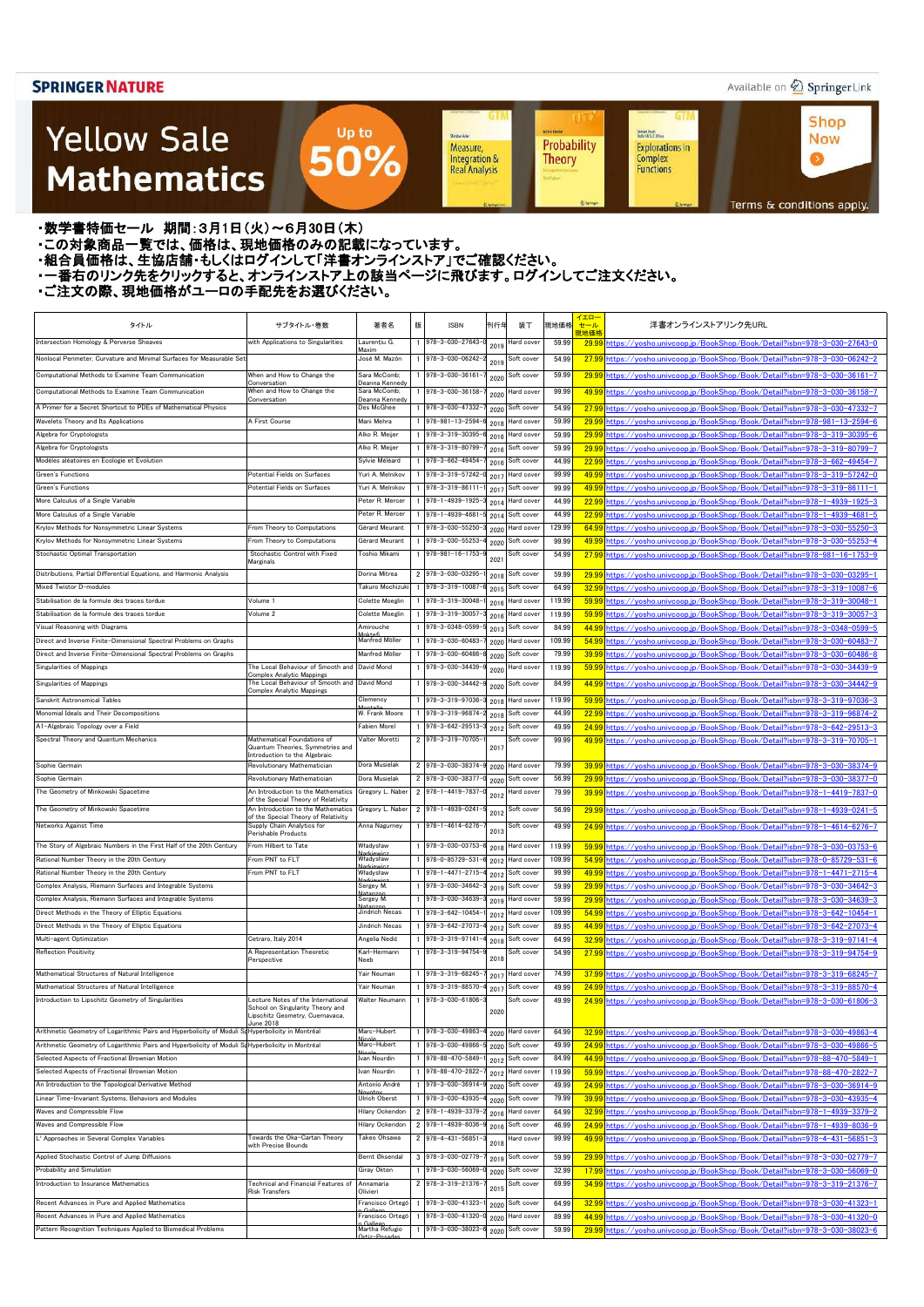SPRINGER NATURE

Available on SpringerLink

# Yellow Sale Mathematics

Up to 50%

Shop Now

Terms & conditions apply.

・数学書特価セール 期間：3月1日（火）～6月30日（木）
・この対象商品一覧では、価格は、現地価格のみの記載になっています。
・組合員価格は、生協店舗・もしくはログインして「洋書オンラインストア」でご確認ください。
・一番右のリンク先をクリックすると、オンラインストア上の該当ページに飛びます。ログインしてご注文ください。
・ご注文の際、現地価格がユーロの手配先をお選びください。

| タイトル | サブタイトル・巻数 | 著者名 | 版 | ISBN | 刊行年 | 装丁 | 現地価格 | イエローセール現地価格 | 洋書オンラインストアリンク先URL |
|---|---|---|---|---|---|---|---|---|---|
| Intersection Homology & Perverse Sheaves | with Applications to Singularities | Laurențiu G. Maxim | 1 | 978-3-030-27643-0 | 2019 | Hard cover | 59.99 | 29.99 | https://yosho.univcoop.jp/BookShop/Book/Detail?isbn=978-3-030-27643-0 |
| Nonlocal Perimeter, Curvature and Minimal Surfaces for Measurable Sets | | José M. Mazón | 1 | 978-3-030-06242-2 | 2019 | Soft cover | 54.99 | 27.99 | https://yosho.univcoop.jp/BookShop/Book/Detail?isbn=978-3-030-06242-2 |
| Computational Methods to Examine Team Communication | When and How to Change the Conversation | Sara McComb; Deanna Kennedy | 1 | 978-3-030-36161-7 | 2020 | Soft cover | 59.99 | 29.99 | https://yosho.univcoop.jp/BookShop/Book/Detail?isbn=978-3-030-36161-7 |
| Computational Methods to Examine Team Communication | When and How to Change the Conversation | Sara McComb; Deanna Kennedy | 1 | 978-3-030-36158-7 | 2020 | Hard cover | 99.99 | 49.99 | https://yosho.univcoop.jp/BookShop/Book/Detail?isbn=978-3-030-36158-7 |
| A Primer for a Secret Shortcut to PDEs of Mathematical Physics | | Des McGhee | 1 | 978-3-030-47332-7 | 2020 | Soft cover | 54.99 | 27.99 | https://yosho.univcoop.jp/BookShop/Book/Detail?isbn=978-3-030-47332-7 |
| Wavelets Theory and Its Applications | A First Course | Mani Mehra | 1 | 978-981-13-2594-6 | 2018 | Hard cover | 59.99 | 29.99 | https://yosho.univcoop.jp/BookShop/Book/Detail?isbn=978-981-13-2594-6 |
| Algebra for Cryptologists | | Alko R. Meijer | 1 | 978-3-319-30395-6 | 2016 | Hard cover | 59.99 | 29.99 | https://yosho.univcoop.jp/BookShop/Book/Detail?isbn=978-3-319-30395-6 |
| Algebra for Cryptologists | | Alko R. Meijer | 1 | 978-3-319-80799-7 | 2016 | Soft cover | 59.99 | 29.99 | https://yosho.univcoop.jp/BookShop/Book/Detail?isbn=978-3-319-80799-7 |
| Modèles aléatoires en Ecologie et Evolution | | Sylvie Méléard | 1 | 978-3-662-49454-7 | 2016 | Soft cover | 44.99 | 22.99 | https://yosho.univcoop.jp/BookShop/Book/Detail?isbn=978-3-662-49454-7 |
| Green's Functions | Potential Fields on Surfaces | Yuri A. Melnikov | 1 | 978-3-319-57242-0 | 2017 | Hard cover | 99.99 | 49.99 | https://yosho.univcoop.jp/BookShop/Book/Detail?isbn=978-3-319-57242-0 |
| Green's Functions | Potential Fields on Surfaces | Yuri A. Melnikov | 1 | 978-3-319-86111-1 | 2017 | Soft cover | 99.99 | 49.99 | https://yosho.univcoop.jp/BookShop/Book/Detail?isbn=978-3-319-86111-1 |
| More Calculus of a Single Variable | | Peter R. Mercer | 1 | 978-1-4939-1925-3 | 2014 | Hard cover | 44.99 | 22.99 | https://yosho.univcoop.jp/BookShop/Book/Detail?isbn=978-1-4939-1925-3 |
| More Calculus of a Single Variable | | Peter R. Mercer | 1 | 978-1-4939-4681-5 | 2014 | Soft cover | 44.99 | 22.99 | https://yosho.univcoop.jp/BookShop/Book/Detail?isbn=978-1-4939-4681-5 |
| Krylov Methods for Nonsymmetric Linear Systems | From Theory to Computations | Gérard Meurant | 1 | 978-3-030-55250-3 | 2020 | Hard cover | 129.99 | 64.99 | https://yosho.univcoop.jp/BookShop/Book/Detail?isbn=978-3-030-55250-3 |
| Krylov Methods for Nonsymmetric Linear Systems | From Theory to Computations | Gérard Meurant | 1 | 978-3-030-55253-4 | 2020 | Soft cover | 99.99 | 49.99 | https://yosho.univcoop.jp/BookShop/Book/Detail?isbn=978-3-030-55253-4 |
| Stochastic Optimal Transportation | Stochastic Control with Fixed Marginals | Toshio Mikami | 1 | 978-981-16-1753-9 | 2021 | Soft cover | 54.99 | 27.99 | https://yosho.univcoop.jp/BookShop/Book/Detail?isbn=978-981-16-1753-9 |
| Distributions, Partial Differential Equations, and Harmonic Analysis | | Dorina Mitrea | 2 | 978-3-030-03295-1 | 2018 | Soft cover | 59.99 | 29.99 | https://yosho.univcoop.jp/BookShop/Book/Detail?isbn=978-3-030-03295-1 |
| Mixed Twistor D-modules | | Takuro Mochizuki | 1 | 978-3-319-10087-6 | 2015 | Soft cover | 64.99 | 32.99 | https://yosho.univcoop.jp/BookShop/Book/Detail?isbn=978-3-319-10087-6 |
| Stabilisation de la formule des traces tordue | Volume 1 | Colette Moeglin | 1 | 978-3-319-30048-1 | 2016 | Hard cover | 119.99 | 59.99 | https://yosho.univcoop.jp/BookShop/Book/Detail?isbn=978-3-319-30048-1 |
| Stabilisation de la formule des traces tordue | Volume 2 | Colette Moeglin | 1 | 978-3-319-30057-3 | 2016 | Hard cover | 119.99 | 59.99 | https://yosho.univcoop.jp/BookShop/Book/Detail?isbn=978-3-319-30057-3 |
| Visual Reasoning with Diagrams | | Amirouche Moktefi | 1 | 978-3-0348-0599-5 | 2013 | Soft cover | 84.99 | 44.99 | https://yosho.univcoop.jp/BookShop/Book/Detail?isbn=978-3-0348-0599-5 |
| Direct and Inverse Finite-Dimensional Spectral Problems on Graphs | | Manfred Möller | 1 | 978-3-030-60483-7 | 2020 | Hard cover | 109.99 | 54.99 | https://yosho.univcoop.jp/BookShop/Book/Detail?isbn=978-3-030-60483-7 |
| Direct and Inverse Finite-Dimensional Spectral Problems on Graphs | | Manfred Möller | 1 | 978-3-030-60486-8 | 2020 | Soft cover | 79.99 | 39.99 | https://yosho.univcoop.jp/BookShop/Book/Detail?isbn=978-3-030-60486-8 |
| Singularities of Mappings | The Local Behaviour of Smooth and Complex Analytic Mappings | David Mond | 1 | 978-3-030-34439-9 | 2020 | Hard cover | 119.99 | 59.99 | https://yosho.univcoop.jp/BookShop/Book/Detail?isbn=978-3-030-34439-9 |
| Singularities of Mappings | The Local Behaviour of Smooth and Complex Analytic Mappings | David Mond | 1 | 978-3-030-34442-9 | 2020 | Soft cover | 84.99 | 44.99 | https://yosho.univcoop.jp/BookShop/Book/Detail?isbn=978-3-030-34442-9 |
| Sanskrit Astronomical Tables | | Clemency Montelle | 1 | 978-3-319-97036-3 | 2018 | Hard cover | 119.99 | 59.99 | https://yosho.univcoop.jp/BookShop/Book/Detail?isbn=978-3-319-97036-3 |
| Monomial Ideals and Their Decompositions | | W. Frank Moore | 1 | 978-3-319-96874-2 | 2018 | Soft cover | 44.99 | 22.99 | https://yosho.univcoop.jp/BookShop/Book/Detail?isbn=978-3-319-96874-2 |
| A1-Algebraic Topology over a Field | | Fabien Morel | 1 | 978-3-642-29513-3 | 2012 | Soft cover | 49.99 | 24.99 | https://yosho.univcoop.jp/BookShop/Book/Detail?isbn=978-3-642-29513-3 |
| Spectral Theory and Quantum Mechanics | Mathematical Foundations of Quantum Theories, Symmetries and Introduction to the Algebraic | Valter Moretti | 2 | 978-3-319-70705-1 | 2017 | Soft cover | 99.99 | 49.99 | https://yosho.univcoop.jp/BookShop/Book/Detail?isbn=978-3-319-70705-1 |
| Sophie Germain | Revolutionary Mathematician | Dora Musielak | 2 | 978-3-030-38374-9 | 2020 | Hard cover | 79.99 | 39.99 | https://yosho.univcoop.jp/BookShop/Book/Detail?isbn=978-3-030-38374-9 |
| Sophie Germain | Revolutionary Mathematician | Dora Musielak | 2 | 978-3-030-38377-0 | 2020 | Soft cover | 56.99 | 29.99 | https://yosho.univcoop.jp/BookShop/Book/Detail?isbn=978-3-030-38377-0 |
| The Geometry of Minkowski Spacetime | An Introduction to the Mathematics of the Special Theory of Relativity | Gregory L. Naber | 2 | 978-1-4419-7837-0 | 2012 | Hard cover | 79.99 | 39.99 | https://yosho.univcoop.jp/BookShop/Book/Detail?isbn=978-1-4419-7837-0 |
| The Geometry of Minkowski Spacetime | An Introduction to the Mathematics of the Special Theory of Relativity | Gregory L. Naber | 2 | 978-1-4939-0241-5 | 2012 | Soft cover | 56.99 | 29.99 | https://yosho.univcoop.jp/BookShop/Book/Detail?isbn=978-1-4939-0241-5 |
| Networks Against Time | Supply Chain Analytics for Perishable Products | Anna Nagurney | 1 | 978-1-4614-6276-7 | 2013 | Soft cover | 49.99 | 24.99 | https://yosho.univcoop.jp/BookShop/Book/Detail?isbn=978-1-4614-6276-7 |
| The Story of Algebraic Numbers in the First Half of the 20th Century | From Hilbert to Tate | Władysław Narkiewicz | 1 | 978-3-030-03753-6 | 2018 | Hard cover | 119.99 | 59.99 | https://yosho.univcoop.jp/BookShop/Book/Detail?isbn=978-3-030-03753-6 |
| Rational Number Theory in the 20th Century | From PNT to FLT | Władysław Narkiewicz | 1 | 978-0-85729-531-6 | 2012 | Hard cover | 109.99 | 54.99 | https://yosho.univcoop.jp/BookShop/Book/Detail?isbn=978-0-85729-531-6 |
| Rational Number Theory in the 20th Century | From PNT to FLT | Władysław Narkiewicz | 1 | 978-1-4471-2715-4 | 2012 | Soft cover | 99.99 | 49.99 | https://yosho.univcoop.jp/BookShop/Book/Detail?isbn=978-1-4471-2715-4 |
| Complex Analysis, Riemann Surfaces and Integrable Systems | | Sergey M. Natanzon | 1 | 978-3-030-34642-3 | 2019 | Soft cover | 59.99 | 29.99 | https://yosho.univcoop.jp/BookShop/Book/Detail?isbn=978-3-030-34642-3 |
| Complex Analysis, Riemann Surfaces and Integrable Systems | | Sergey M. Natanzon | 1 | 978-3-030-34639-3 | 2019 | Hard cover | 59.99 | 29.99 | https://yosho.univcoop.jp/BookShop/Book/Detail?isbn=978-3-030-34639-3 |
| Direct Methods in the Theory of Elliptic Equations | | Jindřich Nečas | 1 | 978-3-642-10454-1 | 2012 | Hard cover | 109.99 | 54.99 | https://yosho.univcoop.jp/BookShop/Book/Detail?isbn=978-3-642-10454-1 |
| Direct Methods in the Theory of Elliptic Equations | | Jindřich Nečas | 1 | 978-3-642-27073-4 | 2012 | Soft cover | 89.95 | 44.99 | https://yosho.univcoop.jp/BookShop/Book/Detail?isbn=978-3-642-27073-4 |
| Multi-agent Optimization | Cetraro, Italy 2014 | Angelia Nedić | 1 | 978-3-319-97141-4 | 2018 | Soft cover | 64.99 | 32.99 | https://yosho.univcoop.jp/BookShop/Book/Detail?isbn=978-3-319-97141-4 |
| Reflection Positivity | A Representation Theoretic Perspective | Karl-Hermann Neeb | 1 | 978-3-319-94754-9 | 2018 | Soft cover | 54.99 | 27.99 | https://yosho.univcoop.jp/BookShop/Book/Detail?isbn=978-3-319-94754-9 |
| Mathematical Structures of Natural Intelligence | | Yair Neuman | 1 | 978-3-319-68245-7 | 2017 | Hard cover | 74.99 | 37.99 | https://yosho.univcoop.jp/BookShop/Book/Detail?isbn=978-3-319-68245-7 |
| Mathematical Structures of Natural Intelligence | | Yair Neuman | 1 | 978-3-319-88570-4 | 2017 | Soft cover | 49.99 | 24.99 | https://yosho.univcoop.jp/BookShop/Book/Detail?isbn=978-3-319-88570-4 |
| Introduction to Lipschitz Geometry of Singularities | Lecture Notes of the International School on Singularity Theory and Lipschitz Geometry, Cuernavaca, June 2018 | Walter Neumann | 1 | 978-3-030-61806-3 | 2020 | Soft cover | 49.99 | 24.99 | https://yosho.univcoop.jp/BookShop/Book/Detail?isbn=978-3-030-61806-3 |
| Arithmetic Geometry of Logarithmic Pairs and Hyperbolicity of Moduli Spaces | Hyperbolicity in Montréal | Marc-Hubert Nicole | 1 | 978-3-030-49863-4 | 2020 | Hard cover | 64.99 | 32.99 | https://yosho.univcoop.jp/BookShop/Book/Detail?isbn=978-3-030-49863-4 |
| Arithmetic Geometry of Logarithmic Pairs and Hyperbolicity of Moduli Spaces | Hyperbolicity in Montréal | Marc-Hubert Nicole | 1 | 978-3-030-49866-5 | 2020 | Soft cover | 49.99 | 24.99 | https://yosho.univcoop.jp/BookShop/Book/Detail?isbn=978-3-030-49866-5 |
| Selected Aspects of Fractional Brownian Motion | | Ivan Nourdin | 1 | 978-88-470-5849-1 | 2012 | Soft cover | 84.99 | 44.99 | https://yosho.univcoop.jp/BookShop/Book/Detail?isbn=978-88-470-5849-1 |
| Selected Aspects of Fractional Brownian Motion | | Ivan Nourdin | 1 | 978-88-470-2822-7 | 2012 | Hard cover | 119.99 | 59.99 | https://yosho.univcoop.jp/BookShop/Book/Detail?isbn=978-88-470-2822-7 |
| An Introduction to the Topological Derivative Method | | Antonio André Novotny | 1 | 978-3-030-36914-9 | 2020 | Soft cover | 49.99 | 24.99 | https://yosho.univcoop.jp/BookShop/Book/Detail?isbn=978-3-030-36914-9 |
| Linear Time-Invariant Systems, Behaviors and Modules | | Ulrich Oberst | 1 | 978-3-030-43935-4 | 2020 | Soft cover | 79.99 | 39.99 | https://yosho.univcoop.jp/BookShop/Book/Detail?isbn=978-3-030-43935-4 |
| Waves and Compressible Flow | | Hilary Ockendon | 2 | 978-1-4939-3379-2 | 2016 | Hard cover | 64.99 | 32.99 | https://yosho.univcoop.jp/BookShop/Book/Detail?isbn=978-1-4939-3379-2 |
| Waves and Compressible Flow | | Hilary Ockendon | 2 | 978-1-4939-8036-9 | 2016 | Soft cover | 46.99 | 24.99 | https://yosho.univcoop.jp/BookShop/Book/Detail?isbn=978-1-4939-8036-9 |
| $L^2$ Approaches in Several Complex Variables | Towards the Oka–Cartan Theory with Precise Bounds | Takeo Ohsawa | 2 | 978-4-431-56851-3 | 2018 | Hard cover | 99.99 | 49.99 | https://yosho.univcoop.jp/BookShop/Book/Detail?isbn=978-4-431-56851-3 |
| Applied Stochastic Control of Jump Diffusions | | Bernt Øksendal | 3 | 978-3-030-02779-7 | 2019 | Soft cover | 59.99 | 29.99 | https://yosho.univcoop.jp/BookShop/Book/Detail?isbn=978-3-030-02779-7 |
| Probability and Simulation | | Giray Ökten | 1 | 978-3-030-56069-0 | 2020 | Soft cover | 32.99 | 17.99 | https://yosho.univcoop.jp/BookShop/Book/Detail?isbn=978-3-030-56069-0 |
| Introduction to Insurance Mathematics | Technical and Financial Features of Risk Transfers | Annamaria Olivieri | 2 | 978-3-319-21376-7 | 2015 | Soft cover | 69.99 | 34.99 | https://yosho.univcoop.jp/BookShop/Book/Detail?isbn=978-3-319-21376-7 |
| Recent Advances in Pure and Applied Mathematics | | Francisco Ortegón Gallego | 1 | 978-3-030-41323-1 | 2020 | Soft cover | 64.99 | 32.99 | https://yosho.univcoop.jp/BookShop/Book/Detail?isbn=978-3-030-41323-1 |
| Recent Advances in Pure and Applied Mathematics | | Francisco Ortegón Gallego | 1 | 978-3-030-41320-0 | 2020 | Hard cover | 89.99 | 44.99 | https://yosho.univcoop.jp/BookShop/Book/Detail?isbn=978-3-030-41320-0 |
| Pattern Recognition Techniques Applied to Biomedical Problems | | Martha Refugio Ortiz-Posadas | 1 | 978-3-030-38023-6 | 2020 | Soft cover | 59.99 | 29.99 | https://yosho.univcoop.jp/BookShop/Book/Detail?isbn=978-3-030-38023-6 |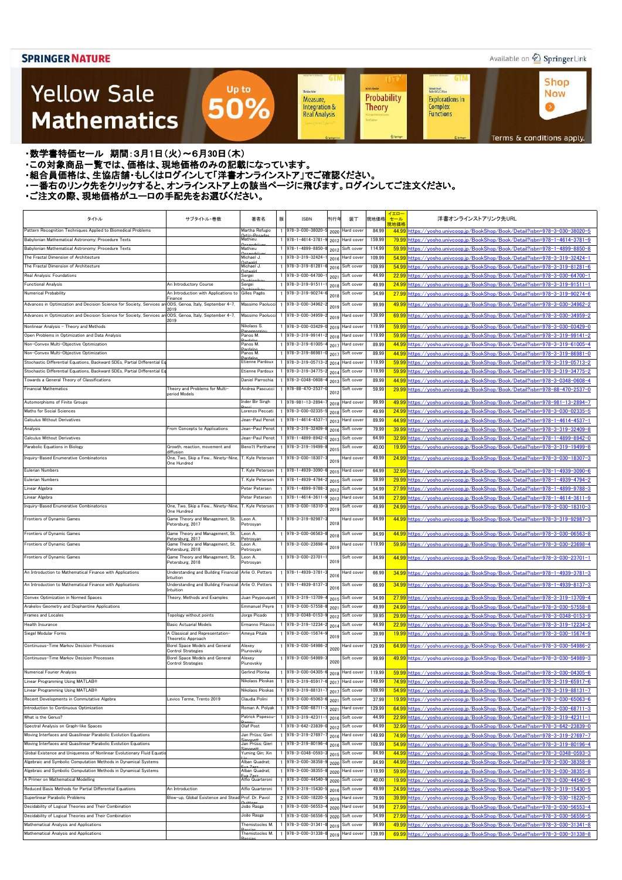SPRINGER NATURE

Available on SpringerLink

# Yellow Sale Mathematics

Up to 50%

Shop Now

Terms & conditions apply.

- ・数学書特価セール　期間：3月1日（火）～6月30日（木）
- ・この対象商品一覧では、価格は、現地価格のみの記載になっています。
- ・組合員価格は、生協店舗・もしくはログインして「洋書オンラインストア」でご確認ください。
- ・一番右のリンク先をクリックすると、オンラインストア上の該当ページに飛びます。ログインしてご注文ください。
- ・ご注文の際、現地価格がユーロの手配先をお選びください。

| タイトル | サブタイトル・巻数 | 著者名 | 版 | ISBN | 刊行年 | 装丁 | 現地価格 | イエローセール現地価格 | 洋書オンラインストアリンク先URL |
|---|---|---|---|---|---|---|---|---|---|
| Pattern Recognition Techniques Applied to Biomedical Problems | | Martha Refugio Ortiz-Posadas | 1 | 978-3-030-38020-5 | 2020 | Hard cover | 84.99 | 44.99 | https://yosho.univcoop.jp/BookShop/Book/Detail?isbn=978-3-030-38020-5 |
| Babylonian Mathematical Astronomy: Procedure Texts | | Mathieu Ossendrijver | 1 | 978-1-4614-3781-9 | 2012 | Hard cover | 159.99 | 79.99 | https://yosho.univcoop.jp/BookShop/Book/Detail?isbn=978-1-4614-3781-9 |
| Babylonian Mathematical Astronomy: Procedure Texts | | Mathieu Ossendrijver | 1 | 978-1-4899-8850-8 | 2012 | Soft cover | 114.99 | 59.99 | https://yosho.univcoop.jp/BookShop/Book/Detail?isbn=978-1-4899-8850-8 |
| The Fractal Dimension of Architecture | | Michael J. Ostwald | 1 | 978-3-319-32424-1 | 2016 | Hard cover | 109.99 | 54.99 | https://yosho.univcoop.jp/BookShop/Book/Detail?isbn=978-3-319-32424-1 |
| The Fractal Dimension of Architecture | | Michael J. Ostwald | 1 | 978-3-319-81281-6 | 2016 | Soft cover | 109.99 | 54.99 | https://yosho.univcoop.jp/BookShop/Book/Detail?isbn=978-3-319-81281-6 |
| Real Analysis: Foundations | | Sergei Ovchinnikov | 1 | 978-3-030-64700-1 | 2021 | Soft cover | 44.99 | 22.99 | https://yosho.univcoop.jp/BookShop/Book/Detail?isbn=978-3-030-64700-1 |
| Functional Analysis | An Introductory Course | Sergei Ovchinnikov | 1 | 978-3-319-91511-1 | 2018 | Soft cover | 49.99 | 24.99 | https://yosho.univcoop.jp/BookShop/Book/Detail?isbn=978-3-319-91511-1 |
| Numerical Probability | An Introduction with Applications to Finance | Gilles Pagès | 1 | 978-3-319-90274-6 | 2018 | Soft cover | 54.99 | 27.99 | https://yosho.univcoop.jp/BookShop/Book/Detail?isbn=978-3-319-90274-6 |
| Advances in Optimization and Decision Science for Society, Services an | ODS, Genoa, Italy, September 4-7, 2019 | Massimo Paolucci | 1 | 978-3-030-34962-2 | 2019 | Soft cover | 99.99 | 49.99 | https://yosho.univcoop.jp/BookShop/Book/Detail?isbn=978-3-030-34962-2 |
| Advances in Optimization and Decision Science for Society, Services an | ODS, Genoa, Italy, September 4-7, 2019 | Massimo Paolucci | 1 | 978-3-030-34959-2 | 2019 | Hard cover | 139.99 | 69.99 | https://yosho.univcoop.jp/BookShop/Book/Detail?isbn=978-3-030-34959-2 |
| Nonlinear Analysis - Theory and Methods | | Nikolaos S. Papageorgiou | 1 | 978-3-030-03429-0 | 2019 | Hard cover | 119.99 | 59.99 | https://yosho.univcoop.jp/BookShop/Book/Detail?isbn=978-3-030-03429-0 |
| Open Problems in Optimization and Data Analysis | | Panos M. Pardalos | 1 | 978-3-319-99141-2 | 2018 | Hard cover | 119.99 | 59.99 | https://yosho.univcoop.jp/BookShop/Book/Detail?isbn=978-3-319-99141-2 |
| Non-Convex Multi-Objective Optimization | | Panos M. Pardalos | 1 | 978-3-319-61005-4 | 2017 | Hard cover | 89.99 | 44.99 | https://yosho.univcoop.jp/BookShop/Book/Detail?isbn=978-3-319-61005-4 |
| Non-Convex Multi-Objective Optimization | | Panos M. Pardalos | 1 | 978-3-319-86981-0 | 2017 | Soft cover | 89.99 | 44.99 | https://yosho.univcoop.jp/BookShop/Book/Detail?isbn=978-3-319-86981-0 |
| Stochastic Differential Equations, Backward SDEs, Partial Differential Eq | | Etienne Pardoux | 1 | 978-3-319-05713-2 | 2014 | Hard cover | 119.99 | 59.99 | https://yosho.univcoop.jp/BookShop/Book/Detail?isbn=978-3-319-05713-2 |
| Stochastic Differential Equations, Backward SDEs, Partial Differential Eq | | Etienne Pardoux | 1 | 978-3-319-34775-2 | 2014 | Soft cover | 119.99 | 59.99 | https://yosho.univcoop.jp/BookShop/Book/Detail?isbn=978-3-319-34775-2 |
| Towards a General Theory of Classifications | | Daniel Parrochia | 1 | 978-3-0348-0608-4 | 2013 | Hard cover | 89.99 | 44.99 | https://yosho.univcoop.jp/BookShop/Book/Detail?isbn=978-3-0348-0608-4 |
| Financial Mathematics | Theory and Problems for Multi-period Models | Andrea Pascucci | 1 | 978-88-470-2537-0 | 2012 | Soft cover | 59.99 | 29.99 | https://yosho.univcoop.jp/BookShop/Book/Detail?isbn=978-88-470-2537-0 |
| Automorphisms of Finite Groups | | Inder Bir Singh Passi | 1 | 978-981-13-2894-7 | 2018 | Hard cover | 99.99 | 49.99 | https://yosho.univcoop.jp/BookShop/Book/Detail?isbn=978-981-13-2894-7 |
| Maths for Social Sciences | | Lorenzo Peccati | 1 | 978-3-030-02335-5 | 2018 | Soft cover | 49.99 | 24.99 | https://yosho.univcoop.jp/BookShop/Book/Detail?isbn=978-3-030-02335-5 |
| Calculus Without Derivatives | | Jean-Paul Penot | 1 | 978-1-4614-4537-1 | 2013 | Hard cover | 89.99 | 44.99 | https://yosho.univcoop.jp/BookShop/Book/Detail?isbn=978-1-4614-4537-1 |
| Analysis | From Concepts to Applications | Jean-Paul Penot | 1 | 978-3-319-32409-8 | 2016 | Hard cover | 79.99 | 39.99 | https://yosho.univcoop.jp/BookShop/Book/Detail?isbn=978-3-319-32409-8 |
| Calculus Without Derivatives | | Jean-Paul Penot | 1 | 978-1-4899-8942-0 | 2013 | Soft cover | 64.99 | 32.99 | https://yosho.univcoop.jp/BookShop/Book/Detail?isbn=978-1-4899-8942-0 |
| Parabolic Equations in Biology | Growth, reaction, movement and diffusion | Benoît Perthame | 1 | 978-3-319-19499-8 | 2015 | Soft cover | 40.00 | 19.99 | https://yosho.univcoop.jp/BookShop/Book/Detail?isbn=978-3-319-19499-8 |
| Inquiry-Based Enumerative Combinatorics | One, Two, Skip a Few... Ninety-Nine, One Hundred | T. Kyle Petersen | 1 | 978-3-030-18307-3 | 2019 | Hard cover | 49.99 | 24.99 | https://yosho.univcoop.jp/BookShop/Book/Detail?isbn=978-3-030-18307-3 |
| Eulerian Numbers | | T. Kyle Petersen | 1 | 978-1-4939-3090-6 | 2015 | Hard cover | 64.99 | 32.99 | https://yosho.univcoop.jp/BookShop/Book/Detail?isbn=978-1-4939-3090-6 |
| Eulerian Numbers | | T. Kyle Petersen | 1 | 978-1-4939-4794-2 | 2015 | Soft cover | 59.99 | 29.99 | https://yosho.univcoop.jp/BookShop/Book/Detail?isbn=978-1-4939-4794-2 |
| Linear Algebra | | Peter Petersen | 1 | 978-1-4899-9788-3 | 2012 | Soft cover | 54.99 | 27.99 | https://yosho.univcoop.jp/BookShop/Book/Detail?isbn=978-1-4899-9788-3 |
| Linear Algebra | | Peter Petersen | 1 | 978-1-4614-3611-9 | 2012 | Hard cover | 54.99 | 27.99 | https://yosho.univcoop.jp/BookShop/Book/Detail?isbn=978-1-4614-3611-9 |
| Inquiry-Based Enumerative Combinatorics | One, Two, Skip a Few... Ninety-Nine, One Hundred | T. Kyle Petersen | 1 | 978-3-030-18310-3 | 2019 | Soft cover | 49.99 | 24.99 | https://yosho.univcoop.jp/BookShop/Book/Detail?isbn=978-3-030-18310-3 |
| Frontiers of Dynamic Games | Game Theory and Management, St. Petersburg, 2017 | Leon A. Petrosyan | 1 | 978-3-319-92987-3 | 2018 | Hard cover | 84.99 | 44.99 | https://yosho.univcoop.jp/BookShop/Book/Detail?isbn=978-3-319-92987-3 |
| Frontiers of Dynamic Games | Game Theory and Management, St. Petersburg, 2017 | Leon A. Petrosyan | 1 | 978-3-030-06563-8 | 2018 | Soft cover | 84.99 | 44.99 | https://yosho.univcoop.jp/BookShop/Book/Detail?isbn=978-3-030-06563-8 |
| Frontiers of Dynamic Games | Game Theory and Management, St. Petersburg, 2018 | Leon A. Petrosyan | 1 | 978-3-030-23698-4 | 2019 | Hard cover | 119.99 | 59.99 | https://yosho.univcoop.jp/BookShop/Book/Detail?isbn=978-3-030-23698-4 |
| Frontiers of Dynamic Games | Game Theory and Management, St. Petersburg, 2018 | Leon A. Petrosyan | 1 | 978-3-030-23701-1 | 2019 | Soft cover | 84.99 | 44.99 | https://yosho.univcoop.jp/BookShop/Book/Detail?isbn=978-3-030-23701-1 |
| An Introduction to Mathematical Finance with Applications | Understanding and Building Financial Intuition | Arlie O. Petters | 1 | 978-1-4939-3781-3 | 2016 | Hard cover | 66.99 | 34.99 | https://yosho.univcoop.jp/BookShop/Book/Detail?isbn=978-1-4939-3781-3 |
| An Introduction to Mathematical Finance with Applications | Understanding and Building Financial Intuition | Arlie O. Petters | 1 | 978-1-4939-8137-3 | 2016 | Soft cover | 66.99 | 34.99 | https://yosho.univcoop.jp/BookShop/Book/Detail?isbn=978-1-4939-8137-3 |
| Convex Optimization in Normed Spaces | Theory, Methods and Examples | Juan Peypouquet | 1 | 978-3-319-13709-4 | 2015 | Soft cover | 54.99 | 27.99 | https://yosho.univcoop.jp/BookShop/Book/Detail?isbn=978-3-319-13709-4 |
| Arakelov Geometry and Diophantine Applications | | Emmanuel Peyre | 1 | 978-3-030-57558-8 | 2021 | Soft cover | 49.99 | 24.99 | https://yosho.univcoop.jp/BookShop/Book/Detail?isbn=978-3-030-57558-8 |
| Frames and Locales | Topology without points | Jorge Picado | 1 | 978-3-0348-0153-9 | 2012 | Soft cover | 59.95 | 29.99 | https://yosho.univcoop.jp/BookShop/Book/Detail?isbn=978-3-0348-0153-9 |
| Health Insurance | Basic Actuarial Models | Ermanno Pitacco | 1 | 978-3-319-12234-2 | 2014 | Soft cover | 44.99 | 22.99 | https://yosho.univcoop.jp/BookShop/Book/Detail?isbn=978-3-319-12234-2 |
| Siegel Modular Forms | A Classical and Representation-Theoretic Approach | Ameya Pitale | 1 | 978-3-030-15674-9 | 2019 | Soft cover | 39.99 | 19.99 | https://yosho.univcoop.jp/BookShop/Book/Detail?isbn=978-3-030-15674-9 |
| Continuous-Time Markov Decision Processes | Borel Space Models and General Control Strategies | Alexey Piunovskiy | 1 | 978-3-030-54986-2 | 2020 | Hard cover | 129.99 | 64.99 | https://yosho.univcoop.jp/BookShop/Book/Detail?isbn=978-3-030-54986-2 |
| Continuous-Time Markov Decision Processes | Borel Space Models and General Control Strategies | Alexey Piunovskiy | 1 | 978-3-030-54989-3 | 2020 | Soft cover | 99.99 | 49.99 | https://yosho.univcoop.jp/BookShop/Book/Detail?isbn=978-3-030-54989-3 |
| Numerical Fourier Analysis | | Gerlind Plonka | 1 | 978-3-030-04305-6 | 2018 | Hard cover | 119.99 | 59.99 | https://yosho.univcoop.jp/BookShop/Book/Detail?isbn=978-3-030-04305-6 |
| Linear Programming Using MATLAB® | | Nikolaos Ploskas | 1 | 978-3-319-65917-6 | 2017 | Hard cover | 149.99 | 74.99 | https://yosho.univcoop.jp/BookShop/Book/Detail?isbn=978-3-319-65917-6 |
| Linear Programming Using MATLAB® | | Nikolaos Ploskas | 1 | 978-3-319-88131-7 | 2017 | Soft cover | 109.99 | 54.99 | https://yosho.univcoop.jp/BookShop/Book/Detail?isbn=978-3-319-88131-7 |
| Recent Developments in Commutative Algebra | Levico Terme, Trento 2019 | Claudia Polini | 1 | 978-3-030-65063-6 | 2021 | Soft cover | 37.99 | 19.99 | https://yosho.univcoop.jp/BookShop/Book/Detail?isbn=978-3-030-65063-6 |
| Introduction to Continuous Optimization | | Roman A. Polyak | 1 | 978-3-030-68711-3 | 2021 | Hard cover | 129.99 | 64.99 | https://yosho.univcoop.jp/BookShop/Book/Detail?isbn=978-3-030-68711-3 |
| What is the Genus? | | Patrick Popescu-Pampu | 1 | 978-3-319-42311-1 | 2016 | Soft cover | 44.99 | 22.99 | https://yosho.univcoop.jp/BookShop/Book/Detail?isbn=978-3-319-42311-1 |
| Spectral Analysis on Graph-like Spaces | | Olaf Post | 1 | 978-3-642-23839-0 | 2012 | Soft cover | 64.99 | 32.99 | https://yosho.univcoop.jp/BookShop/Book/Detail?isbn=978-3-642-23839-0 |
| Moving Interfaces and Quasilinear Parabolic Evolution Equations | | Jan Prüss; Gieri Simonett | 1 | 978-3-319-27697-7 | 2016 | Hard cover | 149.99 | 74.99 | https://yosho.univcoop.jp/BookShop/Book/Detail?isbn=978-3-319-27697-7 |
| Moving Interfaces and Quasilinear Parabolic Evolution Equations | | Jan Prüss; Gieri Simonett | 1 | 978-3-319-80196-4 | 2016 | Soft cover | 109.99 | 54.99 | https://yosho.univcoop.jp/BookShop/Book/Detail?isbn=978-3-319-80196-4 |
| Global Existence and Uniqueness of Nonlinear Evolutionary Fluid Equatio | | Yuming Qin; Xin | 1 | 978-3-0348-0593-3 | 2015 | Soft cover | 84.99 | 44.99 | https://yosho.univcoop.jp/BookShop/Book/Detail?isbn=978-3-0348-0593-3 |
| Algebraic and Symbolic Computation Methods in Dynamical Systems | | Alban Quadrat; Eva Zerz | 1 | 978-3-030-38358-9 | 2020 | Soft cover | 84.99 | 44.99 | https://yosho.univcoop.jp/BookShop/Book/Detail?isbn=978-3-030-38358-9 |
| Algebraic and Symbolic Computation Methods in Dynamical Systems | | Alban Quadrat; Eva Zerz | 1 | 978-3-030-38355-8 | 2020 | Hard cover | 119.99 | 59.99 | https://yosho.univcoop.jp/BookShop/Book/Detail?isbn=978-3-030-38355-8 |
| A Primer on Mathematical Modelling | | Alfio Quarteroni | 1 | 978-3-030-44540-9 | 2020 | Soft cover | 40.00 | 19.99 | https://yosho.univcoop.jp/BookShop/Book/Detail?isbn=978-3-030-44540-9 |
| Reduced Basis Methods for Partial Differential Equations | An Introduction | Alfio Quarteroni | 1 | 978-3-319-15430-5 | 2016 | Soft cover | 49.99 | 24.99 | https://yosho.univcoop.jp/BookShop/Book/Detail?isbn=978-3-319-15430-5 |
| Superlinear Parabolic Problems | Blow-up, Global Existence and Stead | Prof. Dr. Pavol Quittner | 2 | 978-3-030-18220-5 | 2019 | Hard cover | 79.99 | 39.99 | https://yosho.univcoop.jp/BookShop/Book/Detail?isbn=978-3-030-18220-5 |
| Decidability of Logical Theories and Their Combination | | João Rasga | 1 | 978-3-030-56553-4 | 2020 | Hard cover | 54.99 | 27.99 | https://yosho.univcoop.jp/BookShop/Book/Detail?isbn=978-3-030-56553-4 |
| Decidability of Logical Theories and Their Combination | | João Rasga | 1 | 978-3-030-56556-5 | 2020 | Soft cover | 54.99 | 27.99 | https://yosho.univcoop.jp/BookShop/Book/Detail?isbn=978-3-030-56556-5 |
| Mathematical Analysis and Applications | | Themistocles M. Rassias | 1 | 978-3-030-31341-8 | 2019 | Soft cover | 99.99 | 49.99 | https://yosho.univcoop.jp/BookShop/Book/Detail?isbn=978-3-030-31341-8 |
| Mathematical Analysis and Applications | | Themistocles M. Rassias | 1 | 978-3-030-31338-8 | 2019 | Hard cover | 139.99 | 69.99 | https://yosho.univcoop.jp/BookShop/Book/Detail?isbn=978-3-030-31338-8 |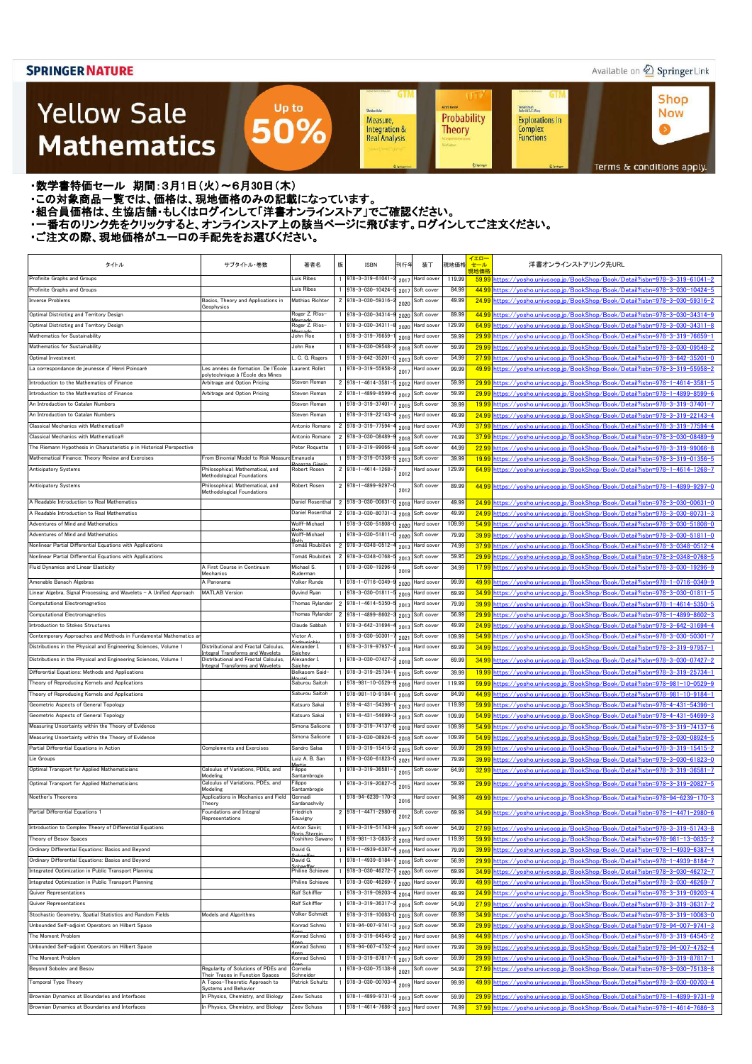SPRINGER NATURE

Available on SpringerLink

# Yellow Sale Mathematics

Up to 50%

Shop Now

Terms & conditions apply.

・数学書特価セール　期間：3月1日（火）～6月30日（木）
・この対象商品一覧では、価格は、現地価格のみの記載になっています。
・組合員価格は、生協店舗・もしくはログインして「洋書オンラインストア」でご確認ください。
・一番右のリンク先をクリックすると、オンラインストア上の該当ページに飛びます。ログインしてご注文ください。
・ご注文の際、現地価格がユーロの手配先をお選びください。

| タイトル | サブタイトル・巻数 | 著者名 | 版 | ISBN | 刊行年 | 装丁 | 現地価格 | イエローセール現地価格 | 洋書オンラインストアリンク先URL |
|---|---|---|---|---|---|---|---|---|---|
| Profinite Graphs and Groups | | Luis Ribes | 1 | 978-3-319-61041-2 | 2017 | Hard cover | 119.99 | 59.99 | https://yosho.univcoop.jp/BookShop/Book/Detail?isbn=978-3-319-61041-2 |
| Profinite Graphs and Groups | | Luis Ribes | 1 | 978-3-030-10424-5 | 2017 | Soft cover | 84.99 | 44.99 | https://yosho.univcoop.jp/BookShop/Book/Detail?isbn=978-3-030-10424-5 |
| Inverse Problems | Basics, Theory and Applications in Geophysics | Mathias Richter | 2 | 978-3-030-59316-2 | 2020 | Soft cover | 49.99 | 24.99 | https://yosho.univcoop.jp/BookShop/Book/Detail?isbn=978-3-030-59316-2 |
| Optimal Districting and Territory Design | | Roger Z. Ríos-Mercado | 1 | 978-3-030-34314-9 | 2020 | Soft cover | 89.99 | 44.99 | https://yosho.univcoop.jp/BookShop/Book/Detail?isbn=978-3-030-34314-9 |
| Optimal Districting and Territory Design | | Roger Z. Ríos-Mercado | 1 | 978-3-030-34311-8 | 2020 | Hard cover | 129.99 | 64.99 | https://yosho.univcoop.jp/BookShop/Book/Detail?isbn=978-3-030-34311-8 |
| Mathematics for Sustainability | | John Roe | 1 | 978-3-319-76659-1 | 2018 | Hard cover | 59.99 | 29.99 | https://yosho.univcoop.jp/BookShop/Book/Detail?isbn=978-3-319-76659-1 |
| Mathematics for Sustainability | | John Roe | 1 | 978-3-030-09548-2 | 2018 | Soft cover | 59.99 | 29.99 | https://yosho.univcoop.jp/BookShop/Book/Detail?isbn=978-3-030-09548-2 |
| Optimal Investment | | L. C. G. Rogers | 1 | 978-3-642-35201-0 | 2013 | Soft cover | 54.99 | 27.99 | https://yosho.univcoop.jp/BookShop/Book/Detail?isbn=978-3-642-35201-0 |
| La correspondance de jeunesse d' Henri Poincaré | Les années de formation. De l'École polytechnique à l'École des Mines | Laurent Rollet | 1 | 978-3-319-55958-2 | 2017 | Hard cover | 99.99 | 49.99 | https://yosho.univcoop.jp/BookShop/Book/Detail?isbn=978-3-319-55958-2 |
| Introduction to the Mathematics of Finance | Arbitrage and Option Pricing | Steven Roman | 2 | 978-1-4614-3581-5 | 2012 | Hard cover | 59.99 | 29.99 | https://yosho.univcoop.jp/BookShop/Book/Detail?isbn=978-1-4614-3581-5 |
| Introduction to the Mathematics of Finance | Arbitrage and Option Pricing | Steven Roman | 2 | 978-1-4899-8599-6 | 2012 | Soft cover | 59.99 | 29.99 | https://yosho.univcoop.jp/BookShop/Book/Detail?isbn=978-1-4899-8599-6 |
| An Introduction to Catalan Numbers | | Steven Roman | 1 | 978-3-319-37401-7 | 2015 | Soft cover | 39.99 | 19.99 | https://yosho.univcoop.jp/BookShop/Book/Detail?isbn=978-3-319-37401-7 |
| An Introduction to Catalan Numbers | | Steven Roman | 1 | 978-3-319-22143-4 | 2015 | Hard cover | 49.99 | 24.99 | https://yosho.univcoop.jp/BookShop/Book/Detail?isbn=978-3-319-22143-4 |
| Classical Mechanics with Mathematica® | | Antonio Romano | 2 | 978-3-319-77594-4 | 2018 | Hard cover | 74.99 | 37.99 | https://yosho.univcoop.jp/BookShop/Book/Detail?isbn=978-3-319-77594-4 |
| Classical Mechanics with Mathematica® | | Antonio Romano | 2 | 978-3-030-08489-9 | 2018 | Soft cover | 74.99 | 37.99 | https://yosho.univcoop.jp/BookShop/Book/Detail?isbn=978-3-030-08489-9 |
| The Riemann Hypothesis in Characteristic p in Historical Perspective | | Peter Roquette | 1 | 978-3-319-99066-8 | 2018 | Soft cover | 44.99 | 22.99 | https://yosho.univcoop.jp/BookShop/Book/Detail?isbn=978-3-319-99066-8 |
| Mathematical Finance: Theory Review and Exercises | From Binomial Model to Risk Measures | Emanuela Rosazza Gianin | 1 | 978-3-319-01356-5 | 2013 | Soft cover | 39.99 | 19.99 | https://yosho.univcoop.jp/BookShop/Book/Detail?isbn=978-3-319-01356-5 |
| Anticipatory Systems | Philosophical, Mathematical, and Methodological Foundations | Robert Rosen | 2 | 978-1-4614-1268-7 | 2012 | Hard cover | 129.99 | 64.99 | https://yosho.univcoop.jp/BookShop/Book/Detail?isbn=978-1-4614-1268-7 |
| Anticipatory Systems | Philosophical, Mathematical, and Methodological Foundations | Robert Rosen | 2 | 978-1-4899-9297-0 | 2012 | Soft cover | 89.99 | 44.99 | https://yosho.univcoop.jp/BookShop/Book/Detail?isbn=978-1-4899-9297-0 |
| A Readable Introduction to Real Mathematics | | Daniel Rosenthal | 2 | 978-3-030-00631-0 | 2018 | Hard cover | 49.99 | 24.99 | https://yosho.univcoop.jp/BookShop/Book/Detail?isbn=978-3-030-00631-0 |
| A Readable Introduction to Real Mathematics | | Daniel Rosenthal | 2 | 978-3-030-80731-3 | 2018 | Soft cover | 49.99 | 24.99 | https://yosho.univcoop.jp/BookShop/Book/Detail?isbn=978-3-030-80731-3 |
| Adventures of Mind and Mathematics | | Wolff-Michael Roth | 1 | 978-3-030-51808-0 | 2020 | Hard cover | 109.99 | 54.99 | https://yosho.univcoop.jp/BookShop/Book/Detail?isbn=978-3-030-51808-0 |
| Adventures of Mind and Mathematics | | Wolff-Michael Roth | 1 | 978-3-030-51811-0 | 2020 | Soft cover | 79.99 | 39.99 | https://yosho.univcoop.jp/BookShop/Book/Detail?isbn=978-3-030-51811-0 |
| Nonlinear Partial Differential Equations with Applications | | Tomáš Roubíček | 2 | 978-3-0348-0512-4 | 2013 | Hard cover | 74.99 | 37.99 | https://yosho.univcoop.jp/BookShop/Book/Detail?isbn=978-3-0348-0512-4 |
| Nonlinear Partial Differential Equations with Applications | | Tomáš Roubíček | 2 | 978-3-0348-0768-5 | 2013 | Soft cover | 59.95 | 29.99 | https://yosho.univcoop.jp/BookShop/Book/Detail?isbn=978-3-0348-0768-5 |
| Fluid Dynamics and Linear Elasticity | A First Course in Continuum Mechanics | Michael S. Ruderman | 1 | 978-3-030-19296-9 | 2019 | Soft cover | 34.99 | 17.99 | https://yosho.univcoop.jp/BookShop/Book/Detail?isbn=978-3-030-19296-9 |
| Amenable Banach Algebras | A Panorama | Volker Runde | 1 | 978-1-0716-0349-9 | 2020 | Hard cover | 99.99 | 49.99 | https://yosho.univcoop.jp/BookShop/Book/Detail?isbn=978-1-0716-0349-9 |
| Linear Algebra, Signal Processing, and Wavelets - A Unified Approach | MATLAB Version | Øyvind Ryan | 1 | 978-3-030-01811-5 | 2019 | Hard cover | 69.99 | 34.99 | https://yosho.univcoop.jp/BookShop/Book/Detail?isbn=978-3-030-01811-5 |
| Computational Electromagnetics | | Thomas Rylander | 2 | 978-1-4614-5350-5 | 2013 | Hard cover | 79.99 | 39.99 | https://yosho.univcoop.jp/BookShop/Book/Detail?isbn=978-1-4614-5350-5 |
| Computational Electromagnetics | | Thomas Rylander | 2 | 978-1-4899-8602-3 | 2013 | Soft cover | 56.99 | 29.99 | https://yosho.univcoop.jp/BookShop/Book/Detail?isbn=978-1-4899-8602-3 |
| Introduction to Stokes Structures | | Claude Sabbah | 1 | 978-3-642-31694-4 | 2013 | Soft cover | 49.99 | 24.99 | https://yosho.univcoop.jp/BookShop/Book/Detail?isbn=978-3-642-31694-4 |
| Contemporary Approaches and Methods in Fundamental Mathematics ar | | Victor A. Sadovnichiy | 1 | 978-3-030-50301-7 | 2021 | Soft cover | 109.99 | 54.99 | https://yosho.univcoop.jp/BookShop/Book/Detail?isbn=978-3-030-50301-7 |
| Distributions in the Physical and Engineering Sciences, Volume 1 | Distributional and Fractal Calculus, Integral Transforms and Wavelets | Alexander I. Saichev | 1 | 978-3-319-97957-1 | 2018 | Hard cover | 69.99 | 34.99 | https://yosho.univcoop.jp/BookShop/Book/Detail?isbn=978-3-319-97957-1 |
| Distributions in the Physical and Engineering Sciences, Volume 1 | Distributional and Fractal Calculus, Integral Transforms and Wavelets | Alexander I. Saichev | 1 | 978-3-030-07427-2 | 2018 | Soft cover | 69.99 | 34.99 | https://yosho.univcoop.jp/BookShop/Book/Detail?isbn=978-3-030-07427-2 |
| Differential Equations: Methods and Applications | | Belkacem Said-Houari | 1 | 978-3-319-25734-1 | 2015 | Soft cover | 39.99 | 19.99 | https://yosho.univcoop.jp/BookShop/Book/Detail?isbn=978-3-319-25734-1 |
| Theory of Reproducing Kernels and Applications | | Saburou Saitoh | 1 | 978-981-10-0529-9 | 2016 | Hard cover | 119.99 | 59.99 | https://yosho.univcoop.jp/BookShop/Book/Detail?isbn=978-981-10-0529-9 |
| Theory of Reproducing Kernels and Applications | | Saburou Saitoh | 1 | 978-981-10-9184-1 | 2016 | Soft cover | 84.99 | 44.99 | https://yosho.univcoop.jp/BookShop/Book/Detail?isbn=978-981-10-9184-1 |
| Geometric Aspects of General Topology | | Katsuro Sakai | 1 | 978-4-431-54396-1 | 2013 | Hard cover | 119.99 | 59.99 | https://yosho.univcoop.jp/BookShop/Book/Detail?isbn=978-4-431-54396-1 |
| Geometric Aspects of General Topology | | Katsuro Sakai | 1 | 978-4-431-54699-3 | 2013 | Soft cover | 109.99 | 54.99 | https://yosho.univcoop.jp/BookShop/Book/Detail?isbn=978-4-431-54699-3 |
| Measuring Uncertainty within the Theory of Evidence | | Simona Salicone | 1 | 978-3-319-74137-6 | 2018 | Hard cover | 109.99 | 54.99 | https://yosho.univcoop.jp/BookShop/Book/Detail?isbn=978-3-319-74137-6 |
| Measuring Uncertainty within the Theory of Evidence | | Simona Salicone | 1 | 978-3-030-08924-5 | 2018 | Soft cover | 109.99 | 54.99 | https://yosho.univcoop.jp/BookShop/Book/Detail?isbn=978-3-030-08924-5 |
| Partial Differential Equations in Action | Complements and Exercises | Sandro Salsa | 1 | 978-3-319-15415-2 | 2015 | Soft cover | 59.99 | 29.99 | https://yosho.univcoop.jp/BookShop/Book/Detail?isbn=978-3-319-15415-2 |
| Lie Groups | | Luiz A. B. San Martin | 1 | 978-3-030-61823-0 | 2021 | Hard cover | 79.99 | 39.99 | https://yosho.univcoop.jp/BookShop/Book/Detail?isbn=978-3-030-61823-0 |
| Optimal Transport for Applied Mathematicians | Calculus of Variations, PDEs, and Modeling | Filippo Santambrogio | 1 | 978-3-319-36581-7 | 2015 | Soft cover | 64.99 | 32.99 | https://yosho.univcoop.jp/BookShop/Book/Detail?isbn=978-3-319-36581-7 |
| Optimal Transport for Applied Mathematicians | Calculus of Variations, PDEs, and Modeling | Filippo Santambrogio | 1 | 978-3-319-20827-5 | 2015 | Hard cover | 59.99 | 29.99 | https://yosho.univcoop.jp/BookShop/Book/Detail?isbn=978-3-319-20827-5 |
| Noether's Theorems | Applications in Mechanics and Field Theory | Gennadi Sardanashvily | 1 | 978-94-6239-170-3 | 2016 | Hard cover | 94.99 | 49.99 | https://yosho.univcoop.jp/BookShop/Book/Detail?isbn=978-94-6239-170-3 |
| Partial Differential Equations 1 | Foundations and Integral Representations | Friedrich Sauvigny | 2 | 978-1-4471-2980-6 | 2012 | Soft cover | 69.99 | 34.99 | https://yosho.univcoop.jp/BookShop/Book/Detail?isbn=978-1-4471-2980-6 |
| Introduction to Complex Theory of Differential Equations | | Anton Savin; Boris Sternin | 1 | 978-3-319-51743-8 | 2017 | Soft cover | 54.99 | 27.99 | https://yosho.univcoop.jp/BookShop/Book/Detail?isbn=978-3-319-51743-8 |
| Theory of Besov Spaces | | Yoshihiro Sawano | 1 | 978-981-13-0835-2 | 2018 | Hard cover | 119.99 | 59.99 | https://yosho.univcoop.jp/BookShop/Book/Detail?isbn=978-981-13-0835-2 |
| Ordinary Differential Equations: Basics and Beyond | | David G. Schaeffer | 1 | 978-1-4939-6387-4 | 2016 | Hard cover | 79.99 | 39.99 | https://yosho.univcoop.jp/BookShop/Book/Detail?isbn=978-1-4939-6387-4 |
| Ordinary Differential Equations: Basics and Beyond | | David G. Schaeffer | 1 | 978-1-4939-8184-7 | 2016 | Soft cover | 56.99 | 29.99 | https://yosho.univcoop.jp/BookShop/Book/Detail?isbn=978-1-4939-8184-7 |
| Integrated Optimization in Public Transport Planning | | Philine Schiewe | 1 | 978-3-030-46272-7 | 2020 | Soft cover | 69.99 | 34.99 | https://yosho.univcoop.jp/BookShop/Book/Detail?isbn=978-3-030-46272-7 |
| Integrated Optimization in Public Transport Planning | | Philine Schiewe | 1 | 978-3-030-46269-7 | 2020 | Hard cover | 99.99 | 49.99 | https://yosho.univcoop.jp/BookShop/Book/Detail?isbn=978-3-030-46269-7 |
| Quiver Representations | | Ralf Schiffler | 1 | 978-3-319-09203-4 | 2014 | Hard cover | 49.99 | 24.99 | https://yosho.univcoop.jp/BookShop/Book/Detail?isbn=978-3-319-09203-4 |
| Quiver Representations | | Ralf Schiffler | 1 | 978-3-319-36317-2 | 2014 | Soft cover | 54.99 | 27.99 | https://yosho.univcoop.jp/BookShop/Book/Detail?isbn=978-3-319-36317-2 |
| Stochastic Geometry, Spatial Statistics and Random Fields | Models and Algorithms | Volker Schmidt | 1 | 978-3-319-10063-0 | 2015 | Soft cover | 69.99 | 34.99 | https://yosho.univcoop.jp/BookShop/Book/Detail?isbn=978-3-319-10063-0 |
| Unbounded Self-adjoint Operators on Hilbert Space | | Konrad Schmüdgen | 1 | 978-94-007-9741-3 | 2012 | Soft cover | 56.99 | 29.99 | https://yosho.univcoop.jp/BookShop/Book/Detail?isbn=978-94-007-9741-3 |
| The Moment Problem | | Konrad Schmüdgen | 1 | 978-3-319-64545-2 | 2017 | Hard cover | 84.99 | 44.99 | https://yosho.univcoop.jp/BookShop/Book/Detail?isbn=978-3-319-64545-2 |
| Unbounded Self-adjoint Operators on Hilbert Space | | Konrad Schmüdgen | 1 | 978-94-007-4752-4 | 2012 | Hard cover | 79.99 | 39.99 | https://yosho.univcoop.jp/BookShop/Book/Detail?isbn=978-94-007-4752-4 |
| The Moment Problem | | Konrad Schmüdgen | 1 | 978-3-319-87817-1 | 2017 | Soft cover | 59.99 | 29.99 | https://yosho.univcoop.jp/BookShop/Book/Detail?isbn=978-3-319-87817-1 |
| Beyond Sobolev and Besov | Regularity of Solutions of PDEs and Their Traces in Function Spaces | Cornelia Schneider | 1 | 978-3-030-75138-8 | 2021 | Soft cover | 54.99 | 27.99 | https://yosho.univcoop.jp/BookShop/Book/Detail?isbn=978-3-030-75138-8 |
| Temporal Type Theory | A Topos-Theoretic Approach to Systems and Behavior | Patrick Schultz | 1 | 978-3-030-00703-4 | 2019 | Hard cover | 99.99 | 49.99 | https://yosho.univcoop.jp/BookShop/Book/Detail?isbn=978-3-030-00703-4 |
| Brownian Dynamics at Boundaries and Interfaces | In Physics, Chemistry, and Biology | Zeev Schuss | 1 | 978-1-4899-9731-9 | 2013 | Soft cover | 59.99 | 29.99 | https://yosho.univcoop.jp/BookShop/Book/Detail?isbn=978-1-4899-9731-9 |
| Brownian Dynamics at Boundaries and Interfaces | In Physics, Chemistry, and Biology | Zeev Schuss | 1 | 978-1-4614-7686-3 | 2013 | Hard cover | 74.99 | 37.99 | https://yosho.univcoop.jp/BookShop/Book/Detail?isbn=978-1-4614-7686-3 |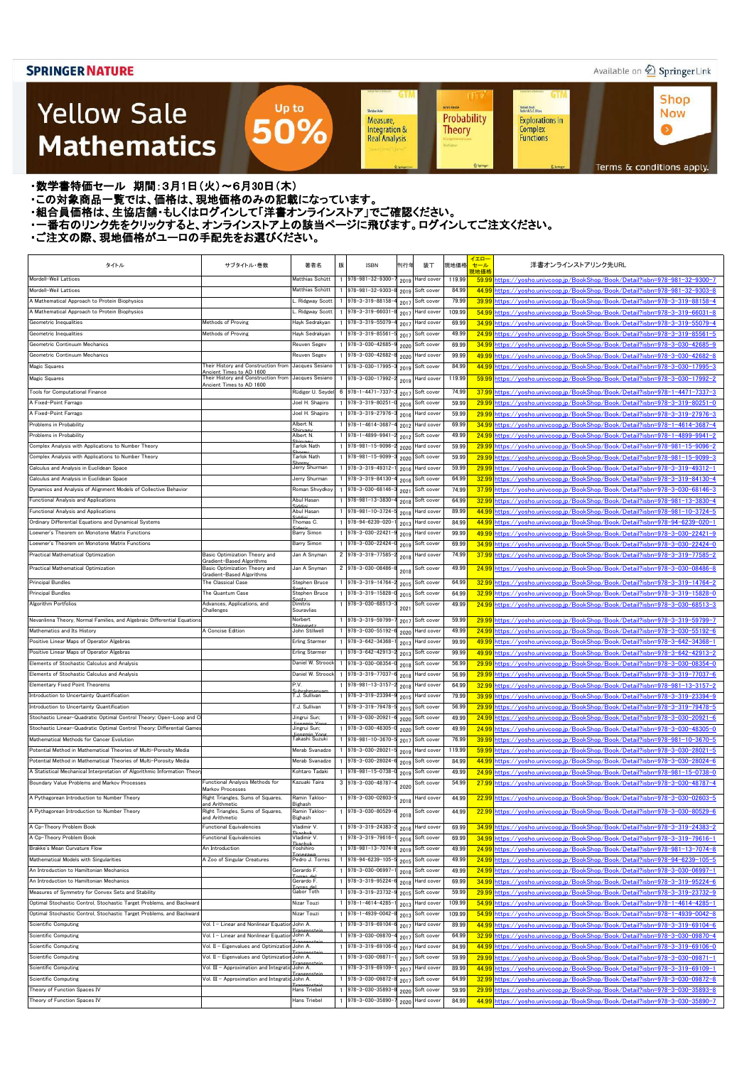SPRINGER NATURE

Available on SpringerLink

# Yellow Sale Mathematics

Up to 50%

Shop Now

Terms & conditions apply.

・数学書特価セール　期間：3月1日（火）～6月30日（木）
・この対象商品一覧では、価格は、現地価格のみの記載になっています。
・組合員価格は、生協店舗・もしくはログインして「洋書オンラインストア」でご確認ください。
・一番右のリンク先をクリックすると、オンラインストア上の該当ページに飛びます。ログインしてご注文ください。
・ご注文の際、現地価格がユーロの手配先をお選びください。

| タイトル | サブタイトル・巻数 | 著者名 | 版 | ISBN | 刊行年 | 装丁 | 現地価格 | イエローセール現地価格 | 洋書オンラインストアリンク先URL |
|---|---|---|---|---|---|---|---|---|---|
| Mordell-Weil Lattices | | Matthias Schütt | 1 | 978-981-32-9300-7 | 2019 | Hard cover | 119.99 | 59.99 | https://yosho.univcoop.jp/BookShop/Book/Detail?isbn=978-981-32-9300-7 |
| Mordell-Weil Lattices | | Matthias Schütt | 1 | 978-981-32-9303-8 | 2019 | Soft cover | 84.99 | 44.99 | https://yosho.univcoop.jp/BookShop/Book/Detail?isbn=978-981-32-9303-8 |
| A Mathematical Approach to Protein Biophysics | | L. Ridgway Scott | 1 | 978-3-319-88158-4 | 2017 | Soft cover | 79.99 | 39.99 | https://yosho.univcoop.jp/BookShop/Book/Detail?isbn=978-3-319-88158-4 |
| A Mathematical Approach to Protein Biophysics | | L. Ridgway Scott | 1 | 978-3-319-66031-8 | 2017 | Hard cover | 109.99 | 54.99 | https://yosho.univcoop.jp/BookShop/Book/Detail?isbn=978-3-319-66031-8 |
| Geometric Inequalities | Methods of Proving | Hayk Sedrakyan | 1 | 978-3-319-55079-4 | 2017 | Hard cover | 69.99 | 34.99 | https://yosho.univcoop.jp/BookShop/Book/Detail?isbn=978-3-319-55079-4 |
| Geometric Inequalities | Methods of Proving | Hayk Sedrakyan | 1 | 978-3-319-85561-5 | 2017 | Soft cover | 49.99 | 24.99 | https://yosho.univcoop.jp/BookShop/Book/Detail?isbn=978-3-319-85561-5 |
| Geometric Continuum Mechanics | | Reuven Segev | 1 | 978-3-030-42685-9 | 2020 | Soft cover | 69.99 | 34.99 | https://yosho.univcoop.jp/BookShop/Book/Detail?isbn=978-3-030-42685-9 |
| Geometric Continuum Mechanics | | Reuven Segev | 1 | 978-3-030-42682-8 | 2020 | Hard cover | 99.99 | 49.99 | https://yosho.univcoop.jp/BookShop/Book/Detail?isbn=978-3-030-42682-8 |
| Magic Squares | Their History and Construction from Ancient Times to AD 1600 | Jacques Sesiano | 1 | 978-3-030-17995-3 | 2019 | Soft cover | 84.99 | 44.99 | https://yosho.univcoop.jp/BookShop/Book/Detail?isbn=978-3-030-17995-3 |
| Magic Squares | Their History and Construction from Ancient Times to AD 1600 | Jacques Sesiano | 1 | 978-3-030-17992-2 | 2019 | Hard cover | 119.99 | 59.99 | https://yosho.univcoop.jp/BookShop/Book/Detail?isbn=978-3-030-17992-2 |
| Tools for Computational Finance | | Rüdiger U. Seydel | 6 | 978-1-4471-7337-3 | 2017 | Soft cover | 74.99 | 37.99 | https://yosho.univcoop.jp/BookShop/Book/Detail?isbn=978-1-4471-7337-3 |
| A Fixed-Point Farrago | | Joel H. Shapiro | 1 | 978-3-319-80251-0 | 2016 | Soft cover | 59.99 | 29.99 | https://yosho.univcoop.jp/BookShop/Book/Detail?isbn=978-3-319-80251-0 |
| A Fixed-Point Farrago | | Joel H. Shapiro | 1 | 978-3-319-27976-3 | 2016 | Hard cover | 59.99 | 29.99 | https://yosho.univcoop.jp/BookShop/Book/Detail?isbn=978-3-319-27976-3 |
| Problems in Probability | | Albert N. Shiryaev | 1 | 978-1-4614-3687-4 | 2012 | Hard cover | 69.99 | 34.99 | https://yosho.univcoop.jp/BookShop/Book/Detail?isbn=978-1-4614-3687-4 |
| Problems in Probability | | Albert N. Shiryaev | 1 | 978-1-4899-9941-2 | 2012 | Soft cover | 49.99 | 24.99 | https://yosho.univcoop.jp/BookShop/Book/Detail?isbn=978-1-4899-9941-2 |
| Complex Analysis with Applications to Number Theory | | Tarlok Nath Shorey | 1 | 978-981-15-9096-2 | 2020 | Hard cover | 59.99 | 29.99 | https://yosho.univcoop.jp/BookShop/Book/Detail?isbn=978-981-15-9096-2 |
| Complex Analysis with Applications to Number Theory | | Tarlok Nath Shorey | 1 | 978-981-15-9099-3 | 2020 | Soft cover | 59.99 | 29.99 | https://yosho.univcoop.jp/BookShop/Book/Detail?isbn=978-981-15-9099-3 |
| Calculus and Analysis in Euclidean Space | | Jerry Shurman | 1 | 978-3-319-49312-1 | 2016 | Hard cover | 59.99 | 29.99 | https://yosho.univcoop.jp/BookShop/Book/Detail?isbn=978-3-319-49312-1 |
| Calculus and Analysis in Euclidean Space | | Jerry Shurman | 1 | 978-3-319-84130-4 | 2016 | Soft cover | 64.99 | 32.99 | https://yosho.univcoop.jp/BookShop/Book/Detail?isbn=978-3-319-84130-4 |
| Dynamics and Analysis of Alignment Models of Collective Behavior | | Roman Shvydkoy | 1 | 978-3-030-68146-3 | 2021 | Soft cover | 74.99 | 37.99 | https://yosho.univcoop.jp/BookShop/Book/Detail?isbn=978-3-030-68146-3 |
| Functional Analysis and Applications | | Abul Hasan Siddiqi | 1 | 978-981-13-3830-4 | 2018 | Soft cover | 64.99 | 32.99 | https://yosho.univcoop.jp/BookShop/Book/Detail?isbn=978-981-13-3830-4 |
| Functional Analysis and Applications | | Abul Hasan Siddiqi | 1 | 978-981-10-3724-5 | 2018 | Hard cover | 89.99 | 44.99 | https://yosho.univcoop.jp/BookShop/Book/Detail?isbn=978-981-10-3724-5 |
| Ordinary Differential Equations and Dynamical Systems | | Thomas C. Sideris | 1 | 978-94-6239-020-1 | 2013 | Hard cover | 84.99 | 44.99 | https://yosho.univcoop.jp/BookShop/Book/Detail?isbn=978-94-6239-020-1 |
| Loewner's Theorem on Monotone Matrix Functions | | Barry Simon | 1 | 978-3-030-22421-9 | 2019 | Hard cover | 99.99 | 49.99 | https://yosho.univcoop.jp/BookShop/Book/Detail?isbn=978-3-030-22421-9 |
| Loewner's Theorem on Monotone Matrix Functions | | Barry Simon | 1 | 978-3-030-22424-0 | 2019 | Soft cover | 69.99 | 34.99 | https://yosho.univcoop.jp/BookShop/Book/Detail?isbn=978-3-030-22424-0 |
| Practical Mathematical Optimization | Basic Optimization Theory and Gradient-Based Algorithms | Jan A Snyman | 2 | 978-3-319-77585-2 | 2018 | Hard cover | 74.99 | 37.99 | https://yosho.univcoop.jp/BookShop/Book/Detail?isbn=978-3-319-77585-2 |
| Practical Mathematical Optimization | Basic Optimization Theory and Gradient-Based Algorithms | Jan A Snyman | 2 | 978-3-030-08486-8 | 2018 | Soft cover | 49.99 | 24.99 | https://yosho.univcoop.jp/BookShop/Book/Detail?isbn=978-3-030-08486-8 |
| Principal Bundles | The Classical Case | Stephen Bruce Sontz | 1 | 978-3-319-14764-2 | 2015 | Soft cover | 64.99 | 32.99 | https://yosho.univcoop.jp/BookShop/Book/Detail?isbn=978-3-319-14764-2 |
| Principal Bundles | The Quantum Case | Stephen Bruce Sontz | 1 | 978-3-319-15828-0 | 2015 | Soft cover | 64.99 | 32.99 | https://yosho.univcoop.jp/BookShop/Book/Detail?isbn=978-3-319-15828-0 |
| Algorithm Portfolios | Advances, Applications, and Challenges | Dimitris Souravlias | 1 | 978-3-030-68513-3 | 2021 | Soft cover | 49.99 | 24.99 | https://yosho.univcoop.jp/BookShop/Book/Detail?isbn=978-3-030-68513-3 |
| Nevanlinna Theory, Normal Families, and Algebraic Differential Equations | | Norbert Steinmetz | 1 | 978-3-319-59799-7 | 2017 | Soft cover | 59.99 | 29.99 | https://yosho.univcoop.jp/BookShop/Book/Detail?isbn=978-3-319-59799-7 |
| Mathematics and Its History | A Concise Edition | John Stillwell | 1 | 978-3-030-55192-6 | 2020 | Soft cover | 49.99 | 24.99 | https://yosho.univcoop.jp/BookShop/Book/Detail?isbn=978-3-030-55192-6 |
| Positive Linear Maps of Operator Algebras | | Erling Størmer | 1 | 978-3-642-34368-1 | 2013 | Hard cover | 99.99 | 49.99 | https://yosho.univcoop.jp/BookShop/Book/Detail?isbn=978-3-642-34368-1 |
| Positive Linear Maps of Operator Algebras | | Erling Størmer | 1 | 978-3-642-42913-2 | 2013 | Soft cover | 99.99 | 49.99 | https://yosho.univcoop.jp/BookShop/Book/Detail?isbn=978-3-642-42913-2 |
| Elements of Stochastic Calculus and Analysis | | Daniel W. Stroock | 1 | 978-3-030-08354-0 | 2018 | Soft cover | 56.99 | 29.99 | https://yosho.univcoop.jp/BookShop/Book/Detail?isbn=978-3-030-08354-0 |
| Elements of Stochastic Calculus and Analysis | | Daniel W. Stroock | 1 | 978-3-319-77037-6 | 2018 | Hard cover | 56.99 | 29.99 | https://yosho.univcoop.jp/BookShop/Book/Detail?isbn=978-3-319-77037-6 |
| Elementary Fixed Point Theorems | | P.V. Subrahmanyam | 1 | 978-981-13-3157-2 | 2018 | Hard cover | 64.99 | 32.99 | https://yosho.univcoop.jp/BookShop/Book/Detail?isbn=978-981-13-3157-2 |
| Introduction to Uncertainty Quantification | | T.J. Sullivan | 1 | 978-3-319-23394-9 | 2015 | Hard cover | 79.99 | 39.99 | https://yosho.univcoop.jp/BookShop/Book/Detail?isbn=978-3-319-23394-9 |
| Introduction to Uncertainty Quantification | | T.J. Sullivan | 1 | 978-3-319-79478-5 | 2015 | Soft cover | 56.99 | 29.99 | https://yosho.univcoop.jp/BookShop/Book/Detail?isbn=978-3-319-79478-5 |
| Stochastic Linear-Quadratic Optimal Control Theory: Open-Loop and Cl | | Jingrui Sun; Jiongmin Yong | 1 | 978-3-030-20921-6 | 2020 | Soft cover | 49.99 | 24.99 | https://yosho.univcoop.jp/BookShop/Book/Detail?isbn=978-3-030-20921-6 |
| Stochastic Linear-Quadratic Optimal Control Theory: Differential Games | | Jingrui Sun; Jiongmin Yong | 1 | 978-3-030-48305-0 | 2020 | Soft cover | 49.99 | 24.99 | https://yosho.univcoop.jp/BookShop/Book/Detail?isbn=978-3-030-48305-0 |
| Mathematical Methods for Cancer Evolution | | Takashi Suzuki | 1 | 978-981-10-3670-5 | 2017 | Soft cover | 76.99 | 39.99 | https://yosho.univcoop.jp/BookShop/Book/Detail?isbn=978-981-10-3670-5 |
| Potential Method in Mathematical Theories of Multi-Porosity Media | | Merab Svanadze | 1 | 978-3-030-28021-5 | 2019 | Hard cover | 119.99 | 59.99 | https://yosho.univcoop.jp/BookShop/Book/Detail?isbn=978-3-030-28021-5 |
| Potential Method in Mathematical Theories of Multi-Porosity Media | | Merab Svanadze | 1 | 978-3-030-28024-6 | 2019 | Soft cover | 84.99 | 44.99 | https://yosho.univcoop.jp/BookShop/Book/Detail?isbn=978-3-030-28024-6 |
| A Statistical Mechanical Interpretation of Algorithmic Information Theory | | Kohtaro Tadaki | 1 | 978-981-15-0738-0 | 2019 | Soft cover | 49.99 | 24.99 | https://yosho.univcoop.jp/BookShop/Book/Detail?isbn=978-981-15-0738-0 |
| Boundary Value Problems and Markov Processes | Functional Analysis Methods for Markov Processes | Kazuaki Taira | 3 | 978-3-030-48787-4 | 2020 | Soft cover | 54.99 | 27.99 | https://yosho.univcoop.jp/BookShop/Book/Detail?isbn=978-3-030-48787-4 |
| A Pythagorean Introduction to Number Theory | Right Triangles, Sums of Squares, and Arithmetic | Ramin Takloo-Bighash | 1 | 978-3-030-02603-5 | 2018 | Hard cover | 44.99 | 22.99 | https://yosho.univcoop.jp/BookShop/Book/Detail?isbn=978-3-030-02603-5 |
| A Pythagorean Introduction to Number Theory | Right Triangles, Sums of Squares, and Arithmetic | Ramin Takloo-Bighash | 1 | 978-3-030-80529-6 | 2018 | Soft cover | 44.99 | 22.99 | https://yosho.univcoop.jp/BookShop/Book/Detail?isbn=978-3-030-80529-6 |
| A Cp-Theory Problem Book | Functional Equivalencies | Vladimir V. Tkachuk | 1 | 978-3-319-24383-2 | 2016 | Hard cover | 69.99 | 34.99 | https://yosho.univcoop.jp/BookShop/Book/Detail?isbn=978-3-319-24383-2 |
| A Cp-Theory Problem Book | Functional Equivalencies | Vladimir V. Tkachuk | 1 | 978-3-319-79616-1 | 2016 | Soft cover | 69.99 | 34.99 | https://yosho.univcoop.jp/BookShop/Book/Detail?isbn=978-3-319-79616-1 |
| Brakke's Mean Curvature Flow | An Introduction | Yoshihiro Tonegawa | 1 | 978-981-13-7074-8 | 2019 | Soft cover | 49.99 | 24.99 | https://yosho.univcoop.jp/BookShop/Book/Detail?isbn=978-981-13-7074-8 |
| Mathematical Models with Singularities | A Zoo of Singular Creatures | Pedro J. Torres | 1 | 978-94-6239-105-5 | 2015 | Soft cover | 49.99 | 24.99 | https://yosho.univcoop.jp/BookShop/Book/Detail?isbn=978-94-6239-105-5 |
| An Introduction to Hamiltonian Mechanics | | Gerardo F. Torres del Castillo | 1 | 978-3-030-06997-1 | 2018 | Soft cover | 49.99 | 24.99 | https://yosho.univcoop.jp/BookShop/Book/Detail?isbn=978-3-030-06997-1 |
| An Introduction to Hamiltonian Mechanics | | Gerardo F. Torres del Castillo | 1 | 978-3-319-95224-6 | 2018 | Hard cover | 69.99 | 34.99 | https://yosho.univcoop.jp/BookShop/Book/Detail?isbn=978-3-319-95224-6 |
| Measures of Symmetry for Convex Sets and Stability | | Gabor Toth | 1 | 978-3-319-23732-9 | 2015 | Soft cover | 59.99 | 29.99 | https://yosho.univcoop.jp/BookShop/Book/Detail?isbn=978-3-319-23732-9 |
| Optimal Stochastic Control, Stochastic Target Problems, and Backward | | Nizar Touzi | 1 | 978-1-4614-4285-1 | 2013 | Hard cover | 109.99 | 54.99 | https://yosho.univcoop.jp/BookShop/Book/Detail?isbn=978-1-4614-4285-1 |
| Optimal Stochastic Control, Stochastic Target Problems, and Backward | | Nizar Touzi | 1 | 978-1-4939-0042-8 | 2013 | Soft cover | 109.99 | 54.99 | https://yosho.univcoop.jp/BookShop/Book/Detail?isbn=978-1-4939-0042-8 |
| Scientific Computing | Vol. I - Linear and Nonlinear Equation | John A. Trangenstein | 1 | 978-3-319-69104-6 | 2017 | Hard cover | 89.99 | 44.99 | https://yosho.univcoop.jp/BookShop/Book/Detail?isbn=978-3-319-69104-6 |
| Scientific Computing | Vol. I - Linear and Nonlinear Equation | John A. Trangenstein | 1 | 978-3-030-09870-4 | 2017 | Soft cover | 64.99 | 32.99 | https://yosho.univcoop.jp/BookShop/Book/Detail?isbn=978-3-030-09870-4 |
| Scientific Computing | Vol. II - Eigenvalues and Optimization | John A. Trangenstein | 1 | 978-3-319-69106-0 | 2017 | Hard cover | 84.99 | 44.99 | https://yosho.univcoop.jp/BookShop/Book/Detail?isbn=978-3-319-69106-0 |
| Scientific Computing | Vol. II - Eigenvalues and Optimization | John A. Trangenstein | 1 | 978-3-030-09871-1 | 2017 | Soft cover | 59.99 | 29.99 | https://yosho.univcoop.jp/BookShop/Book/Detail?isbn=978-3-030-09871-1 |
| Scientific Computing | Vol. III - Approximation and Integratio | John A. Trangenstein | 1 | 978-3-319-69109-1 | 2017 | Hard cover | 89.99 | 44.99 | https://yosho.univcoop.jp/BookShop/Book/Detail?isbn=978-3-319-69109-1 |
| Scientific Computing | Vol. III - Approximation and Integratio | John A. Trangenstein | 1 | 978-3-030-09872-8 | 2017 | Soft cover | 64.99 | 32.99 | https://yosho.univcoop.jp/BookShop/Book/Detail?isbn=978-3-030-09872-8 |
| Theory of Function Spaces IV | | Hans Triebel | 1 | 978-3-030-35893-8 | 2020 | Soft cover | 59.99 | 29.99 | https://yosho.univcoop.jp/BookShop/Book/Detail?isbn=978-3-030-35893-8 |
| Theory of Function Spaces IV | | Hans Triebel | 1 | 978-3-030-35890-7 | 2020 | Hard cover | 84.99 | 44.99 | https://yosho.univcoop.jp/BookShop/Book/Detail?isbn=978-3-030-35890-7 |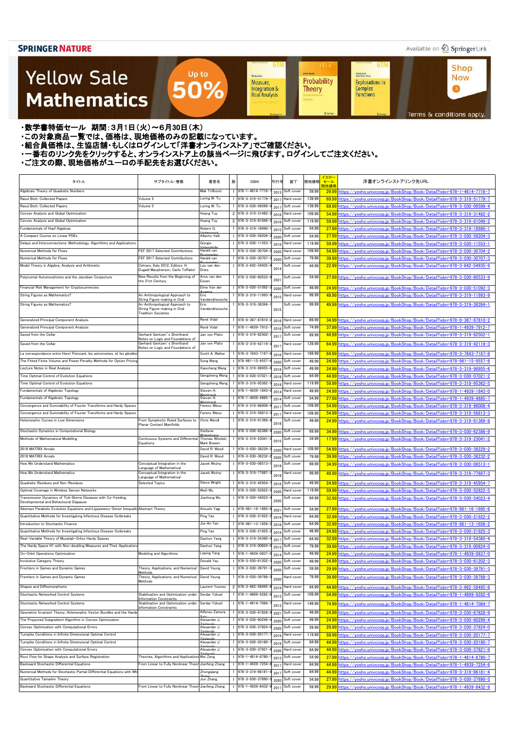SPRINGER NATURE

Available on SpringerLink

# Yellow Sale Mathematics

Up to 50%

Shop Now

Terms & conditions apply.

・数学書特価セール　期間：3月1日（火）～6月30日（木）
・この対象商品一覧では、価格は、現地価格のみの記載になっています。
・組合員価格は、生協店舗・もしくはログインして「洋書オンラインストア」でご確認ください。
・一番右のリンク先をクリックすると、オンラインストア上の該当ページに飛びます。ログインしてご注文ください。
・ご注文の際、現地価格がユーロの手配先をお選びください。

| タイトル | サブタイトル・巻数 | 著者名 | 版 | ISBN | 刊行年 | 装丁 | 現地価格 | イエローセール現地価格 | 洋書オンラインストアリンク先URL |
|---|---|---|---|---|---|---|---|---|---|
| Algebraic Theory of Quadratic Numbers | | Mak Trifković | 1 | 978-1-4614-7716-7 | 2013 | Soft cover | 59.99 | 29.99 | https://yosho.univcoop.jp/BookShop/Book/Detail?isbn=978-1-4614-7716-7 |
| Raoul Bott: Collected Papers | Volume 5 | Loring W. Tu | 1 | 978-3-319-51779-7 | 2017 | Hard cover | 139.99 | 69.99 | https://yosho.univcoop.jp/BookShop/Book/Detail?isbn=978-3-319-51779-7 |
| Raoul Bott: Collected Papers | Volume 5 | Loring W. Tu | 1 | 978-3-030-09599-4 | 2017 | Soft cover | 139.99 | 69.99 | https://yosho.univcoop.jp/BookShop/Book/Detail?isbn=978-3-030-09599-4 |
| Convex Analysis and Global Optimization | | Hoang Tuy | 2 | 978-3-319-31482-2 | 2016 | Hard cover | 109.99 | 54.99 | https://yosho.univcoop.jp/BookShop/Book/Detail?isbn=978-3-319-31482-2 |
| Convex Analysis and Global Optimization | | Hoang Tuy | 2 | 978-3-319-81049-2 | 2016 | Soft cover | 119.99 | 59.99 | https://yosho.univcoop.jp/BookShop/Book/Detail?isbn=978-3-319-81049-2 |
| Fundamentals of Hopf Algebras | | Robert G. Underwood | 1 | 978-3-319-18990-1 | 2015 | Soft cover | 54.99 | 27.99 | https://yosho.univcoop.jp/BookShop/Book/Detail?isbn=978-3-319-18990-1 |
| A Compact Course on Linear PDEs | | Alberto Valli | 1 | 978-3-030-58204-3 | 2020 | Soft cover | 54.99 | 27.99 | https://yosho.univcoop.jp/BookShop/Book/Detail?isbn=978-3-030-58204-3 |
| Delays and Interconnections: Methodology, Algorithms and Applications | | Giorgio Valmorbida | 1 | 978-3-030-11553-1 | 2019 | Hard cover | 119.99 | 59.99 | https://yosho.univcoop.jp/BookShop/Book/Detail?isbn=978-3-030-11553-1 |
| Numerical Methods for Flows | FEF 2017 Selected Contributions | Harald van Brummelen | 1 | 978-3-030-30704-2 | 2020 | Hard cover | 109.99 | 54.99 | https://yosho.univcoop.jp/BookShop/Book/Detail?isbn=978-3-030-30704-2 |
| Numerical Methods for Flows | FEF 2017 Selected Contributions | Harald van Brummelen | 1 | 978-3-030-30707-3 | 2020 | Soft cover | 79.99 | 39.99 | https://yosho.univcoop.jp/BookShop/Book/Detail?isbn=978-3-030-30707-3 |
| Model Theory in Algebra, Analysis and Arithmetic | Cetraro, Italy 2012, Editors: H. Dugald Macpherson, Carlo Toffalori | Lou van den Dries | 1 | 978-3-642-54935-9 | 2014 | Soft cover | 44.99 | 22.99 | https://yosho.univcoop.jp/BookShop/Book/Detail?isbn=978-3-642-54935-9 |
| Polynomial Automorphisms and the Jacobian Conjecture | New Results from the Beginning of the 21st Century | Arno van den Essen | 1 | 978-3-030-60533-9 | 2021 | Soft cover | 54.99 | 27.99 | https://yosho.univcoop.jp/BookShop/Book/Detail?isbn=978-3-030-60533-9 |
| Financial Risk Management for Cryptocurrencies | | Eline Van der Auwera | 1 | 978-3-030-51092-3 | 2020 | Soft cover | 49.99 | 24.99 | https://yosho.univcoop.jp/BookShop/Book/Detail?isbn=978-3-030-51092-3 |
| String Figures as Mathematics? | An Anthropological Approach to String Figure-making in Oral | Eric Vandendriessche | 1 | 978-3-319-11993-9 | 2015 | Hard cover | 99.99 | 49.99 | https://yosho.univcoop.jp/BookShop/Book/Detail?isbn=978-3-319-11993-9 |
| String Figures as Mathematics? | An Anthropological Approach to String Figure-making in Oral Tradition Societies | Eric Vandendriessche | 1 | 978-3-319-38394-1 | 2015 | Soft cover | 99.99 | 49.99 | https://yosho.univcoop.jp/BookShop/Book/Detail?isbn=978-3-319-38394-1 |
| Generalized Principal Component Analysis | | René Vidal | 1 | 978-0-387-87810-2 | 2016 | Hard cover | 69.99 | 34.99 | https://yosho.univcoop.jp/BookShop/Book/Detail?isbn=978-0-387-87810-2 |
| Generalized Principal Component Analysis | | René Vidal | 1 | 978-1-4939-7912-7 | 2016 | Soft cover | 74.99 | 37.99 | https://yosho.univcoop.jp/BookShop/Book/Detail?isbn=978-1-4939-7912-7 |
| Saved from the Cellar | Gerhard Gentzen's Shorthand Notes on Logic and Foundations of | Jan von Plato | 1 | 978-3-319-82502-1 | 2017 | Soft cover | 89.99 | 44.99 | https://yosho.univcoop.jp/BookShop/Book/Detail?isbn=978-3-319-82502-1 |
| Saved from the Cellar | Gerhard Gentzen's Shorthand Notes on Logic and Foundations of | Jan von Plato | 1 | 978-3-319-42119-3 | 2017 | Hard cover | 129.99 | 64.99 | https://yosho.univcoop.jp/BookShop/Book/Detail?isbn=978-3-319-42119-3 |
| La correspondance entre Henri Poincaré, les astronomes, et les géodés | | Scott A. Walter | 1 | 978-3-7643-7167-8 | 2016 | Hard cover | 169.99 | 84.99 | https://yosho.univcoop.jp/BookShop/Book/Detail?isbn=978-3-7643-7167-8 |
| The Fitted Finite Volume and Power Penalty Methods for Option Pricing | | Song Wang | 1 | 978-981-15-9557-8 | 2020 | Soft cover | 49.99 | 24.99 | https://yosho.univcoop.jp/BookShop/Book/Detail?isbn=978-981-15-9557-8 |
| Lecture Notes in Real Analysis | | Xiaochang Wang | 1 | 978-3-319-98955-6 | 2018 | Soft cover | 49.99 | 24.99 | https://yosho.univcoop.jp/BookShop/Book/Detail?isbn=978-3-319-98955-6 |
| Time Optimal Control of Evolution Equations | | Gengsheng Wang | 1 | 978-3-030-07021-2 | 2018 | Soft cover | 84.99 | 44.99 | https://yosho.univcoop.jp/BookShop/Book/Detail?isbn=978-3-030-07021-2 |
| Time Optimal Control of Evolution Equations | | Gengsheng Wang | 1 | 978-3-319-95362-5 | 2018 | Hard cover | 119.99 | 59.99 | https://yosho.univcoop.jp/BookShop/Book/Detail?isbn=978-3-319-95362-5 |
| Fundamentals of Algebraic Topology | | Steven H. Weintraub | 1 | 978-1-4939-1843-0 | 2014 | Hard cover | 49.99 | 24.99 | https://yosho.univcoop.jp/BookShop/Book/Detail?isbn=978-1-4939-1843-0 |
| Fundamentals of Algebraic Topology | | Steven H. Weintraub | 1 | 978-1-4939-4885-7 | 2014 | Soft cover | 54.99 | 27.99 | https://yosho.univcoop.jp/BookShop/Book/Detail?isbn=978-1-4939-4885-7 |
| Convergence and Summability of Fourier Transforms and Hardy Spaces | | Ferenc Weisz | 1 | 978-3-319-86008-4 | 2017 | Soft cover | 109.99 | 54.99 | https://yosho.univcoop.jp/BookShop/Book/Detail?isbn=978-3-319-86008-4 |
| Convergence and Summability of Fourier Transforms and Hardy Spaces | | Ferenc Weisz | 1 | 978-3-319-56813-3 | 2017 | Hard cover | 109.99 | 54.99 | https://yosho.univcoop.jp/BookShop/Book/Detail?isbn=978-3-319-56813-3 |
| Holomorphic Curves in Low Dimensions | From Symplectic Ruled Surfaces to Planar Contact Manifolds | Chris Wendl | 1 | 978-3-319-91369-8 | 2018 | Soft cover | 49.99 | 24.99 | https://yosho.univcoop.jp/BookShop/Book/Detail?isbn=978-3-319-91369-8 |
| Stochastic Dynamics in Computational Biology | | Stefanie Winkelmann | 1 | 978-3-030-62386-9 | 2020 | Soft cover | 69.99 | 34.99 | https://yosho.univcoop.jp/BookShop/Book/Detail?isbn=978-3-030-62386-9 |
| Methods of Mathematical Modelling | Continuous Systems and Differential Equations | Thomas Witelski; Mark Bowen | 1 | 978-3-319-23041-2 | 2015 | Soft cover | 34.99 | 17.99 | https://yosho.univcoop.jp/BookShop/Book/Detail?isbn=978-3-319-23041-2 |
| 2018 MATRIX Annals | | David R. Wood | 1 | 978-3-030-38229-2 | 2020 | Hard cover | 109.99 | 54.99 | https://yosho.univcoop.jp/BookShop/Book/Detail?isbn=978-3-030-38229-2 |
| 2018 MATRIX Annals | | David R. Wood | 1 | 978-3-030-38232-2 | 2020 | Soft cover | 79.99 | 39.99 | https://yosho.univcoop.jp/BookShop/Book/Detail?isbn=978-3-030-38232-2 |
| How We Understand Mathematics | Conceptual Integration in the Language of Mathematical | Jacek Woźny | 1 | 978-3-030-08513-1 | 2018 | Soft cover | 69.99 | 34.99 | https://yosho.univcoop.jp/BookShop/Book/Detail?isbn=978-3-030-08513-1 |
| How We Understand Mathematics | Conceptual Integration in the Language of Mathematical | Jacek Woźny | 1 | 978-3-319-77687-3 | 2018 | Hard cover | 99.99 | 49.99 | https://yosho.univcoop.jp/BookShop/Book/Detail?isbn=978-3-319-77687-3 |
| Quadratic Residues and Non-Residues | Selected Topics | Steve Wright | 1 | 978-3-319-45954-7 | 2016 | Soft cover | 49.99 | 24.99 | https://yosho.univcoop.jp/BookShop/Book/Detail?isbn=978-3-319-45954-7 |
| Optimal Coverage in Wireless Sensor Networks | | Weili Wu | 1 | 978-3-030-52822-5 | 2020 | Hard cover | 119.99 | 59.99 | https://yosho.univcoop.jp/BookShop/Book/Detail?isbn=978-3-030-52822-5 |
| Transmission Dynamics of Tick-Borne Diseases with Co-Feeding, Developmental and Behavioural Diapause | | Jianhong Wu | 1 | 978-3-030-54023-4 | 2020 | Soft cover | 64.99 | 32.99 | https://yosho.univcoop.jp/BookShop/Book/Detail?isbn=978-3-030-54023-4 |
| Abstract Parabolic Evolution Equations and Łojasiewicz-Simon Inequality | Abstract Theory | Atsushi Yagi | 1 | 978-981-16-1895-6 | 2021 | Soft cover | 54.99 | 27.99 | https://yosho.univcoop.jp/BookShop/Book/Detail?isbn=978-981-16-1895-6 |
| Quantitative Methods for Investigating Infectious Disease Outbreaks | | Ping Yan | 1 | 978-3-030-21922-2 | 2019 | Hard cover | 64.99 | 32.99 | https://yosho.univcoop.jp/BookShop/Book/Detail?isbn=978-3-030-21922-2 |
| Introduction to Stochastic Finance | | Jia-An Yan | 1 | 978-981-13-1656-2 | 2018 | Soft cover | 64.99 | 32.99 | https://yosho.univcoop.jp/BookShop/Book/Detail?isbn=978-981-13-1656-2 |
| Quantitative Methods for Investigating Infectious Disease Outbreaks | | Ping Yan | 1 | 978-3-030-21925-3 | 2019 | Soft cover | 46.99 | 24.99 | https://yosho.univcoop.jp/BookShop/Book/Detail?isbn=978-3-030-21925-3 |
| Real-Variable Theory of Musielak-Orlicz Hardy Spaces | | Dachun Yang | 1 | 978-3-319-54360-4 | 2017 | Soft cover | 64.99 | 32.99 | https://yosho.univcoop.jp/BookShop/Book/Detail?isbn=978-3-319-54360-4 |
| The Hardy Space H1 with Non-doubling Measures and Their Applications | | Dachun Yang | 1 | 978-3-319-00824-0 | 2013 | Soft cover | 79.99 | 39.99 | https://yosho.univcoop.jp/BookShop/Book/Detail?isbn=978-3-319-00824-0 |
| On-Orbit Operations Optimization | Modeling and Algorithms | Leping Yang | 1 | 978-1-4939-0837-0 | 2014 | Soft cover | 49.99 | 24.99 | https://yosho.univcoop.jp/BookShop/Book/Detail?isbn=978-1-4939-0837-0 |
| Involutive Category Theory | | Donald Yau | 1 | 978-3-030-61202-3 | 2020 | Soft cover | 49.99 | 24.99 | https://yosho.univcoop.jp/BookShop/Book/Detail?isbn=978-3-030-61202-3 |
| Frontiers in Games and Dynamic Games | Theory, Applications, and Numerical Methods | David Yeung | 1 | 978-3-030-39791-3 | 2020 | Soft cover | 59.99 | 29.99 | https://yosho.univcoop.jp/BookShop/Book/Detail?isbn=978-3-030-39791-3 |
| Frontiers in Games and Dynamic Games | Theory, Applications, and Numerical Methods | David Yeung | 1 | 978-3-030-39788-3 | 2020 | Hard cover | 79.99 | 39.99 | https://yosho.univcoop.jp/BookShop/Book/Detail?isbn=978-3-030-39788-3 |
| Shapes and Diffeomorphisms | | Laurent Younes | 2 | 978-3-662-58495-8 | 2019 | Hard cover | 84.99 | 44.99 | https://yosho.univcoop.jp/BookShop/Book/Detail?isbn=978-3-662-58495-8 |
| Stochastic Networked Control Systems | Stabilization and Optimization under Information Constraints | Serdar Yüksel | 1 | 978-1-4899-9282-6 | 2013 | Soft cover | 109.99 | 54.99 | https://yosho.univcoop.jp/BookShop/Book/Detail?isbn=978-1-4899-9282-6 |
| Stochastic Networked Control Systems | Stabilization and Optimization under Information Constraints | Serdar Yüksel | 1 | 978-1-4614-7084-7 | 2013 | Hard cover | 149.99 | 74.99 | https://yosho.univcoop.jp/BookShop/Book/Detail?isbn=978-1-4614-7084-7 |
| Geometric Invariant Theory, Holomorphic Vector Bundles and the Harde | | Alfonso Zamora Saiz | 1 | 978-3-030-67828-9 | 2021 | Soft cover | 49.99 | 24.99 | https://yosho.univcoop.jp/BookShop/Book/Detail?isbn=978-3-030-67828-9 |
| The Projected Subgradient Algorithm in Convex Optimization | | Alexander J. Zaslavski | 1 | 978-3-030-60299-4 | 2020 | Soft cover | 49.99 | 24.99 | https://yosho.univcoop.jp/BookShop/Book/Detail?isbn=978-3-030-60299-4 |
| Convex Optimization with Computational Errors | | Alexander J. Zaslavski | 1 | 978-3-030-37824-0 | 2020 | Soft cover | 59.99 | 29.99 | https://yosho.univcoop.jp/BookShop/Book/Detail?isbn=978-3-030-37824-0 |
| Turnpike Conditions in Infinite Dimensional Optimal Control | | Alexander J. Zaslavski | 1 | 978-3-030-20177-7 | 2019 | Hard cover | 119.99 | 59.99 | https://yosho.univcoop.jp/BookShop/Book/Detail?isbn=978-3-030-20177-7 |
| Turnpike Conditions in Infinite Dimensional Optimal Control | | Alexander J. Zaslavski | 1 | 978-3-030-20180-7 | 2019 | Soft cover | 84.99 | 44.99 | https://yosho.univcoop.jp/BookShop/Book/Detail?isbn=978-3-030-20180-7 |
| Convex Optimization with Computational Errors | | Alexander J. Zaslavski | 1 | 978-3-030-37821-9 | 2020 | Hard cover | 84.99 | 44.99 | https://yosho.univcoop.jp/BookShop/Book/Detail?isbn=978-3-030-37821-9 |
| Ricci Flow for Shape Analysis and Surface Registration | Theories, Algorithms and Applications | Wei Zeng | 1 | 978-1-4614-8780-7 | 2013 | Soft cover | 54.99 | 27.99 | https://yosho.univcoop.jp/BookShop/Book/Detail?isbn=978-1-4614-8780-7 |
| Backward Stochastic Differential Equations | From Linear to Fully Nonlinear Theory | Jianfeng Zhang | 1 | 978-1-4939-7254-8 | 2017 | Hard cover | 84.99 | 44.99 | https://yosho.univcoop.jp/BookShop/Book/Detail?isbn=978-1-4939-7254-8 |
| Numerical Methods for Stochastic Partial Differential Equations with Whi | | Zhongqiang Zhang | 1 | 978-3-319-86181-4 | 2017 | Soft cover | 84.99 | 44.99 | https://yosho.univcoop.jp/BookShop/Book/Detail?isbn=978-3-319-86181-4 |
| Quantitative Tamarkin Theory | | Jun Zhang | 1 | 978-3-030-37890-5 | 2020 | Soft cover | 54.99 | 27.99 | https://yosho.univcoop.jp/BookShop/Book/Detail?isbn=978-3-030-37890-5 |
| Backward Stochastic Differential Equations | From Linear to Fully Nonlinear Theory | Jianfeng Zhang | 1 | 978-1-4939-8432-9 | 2017 | Soft cover | 59.99 | 29.99 | https://yosho.univcoop.jp/BookShop/Book/Detail?isbn=978-1-4939-8432-9 |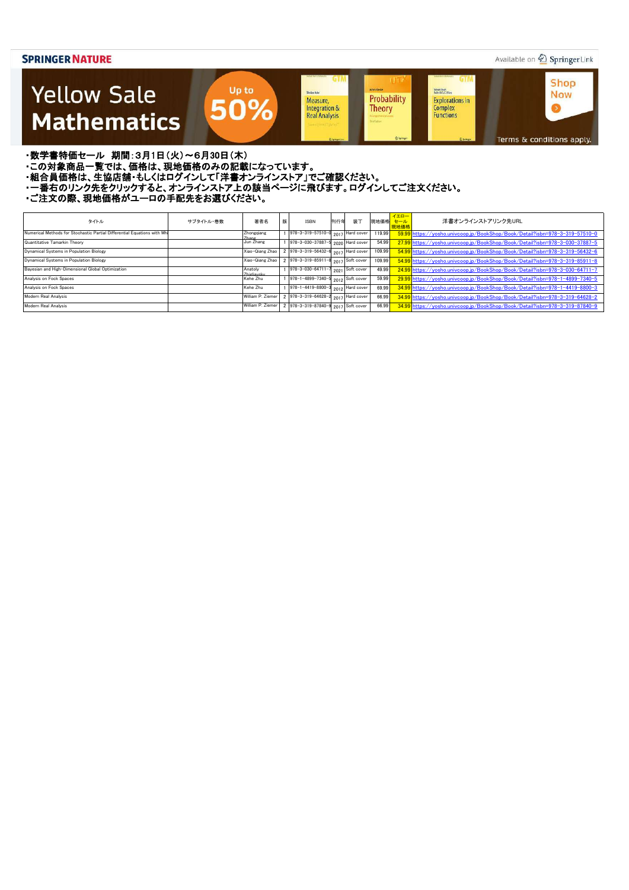SPRINGER NATURE

Available on SpringerLink

Yellow Sale Mathematics

Up to 50%

Shop Now

Terms & conditions apply.

・数学書特価セール　期間：3月1日（火）～6月30日（木）
・この対象商品一覧では、価格は、現地価格のみの記載になっています。
・組合員価格は、生協店舗・もしくはログインして「洋書オンラインストア」でご確認ください。
・一番右のリンク先をクリックすると、オンラインストア上の該当ページに飛びます。ログインしてご注文ください。
・ご注文の際、現地価格がユーロの手配先をお選びください。

| タイトル | サブタイトル・巻数 | 著者名 | 版 | ISBN | 刊行年 | 装丁 | 現地価格 | イエローセール現地価格 | 洋書オンラインストアリンク先URL |
|---|---|---|---|---|---|---|---|---|---|
| Numerical Methods for Stochastic Partial Differential Equations with Whi | | Zhongqiang Zhang | 1 | 978-3-319-57510-0 | 2017 | Hard cover | 119.99 | 59.99 | https://yosho.univcoop.jp/BookShop/Book/Detail?isbn=978-3-319-57510-0 |
| Quantitative Tamarkin Theory | | Jun Zhang | 1 | 978-3-030-37887-5 | 2020 | Hard cover | 54.99 | 27.99 | https://yosho.univcoop.jp/BookShop/Book/Detail?isbn=978-3-030-37887-5 |
| Dynamical Systems in Population Biology | | Xiao-Qiang Zhao | 2 | 978-3-319-56432-6 | 2017 | Hard cover | 109.99 | 54.99 | https://yosho.univcoop.jp/BookShop/Book/Detail?isbn=978-3-319-56432-6 |
| Dynamical Systems in Population Biology | | Xiao-Qiang Zhao | 2 | 978-3-319-85911-8 | 2017 | Soft cover | 109.99 | 54.99 | https://yosho.univcoop.jp/BookShop/Book/Detail?isbn=978-3-319-85911-8 |
| Bayesian and High-Dimensional Global Optimization | | Anatoly Zhigljavsky | 1 | 978-3-030-64711-7 | 2021 | Soft cover | 49.99 | 24.99 | https://yosho.univcoop.jp/BookShop/Book/Detail?isbn=978-3-030-64711-7 |
| Analysis on Fock Spaces | | Kehe Zhu | 1 | 978-1-4899-7340-5 | 2012 | Soft cover | 59.99 | 29.99 | https://yosho.univcoop.jp/BookShop/Book/Detail?isbn=978-1-4899-7340-5 |
| Analysis on Fock Spaces | | Kehe Zhu | 1 | 978-1-4419-8800-3 | 2012 | Hard cover | 69.99 | 34.99 | https://yosho.univcoop.jp/BookShop/Book/Detail?isbn=978-1-4419-8800-3 |
| Modern Real Analysis | | William P. Ziemer | 2 | 978-3-319-64628-2 | 2017 | Hard cover | 66.99 | 34.99 | https://yosho.univcoop.jp/BookShop/Book/Detail?isbn=978-3-319-64628-2 |
| Modern Real Analysis | | William P. Ziemer | 2 | 978-3-319-87840-9 | 2017 | Soft cover | 66.99 | 34.99 | https://yosho.univcoop.jp/BookShop/Book/Detail?isbn=978-3-319-87840-9 |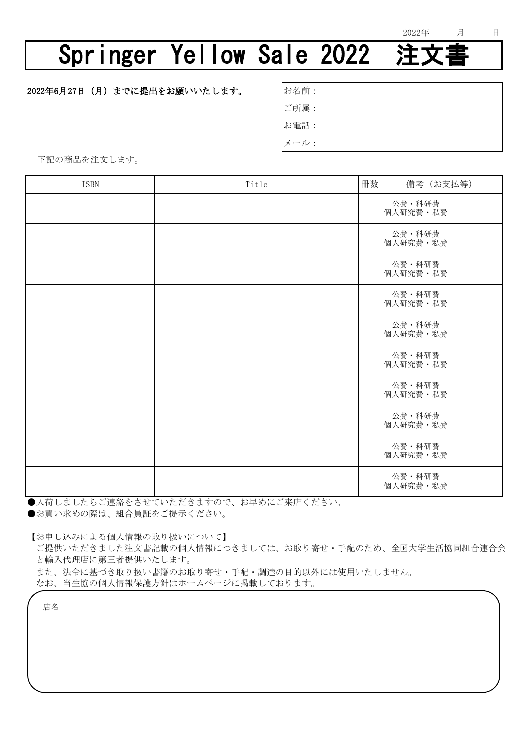2022年　　月　　日

# Springer Yellow Sale 2022　注文書

2022年6月27日（月）までに提出をお願いいたします。

お名前：

ご所属：

お電話：

メール：

下記の商品を注文します。

| ISBN | Title | 冊数 | 備考（お支払等） |
|---|---|---|---|
| | | | 公費・科研費 個人研究費・私費 |
| | | | 公費・科研費 個人研究費・私費 |
| | | | 公費・科研費 個人研究費・私費 |
| | | | 公費・科研費 個人研究費・私費 |
| | | | 公費・科研費 個人研究費・私費 |
| | | | 公費・科研費 個人研究費・私費 |
| | | | 公費・科研費 個人研究費・私費 |
| | | | 公費・科研費 個人研究費・私費 |
| | | | 公費・科研費 個人研究費・私費 |
| | | | 公費・科研費 個人研究費・私費 |

●入荷しましたらご連絡をさせていただきますので、お早めにご来店ください。

●お買い求めの際は、組合員証をご提示ください。

【お申し込みによる個人情報の取り扱いについて】

ご提供いただきました注文書記載の個人情報につきましては、お取り寄せ・手配のため、全国大学生活協同組合連合会と輸入代理店に第三者提供いたします。

また、法令に基づき取り扱い書籍のお取り寄せ・手配・調達の目的以外には使用いたしません。

なお、当生協の個人情報保護方針はホームページに掲載しております。

店名